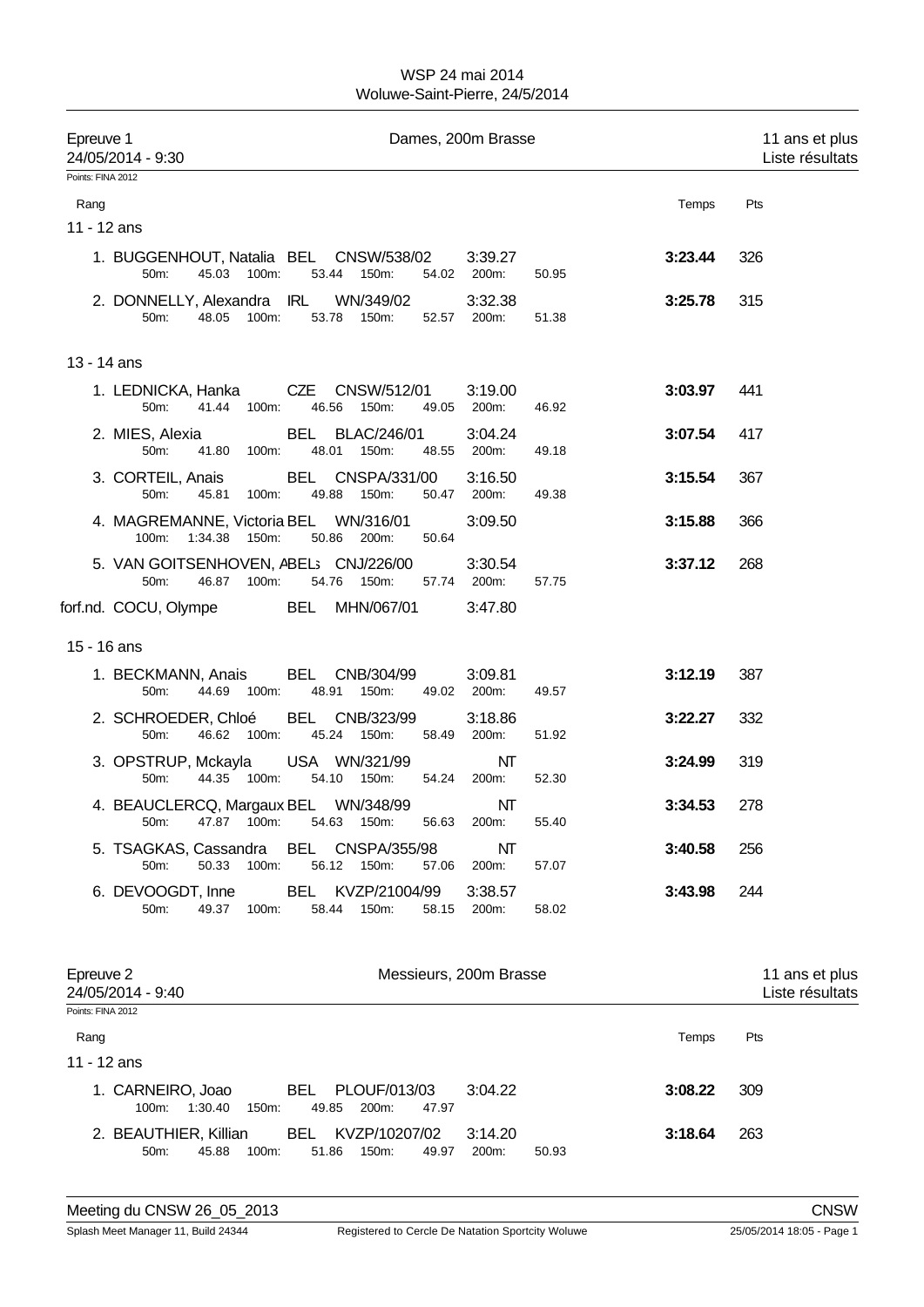# WSP 24 mai 2014

Woluwe-Saint-Pierre, 24/5/2014

## Epreuve 1 — Dames, 200m Brasse — 11 ans et plus

24/05/2014 - 9:30 — Liste résultats

Points: FINA 2012

| Rang | Nom | Nat | Club/Licence | Temps d'inscription | Temps | Pts |
|---|---|---|---|---|---|---|
| **11 - 12 ans** | | | | | | |
| 1. | BUGGENHOUT, Natalia | BEL | CNSW/538/02 | 3:39.27 | **3:23.44** | 326 |
| | 50m: 45.03 100m: 53.44 150m: 54.02 200m: 50.95 | | | | | |
| 2. | DONNELLY, Alexandra | IRL | WN/349/02 | 3:32.38 | **3:25.78** | 315 |
| | 50m: 48.05 100m: 53.78 150m: 52.57 200m: 51.38 | | | | | |
| **13 - 14 ans** | | | | | | |
| 1. | LEDNICKA, Hanka | CZE | CNSW/512/01 | 3:19.00 | **3:03.97** | 441 |
| | 50m: 41.44 100m: 46.56 150m: 49.05 200m: 46.92 | | | | | |
| 2. | MIES, Alexia | BEL | BLAC/246/01 | 3:04.24 | **3:07.54** | 417 |
| | 50m: 41.80 100m: 48.01 150m: 48.55 200m: 49.18 | | | | | |
| 3. | CORTEIL, Anais | BEL | CNSPA/331/00 | 3:16.50 | **3:15.54** | 367 |
| | 50m: 45.81 100m: 49.88 150m: 50.47 200m: 49.38 | | | | | |
| 4. | MAGREMANNE, Victoria | BEL | WN/316/01 | 3:09.50 | **3:15.88** | 366 |
| | 100m: 1:34.38 150m: 50.86 200m: 50.64 | | | | | |
| 5. | VAN GOITSENHOVEN, Ambre | BEL | CNJ/226/00 | 3:30.54 | **3:37.12** | 268 |
| | 50m: 46.87 100m: 54.76 150m: 57.74 200m: 57.75 | | | | | |
| forf.nd. | COCU, Olympe | BEL | MHN/067/01 | 3:47.80 | | |
| **15 - 16 ans** | | | | | | |
| 1. | BECKMANN, Anais | BEL | CNB/304/99 | 3:09.81 | **3:12.19** | 387 |
| | 50m: 44.69 100m: 48.91 150m: 49.02 200m: 49.57 | | | | | |
| 2. | SCHROEDER, Chloé | BEL | CNB/323/99 | 3:18.86 | **3:22.27** | 332 |
| | 50m: 46.62 100m: 45.24 150m: 58.49 200m: 51.92 | | | | | |
| 3. | OPSTRUP, Mckayla | USA | WN/321/99 | NT | **3:24.99** | 319 |
| | 50m: 44.35 100m: 54.10 150m: 54.24 200m: 52.30 | | | | | |
| 4. | BEAUCLERCQ, Margaux | BEL | WN/348/99 | NT | **3:34.53** | 278 |
| | 50m: 47.87 100m: 54.63 150m: 56.63 200m: 55.40 | | | | | |
| 5. | TSAGKAS, Cassandra | BEL | CNSPA/355/98 | NT | **3:40.58** | 256 |
| | 50m: 50.33 100m: 56.12 150m: 57.06 200m: 57.07 | | | | | |
| 6. | DEVOOGDT, Inne | BEL | KVZP/21004/99 | 3:38.57 | **3:43.98** | 244 |
| | 50m: 49.37 100m: 58.44 150m: 58.15 200m: 58.02 | | | | | |

## Epreuve 2 — Messieurs, 200m Brasse — 11 ans et plus

24/05/2014 - 9:40 — Liste résultats

Points: FINA 2012

| Rang | Nom | Nat | Club/Licence | Temps d'inscription | Temps | Pts |
|---|---|---|---|---|---|---|
| **11 - 12 ans** | | | | | | |
| 1. | CARNEIRO, Joao | BEL | PLOUF/013/03 | 3:04.22 | **3:08.22** | 309 |
| | 100m: 1:30.40 150m: 49.85 200m: 47.97 | | | | | |
| 2. | BEAUTHIER, Killian | BEL | KVZP/10207/02 | 3:14.20 | **3:18.64** | 263 |
| | 50m: 45.88 100m: 51.86 150m: 49.97 200m: 50.93 | | | | | |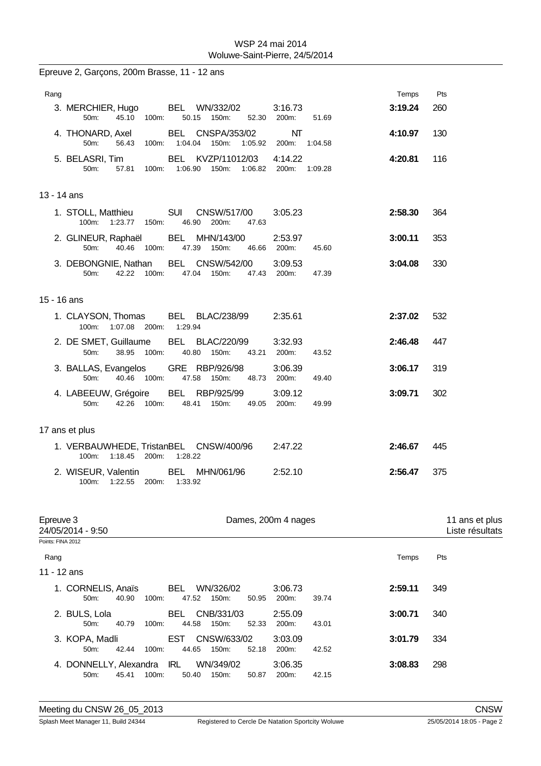Epreuve 2, Garçons, 200m Brasse, 11 - 12 ans

| Rang | | | | Temps | Pts |
|---|---|---|---|---|---|
| 3. MERCHIER, Hugo | BEL | WN/332/02 | 3:16.73 | **3:19.24** | 260 |
| 50m: 45.10 | 100m: 50.15 | 150m: 52.30 | 200m: 51.69 | | |
| 4. THONARD, Axel | BEL | CNSPA/353/02 | NT | **4:10.97** | 130 |
| 50m: 56.43 | 100m: 1:04.04 | 150m: 1:05.92 | 200m: 1:04.58 | | |
| 5. BELASRI, Tim | BEL | KVZP/11012/03 | 4:14.22 | **4:20.81** | 116 |
| 50m: 57.81 | 100m: 1:06.90 | 150m: 1:06.82 | 200m: 1:09.28 | | |

13 - 14 ans

| Rang | | | | Temps | Pts |
|---|---|---|---|---|---|
| 1. STOLL, Matthieu | SUI | CNSW/517/00 | 3:05.23 | **2:58.30** | 364 |
| 100m: 1:23.77 | 150m: 46.90 | 200m: 47.63 | | | |
| 2. GLINEUR, Raphaël | BEL | MHN/143/00 | 2:53.97 | **3:00.11** | 353 |
| 50m: 40.46 | 100m: 47.39 | 150m: 46.66 | 200m: 45.60 | | |
| 3. DEBONGNIE, Nathan | BEL | CNSW/542/00 | 3:09.53 | **3:04.08** | 330 |
| 50m: 42.22 | 100m: 47.04 | 150m: 47.43 | 200m: 47.39 | | |

15 - 16 ans

| Rang | | | | Temps | Pts |
|---|---|---|---|---|---|
| 1. CLAYSON, Thomas | BEL | BLAC/238/99 | 2:35.61 | **2:37.02** | 532 |
| 100m: 1:07.08 | 200m: 1:29.94 | | | | |
| 2. DE SMET, Guillaume | BEL | BLAC/220/99 | 3:32.93 | **2:46.48** | 447 |
| 50m: 38.95 | 100m: 40.80 | 150m: 43.21 | 200m: 43.52 | | |
| 3. BALLAS, Evangelos | GRE | RBP/926/98 | 3:06.39 | **3:06.17** | 319 |
| 50m: 40.46 | 100m: 47.58 | 150m: 48.73 | 200m: 49.40 | | |
| 4. LABEEUW, Grégoire | BEL | RBP/925/99 | 3:09.12 | **3:09.71** | 302 |
| 50m: 42.26 | 100m: 48.41 | 150m: 49.05 | 200m: 49.99 | | |

17 ans et plus

| Rang | | | | Temps | Pts |
|---|---|---|---|---|---|
| 1. VERBAUWHEDE, Tristan | BEL | CNSW/400/96 | 2:47.22 | **2:46.67** | 445 |
| 100m: 1:18.45 | 200m: 1:28.22 | | | | |
| 2. WISEUR, Valentin | BEL | MHN/061/96 | 2:52.10 | **2:56.47** | 375 |
| 100m: 1:22.55 | 200m: 1:33.92 | | | | |

## Epreuve 3 — Dames, 200m 4 nages — 11 ans et plus

24/05/2014 - 9:50 — Liste résultats

Points: FINA 2012

11 - 12 ans

| Rang | | | | Temps | Pts |
|---|---|---|---|---|---|
| 1. CORNELIS, Anaïs | BEL | WN/326/02 | 3:06.73 | **2:59.11** | 349 |
| 50m: 40.90 | 100m: 47.52 | 150m: 50.95 | 200m: 39.74 | | |
| 2. BULS, Lola | BEL | CNB/331/03 | 2:55.09 | **3:00.71** | 340 |
| 50m: 40.79 | 100m: 44.58 | 150m: 52.33 | 200m: 43.01 | | |
| 3. KOPA, Madli | EST | CNSW/633/02 | 3:03.09 | **3:01.79** | 334 |
| 50m: 42.44 | 100m: 44.65 | 150m: 52.18 | 200m: 42.52 | | |
| 4. DONNELLY, Alexandra | IRL | WN/349/02 | 3:06.35 | **3:08.83** | 298 |
| 50m: 45.41 | 100m: 50.40 | 150m: 50.87 | 200m: 42.15 | | |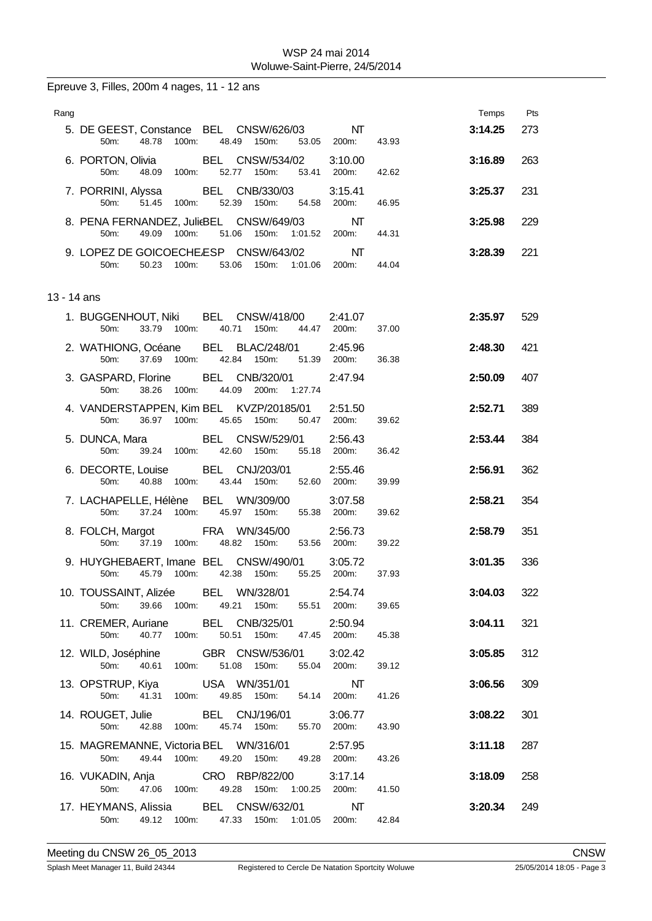## Epreuve 3, Filles, 200m 4 nages, 11 - 12 ans

| Rang | Nom | Nat | Club | Temps d'inscription | Temps | Pts |
|---|---|---|---|---|---|---|
| 5. | DE GEEST, Constance | BEL | CNSW/626/03 | NT | **3:14.25** | 273 |
| | 50m: 48.78 100m: 48.49 150m: 53.05 200m: 43.93 | | | | | |
| 6. | PORTON, Olivia | BEL | CNSW/534/02 | 3:10.00 | **3:16.89** | 263 |
| | 50m: 48.09 100m: 52.77 150m: 53.41 200m: 42.62 | | | | | |
| 7. | PORRINI, Alyssa | BEL | CNB/330/03 | 3:15.41 | **3:25.37** | 231 |
| | 50m: 51.45 100m: 52.39 150m: 54.58 200m: 46.95 | | | | | |
| 8. | PENA FERNANDEZ, Julie | BEL | CNSW/649/03 | NT | **3:25.98** | 229 |
| | 50m: 49.09 100m: 51.06 150m: 1:01.52 200m: 44.31 | | | | | |
| 9. | LOPEZ DE GOICOECHEA | ESP | CNSW/643/02 | NT | **3:28.39** | 221 |
| | 50m: 50.23 100m: 53.06 150m: 1:01.06 200m: 44.04 | | | | | |

### 13 - 14 ans

| Rang | Nom | Nat | Club | Temps d'inscription | Temps | Pts |
|---|---|---|---|---|---|---|
| 1. | BUGGENHOUT, Niki | BEL | CNSW/418/00 | 2:41.07 | **2:35.97** | 529 |
| | 50m: 33.79 100m: 40.71 150m: 44.47 200m: 37.00 | | | | | |
| 2. | WATHIONG, Océane | BEL | BLAC/248/01 | 2:45.96 | **2:48.30** | 421 |
| | 50m: 37.69 100m: 42.84 150m: 51.39 200m: 36.38 | | | | | |
| 3. | GASPARD, Florine | BEL | CNB/320/01 | 2:47.94 | **2:50.09** | 407 |
| | 50m: 38.26 100m: 44.09 200m: 1:27.74 | | | | | |
| 4. | VANDERSTAPPEN, Kim | BEL | KVZP/20185/01 | 2:51.50 | **2:52.71** | 389 |
| | 50m: 36.97 100m: 45.65 150m: 50.47 200m: 39.62 | | | | | |
| 5. | DUNCA, Mara | BEL | CNSW/529/01 | 2:56.43 | **2:53.44** | 384 |
| | 50m: 39.24 100m: 42.60 150m: 55.18 200m: 36.42 | | | | | |
| 6. | DECORTE, Louise | BEL | CNJ/203/01 | 2:55.46 | **2:56.91** | 362 |
| | 50m: 40.88 100m: 43.44 150m: 52.60 200m: 39.99 | | | | | |
| 7. | LACHAPELLE, Hélène | BEL | WN/309/00 | 3:07.58 | **2:58.21** | 354 |
| | 50m: 37.24 100m: 45.97 150m: 55.38 200m: 39.62 | | | | | |
| 8. | FOLCH, Margot | FRA | WN/345/00 | 2:56.73 | **2:58.79** | 351 |
| | 50m: 37.19 100m: 48.82 150m: 53.56 200m: 39.22 | | | | | |
| 9. | HUYGHEBAERT, Imane | BEL | CNSW/490/01 | 3:05.72 | **3:01.35** | 336 |
| | 50m: 45.79 100m: 42.38 150m: 55.25 200m: 37.93 | | | | | |
| 10. | TOUSSAINT, Alizée | BEL | WN/328/01 | 2:54.74 | **3:04.03** | 322 |
| | 50m: 39.66 100m: 49.21 150m: 55.51 200m: 39.65 | | | | | |
| 11. | CREMER, Auriane | BEL | CNB/325/01 | 2:50.94 | **3:04.11** | 321 |
| | 50m: 40.77 100m: 50.51 150m: 47.45 200m: 45.38 | | | | | |
| 12. | WILD, Joséphine | GBR | CNSW/536/01 | 3:02.42 | **3:05.85** | 312 |
| | 50m: 40.61 100m: 51.08 150m: 55.04 200m: 39.12 | | | | | |
| 13. | OPSTRUP, Kiya | USA | WN/351/01 | NT | **3:06.56** | 309 |
| | 50m: 41.31 100m: 49.85 150m: 54.14 200m: 41.26 | | | | | |
| 14. | ROUGET, Julie | BEL | CNJ/196/01 | 3:06.77 | **3:08.22** | 301 |
| | 50m: 42.88 100m: 45.74 150m: 55.70 200m: 43.90 | | | | | |
| 15. | MAGREMANNE, Victoria | BEL | WN/316/01 | 2:57.95 | **3:11.18** | 287 |
| | 50m: 49.44 100m: 49.20 150m: 49.28 200m: 43.26 | | | | | |
| 16. | VUKADIN, Anja | CRO | RBP/822/00 | 3:17.14 | **3:18.09** | 258 |
| | 50m: 47.06 100m: 49.28 150m: 1:00.25 200m: 41.50 | | | | | |
| 17. | HEYMANS, Alissia | BEL | CNSW/632/01 | NT | **3:20.34** | 249 |
| | 50m: 49.12 100m: 47.33 150m: 1:01.05 200m: 42.84 | | | | | |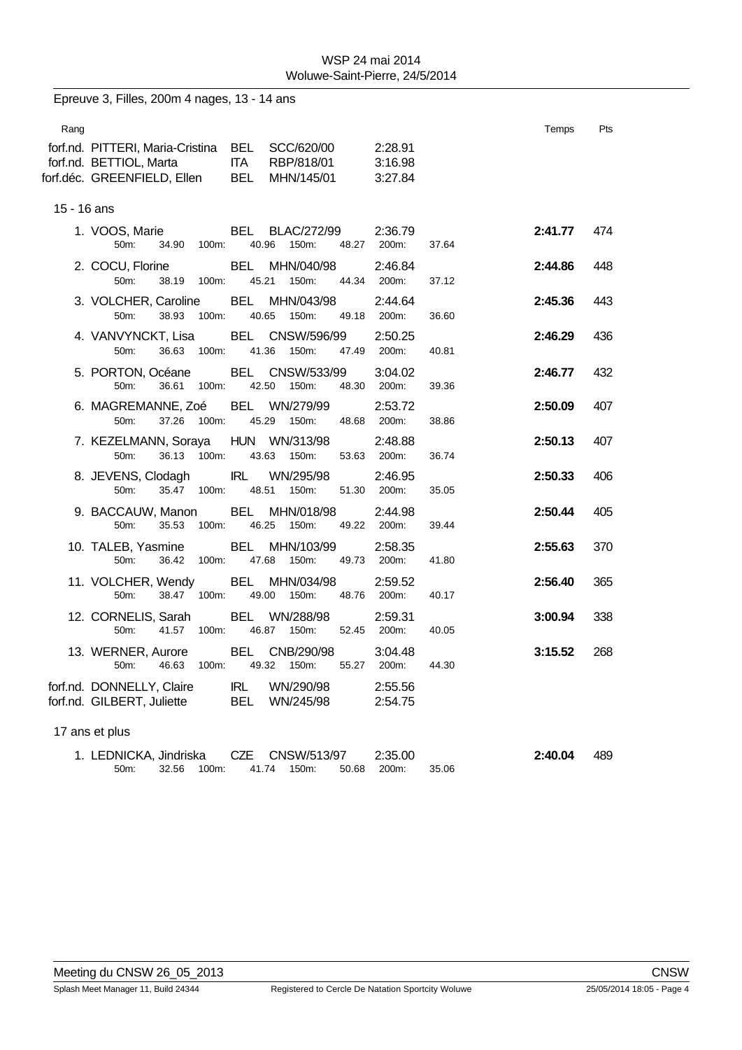WSP 24 mai 2014
Woluwe-Saint-Pierre, 24/5/2014

Epreuve 3, Filles, 200m 4 nages, 13 - 14 ans

| Rang | Nom | Nat. | Club | Temps d'inscription | Temps | Pts |
|---|---|---|---|---|---|---|
| forf.nd. | PITTERI, Maria-Cristina | BEL | SCC/620/00 | 2:28.91 | | |
| forf.nd. | BETTIOL, Marta | ITA | RBP/818/01 | 3:16.98 | | |
| forf.déc. | GREENFIELD, Ellen | BEL | MHN/145/01 | 3:27.84 | | |

15 - 16 ans

| Rang | Nom | Nat. | Club | Temps d'inscription | Temps | Pts |
|---|---|---|---|---|---|---|
| 1. | VOOS, Marie | BEL | BLAC/272/99 | 2:36.79 | **2:41.77** | 474 |
| | 50m: 34.90 100m: 40.96 150m: 48.27 200m: 37.64 | | | | | |
| 2. | COCU, Florine | BEL | MHN/040/98 | 2:46.84 | **2:44.86** | 448 |
| | 50m: 38.19 100m: 45.21 150m: 44.34 200m: 37.12 | | | | | |
| 3. | VOLCHER, Caroline | BEL | MHN/043/98 | 2:44.64 | **2:45.36** | 443 |
| | 50m: 38.93 100m: 40.65 150m: 49.18 200m: 36.60 | | | | | |
| 4. | VANVYNCKT, Lisa | BEL | CNSW/596/99 | 2:50.25 | **2:46.29** | 436 |
| | 50m: 36.63 100m: 41.36 150m: 47.49 200m: 40.81 | | | | | |
| 5. | PORTON, Océane | BEL | CNSW/533/99 | 3:04.02 | **2:46.77** | 432 |
| | 50m: 36.61 100m: 42.50 150m: 48.30 200m: 39.36 | | | | | |
| 6. | MAGREMANNE, Zoé | BEL | WN/279/99 | 2:53.72 | **2:50.09** | 407 |
| | 50m: 37.26 100m: 45.29 150m: 48.68 200m: 38.86 | | | | | |
| 7. | KEZELMANN, Soraya | HUN | WN/313/98 | 2:48.88 | **2:50.13** | 407 |
| | 50m: 36.13 100m: 43.63 150m: 53.63 200m: 36.74 | | | | | |
| 8. | JEVENS, Clodagh | IRL | WN/295/98 | 2:46.95 | **2:50.33** | 406 |
| | 50m: 35.47 100m: 48.51 150m: 51.30 200m: 35.05 | | | | | |
| 9. | BACCAUW, Manon | BEL | MHN/018/98 | 2:44.98 | **2:50.44** | 405 |
| | 50m: 35.53 100m: 46.25 150m: 49.22 200m: 39.44 | | | | | |
| 10. | TALEB, Yasmine | BEL | MHN/103/99 | 2:58.35 | **2:55.63** | 370 |
| | 50m: 36.42 100m: 47.68 150m: 49.73 200m: 41.80 | | | | | |
| 11. | VOLCHER, Wendy | BEL | MHN/034/98 | 2:59.52 | **2:56.40** | 365 |
| | 50m: 38.47 100m: 49.00 150m: 48.76 200m: 40.17 | | | | | |
| 12. | CORNELIS, Sarah | BEL | WN/288/98 | 2:59.31 | **3:00.94** | 338 |
| | 50m: 41.57 100m: 46.87 150m: 52.45 200m: 40.05 | | | | | |
| 13. | WERNER, Aurore | BEL | CNB/290/98 | 3:04.48 | **3:15.52** | 268 |
| | 50m: 46.63 100m: 49.32 150m: 55.27 200m: 44.30 | | | | | |
| forf.nd. | DONNELLY, Claire | IRL | WN/290/98 | 2:55.56 | | |
| forf.nd. | GILBERT, Juliette | BEL | WN/245/98 | 2:54.75 | | |

17 ans et plus

| Rang | Nom | Nat. | Club | Temps d'inscription | Temps | Pts |
|---|---|---|---|---|---|---|
| 1. | LEDNICKA, Jindriska | CZE | CNSW/513/97 | 2:35.00 | **2:40.04** | 489 |
| | 50m: 32.56 100m: 41.74 150m: 50.68 200m: 35.06 | | | | | |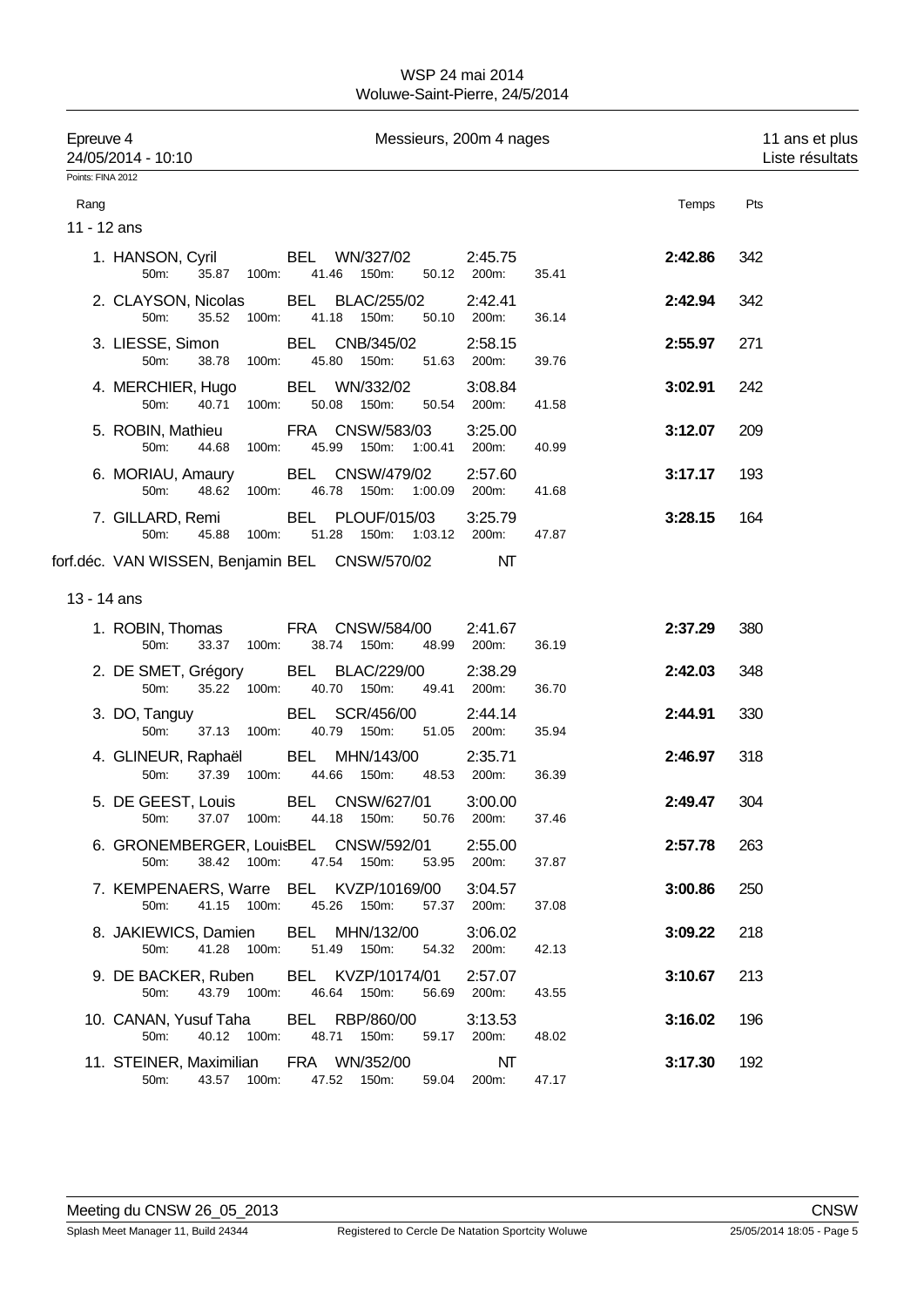WSP 24 mai 2014
Woluwe-Saint-Pierre, 24/5/2014

Epreuve 4 — Messieurs, 200m 4 nages — 11 ans et plus
24/05/2014 - 10:10 — Liste résultats

Points: FINA 2012

### 11 - 12 ans

| Rang | Nom | Nat | Club | Temps d'inscription | 50m | 100m | 150m | 200m | Temps | Pts |
|---|---|---|---|---|---|---|---|---|---|---|
| 1. | HANSON, Cyril | BEL | WN/327/02 | 2:45.75 | 35.87 | 41.46 | 50.12 | 35.41 | **2:42.86** | 342 |
| 2. | CLAYSON, Nicolas | BEL | BLAC/255/02 | 2:42.41 | 35.52 | 41.18 | 50.10 | 36.14 | **2:42.94** | 342 |
| 3. | LIESSE, Simon | BEL | CNB/345/02 | 2:58.15 | 38.78 | 45.80 | 51.63 | 39.76 | **2:55.97** | 271 |
| 4. | MERCHIER, Hugo | BEL | WN/332/02 | 3:08.84 | 40.71 | 50.08 | 50.54 | 41.58 | **3:02.91** | 242 |
| 5. | ROBIN, Mathieu | FRA | CNSW/583/03 | 3:25.00 | 44.68 | 45.99 | 1:00.41 | 40.99 | **3:12.07** | 209 |
| 6. | MORIAU, Amaury | BEL | CNSW/479/02 | 2:57.60 | 48.62 | 46.78 | 1:00.09 | 41.68 | **3:17.17** | 193 |
| 7. | GILLARD, Remi | BEL | PLOUF/015/03 | 3:25.79 | 45.88 | 51.28 | 1:03.12 | 47.87 | **3:28.15** | 164 |
| forf.déc. | VAN WISSEN, Benjamin | BEL | CNSW/570/02 | NT | | | | | | |

### 13 - 14 ans

| Rang | Nom | Nat | Club | Temps d'inscription | 50m | 100m | 150m | 200m | Temps | Pts |
|---|---|---|---|---|---|---|---|---|---|---|
| 1. | ROBIN, Thomas | FRA | CNSW/584/00 | 2:41.67 | 33.37 | 38.74 | 48.99 | 36.19 | **2:37.29** | 380 |
| 2. | DE SMET, Grégory | BEL | BLAC/229/00 | 2:38.29 | 35.22 | 40.70 | 49.41 | 36.70 | **2:42.03** | 348 |
| 3. | DO, Tanguy | BEL | SCR/456/00 | 2:44.14 | 37.13 | 40.79 | 51.05 | 35.94 | **2:44.91** | 330 |
| 4. | GLINEUR, Raphaël | BEL | MHN/143/00 | 2:35.71 | 37.39 | 44.66 | 48.53 | 36.39 | **2:46.97** | 318 |
| 5. | DE GEEST, Louis | BEL | CNSW/627/01 | 3:00.00 | 37.07 | 44.18 | 50.76 | 37.46 | **2:49.47** | 304 |
| 6. | GRONEMBERGER, Louis | BEL | CNSW/592/01 | 2:55.00 | 38.42 | 47.54 | 53.95 | 37.87 | **2:57.78** | 263 |
| 7. | KEMPENAERS, Warre | BEL | KVZP/10169/00 | 3:04.57 | 41.15 | 45.26 | 57.37 | 37.08 | **3:00.86** | 250 |
| 8. | JAKIEWICS, Damien | BEL | MHN/132/00 | 3:06.02 | 41.28 | 51.49 | 54.32 | 42.13 | **3:09.22** | 218 |
| 9. | DE BACKER, Ruben | BEL | KVZP/10174/01 | 2:57.07 | 43.79 | 46.64 | 56.69 | 43.55 | **3:10.67** | 213 |
| 10. | CANAN, Yusuf Taha | BEL | RBP/860/00 | 3:13.53 | 40.12 | 48.71 | 59.17 | 48.02 | **3:16.02** | 196 |
| 11. | STEINER, Maximilian | FRA | WN/352/00 | NT | 43.57 | 47.52 | 59.04 | 47.17 | **3:17.30** | 192 |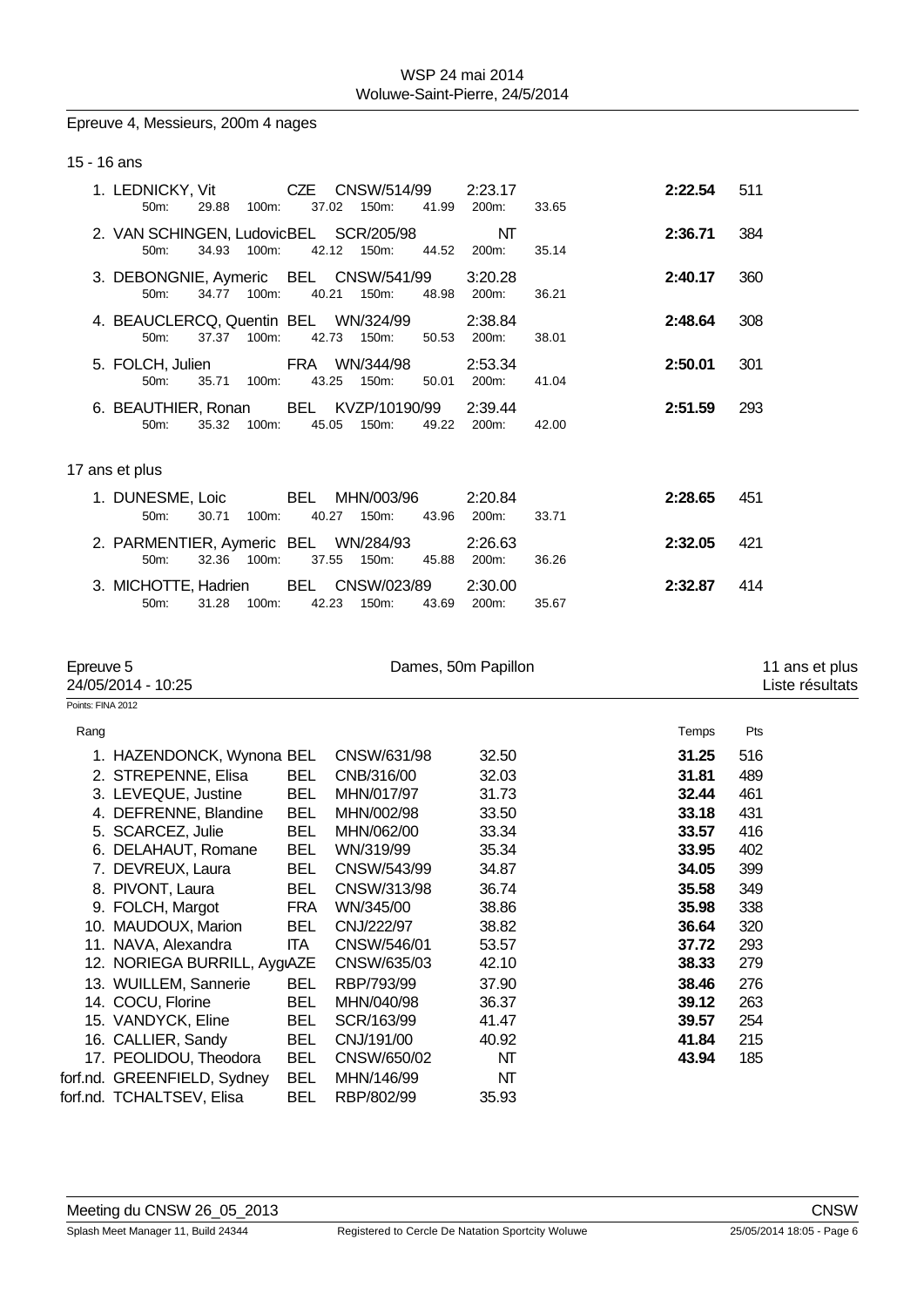Epreuve 4, Messieurs, 200m 4 nages

15 - 16 ans

| Rang | Nom | Nat. | Club | Temps engagé | Temps | Pts |
|---|---|---|---|---|---|---|
| 1. | LEDNICKY, Vit | CZE | CNSW/514/99 | 2:23.17 | **2:22.54** | 511 |
| | 50m: 29.88 100m: 37.02 150m: 41.99 200m: 33.65 | | | | | |
| 2. | VAN SCHINGEN, Ludovic | BEL | SCR/205/98 | NT | **2:36.71** | 384 |
| | 50m: 34.93 100m: 42.12 150m: 44.52 200m: 35.14 | | | | | |
| 3. | DEBONGNIE, Aymeric | BEL | CNSW/541/99 | 3:20.28 | **2:40.17** | 360 |
| | 50m: 34.77 100m: 40.21 150m: 48.98 200m: 36.21 | | | | | |
| 4. | BEAUCLERCQ, Quentin | BEL | WN/324/99 | 2:38.84 | **2:48.64** | 308 |
| | 50m: 37.37 100m: 42.73 150m: 50.53 200m: 38.01 | | | | | |
| 5. | FOLCH, Julien | FRA | WN/344/98 | 2:53.34 | **2:50.01** | 301 |
| | 50m: 35.71 100m: 43.25 150m: 50.01 200m: 41.04 | | | | | |
| 6. | BEAUTHIER, Ronan | BEL | KVZP/10190/99 | 2:39.44 | **2:51.59** | 293 |
| | 50m: 35.32 100m: 45.05 150m: 49.22 200m: 42.00 | | | | | |

17 ans et plus

| Rang | Nom | Nat. | Club | Temps engagé | Temps | Pts |
|---|---|---|---|---|---|---|
| 1. | DUNESME, Loic | BEL | MHN/003/96 | 2:20.84 | **2:28.65** | 451 |
| | 50m: 30.71 100m: 40.27 150m: 43.96 200m: 33.71 | | | | | |
| 2. | PARMENTIER, Aymeric | BEL | WN/284/93 | 2:26.63 | **2:32.05** | 421 |
| | 50m: 32.36 100m: 37.55 150m: 45.88 200m: 36.26 | | | | | |
| 3. | MICHOTTE, Hadrien | BEL | CNSW/023/89 | 2:30.00 | **2:32.87** | 414 |
| | 50m: 31.28 100m: 42.23 150m: 43.69 200m: 35.67 | | | | | |

## Epreuve 5 — Dames, 50m Papillon — 11 ans et plus

24/05/2014 - 10:25 — Liste résultats

Points: FINA 2012

| Rang | Nom | Nat. | Club | Temps engagé | Temps | Pts |
|---|---|---|---|---|---|---|
| 1. | HAZENDONCK, Wynona | BEL | CNSW/631/98 | 32.50 | **31.25** | 516 |
| 2. | STREPENNE, Elisa | BEL | CNB/316/00 | 32.03 | **31.81** | 489 |
| 3. | LEVEQUE, Justine | BEL | MHN/017/97 | 31.73 | **32.44** | 461 |
| 4. | DEFRENNE, Blandine | BEL | MHN/002/98 | 33.50 | **33.18** | 431 |
| 5. | SCARCEZ, Julie | BEL | MHN/062/00 | 33.34 | **33.57** | 416 |
| 6. | DELAHAUT, Romane | BEL | WN/319/99 | 35.34 | **33.95** | 402 |
| 7. | DEVREUX, Laura | BEL | CNSW/543/99 | 34.87 | **34.05** | 399 |
| 8. | PIVONT, Laura | BEL | CNSW/313/98 | 36.74 | **35.58** | 349 |
| 9. | FOLCH, Margot | FRA | WN/345/00 | 38.86 | **35.98** | 338 |
| 10. | MAUDOUX, Marion | BEL | CNJ/222/97 | 38.82 | **36.64** | 320 |
| 11. | NAVA, Alexandra | ITA | CNSW/546/01 | 53.57 | **37.72** | 293 |
| 12. | NORIEGA BURRILL, Aygu | AZE | CNSW/635/03 | 42.10 | **38.33** | 279 |
| 13. | WUILLEM, Sannerie | BEL | RBP/793/99 | 37.90 | **38.46** | 276 |
| 14. | COCU, Florine | BEL | MHN/040/98 | 36.37 | **39.12** | 263 |
| 15. | VANDYCK, Eline | BEL | SCR/163/99 | 41.47 | **39.57** | 254 |
| 16. | CALLIER, Sandy | BEL | CNJ/191/00 | 40.92 | **41.84** | 215 |
| 17. | PEOLIDOU, Theodora | BEL | CNSW/650/02 | NT | **43.94** | 185 |
| forf.nd. | GREENFIELD, Sydney | BEL | MHN/146/99 | NT | | |
| forf.nd. | TCHALTSEV, Elisa | BEL | RBP/802/99 | 35.93 | | |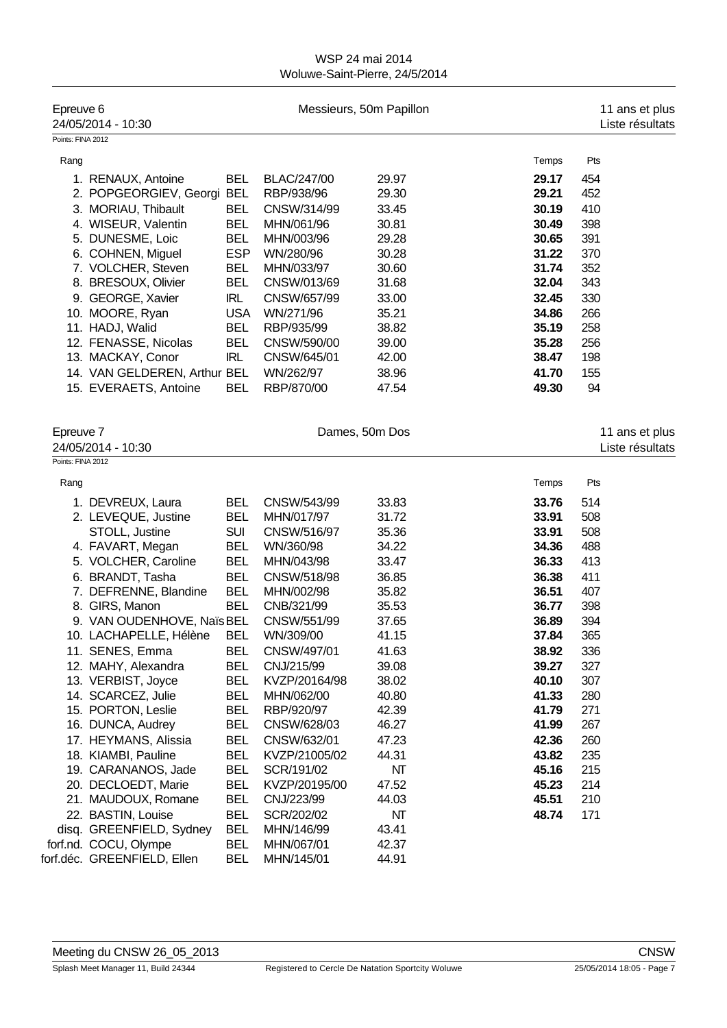WSP 24 mai 2014
Woluwe-Saint-Pierre, 24/5/2014

## Epreuve 6 — Messieurs, 50m Papillon — 11 ans et plus

24/05/2014 - 10:30 — Liste résultats

Points: FINA 2012

| Rang | Nom | Nat. | Club | Temps d'engagement | Temps | Pts |
|---|---|---|---|---|---|---|
| 1. | RENAUX, Antoine | BEL | BLAC/247/00 | 29.97 | **29.17** | 454 |
| 2. | POPGEORGIEV, Georgi | BEL | RBP/938/96 | 29.30 | **29.21** | 452 |
| 3. | MORIAU, Thibault | BEL | CNSW/314/99 | 33.45 | **30.19** | 410 |
| 4. | WISEUR, Valentin | BEL | MHN/061/96 | 30.81 | **30.49** | 398 |
| 5. | DUNESME, Loic | BEL | MHN/003/96 | 29.28 | **30.65** | 391 |
| 6. | COHNEN, Miguel | ESP | WN/280/96 | 30.28 | **31.22** | 370 |
| 7. | VOLCHER, Steven | BEL | MHN/033/97 | 30.60 | **31.74** | 352 |
| 8. | BRESOUX, Olivier | BEL | CNSW/013/69 | 31.68 | **32.04** | 343 |
| 9. | GEORGE, Xavier | IRL | CNSW/657/99 | 33.00 | **32.45** | 330 |
| 10. | MOORE, Ryan | USA | WN/271/96 | 35.21 | **34.86** | 266 |
| 11. | HADJ, Walid | BEL | RBP/935/99 | 38.82 | **35.19** | 258 |
| 12. | FENASSE, Nicolas | BEL | CNSW/590/00 | 39.00 | **35.28** | 256 |
| 13. | MACKAY, Conor | IRL | CNSW/645/01 | 42.00 | **38.47** | 198 |
| 14. | VAN GELDEREN, Arthur | BEL | WN/262/97 | 38.96 | **41.70** | 155 |
| 15. | EVERAETS, Antoine | BEL | RBP/870/00 | 47.54 | **49.30** | 94 |

## Epreuve 7 — Dames, 50m Dos — 11 ans et plus

24/05/2014 - 10:30 — Liste résultats

Points: FINA 2012

| Rang | Nom | Nat. | Club | Temps d'engagement | Temps | Pts |
|---|---|---|---|---|---|---|
| 1. | DEVREUX, Laura | BEL | CNSW/543/99 | 33.83 | **33.76** | 514 |
| 2. | LEVEQUE, Justine | BEL | MHN/017/97 | 31.72 | **33.91** | 508 |
| | STOLL, Justine | SUI | CNSW/516/97 | 35.36 | **33.91** | 508 |
| 4. | FAVART, Megan | BEL | WN/360/98 | 34.22 | **34.36** | 488 |
| 5. | VOLCHER, Caroline | BEL | MHN/043/98 | 33.47 | **36.33** | 413 |
| 6. | BRANDT, Tasha | BEL | CNSW/518/98 | 36.85 | **36.38** | 411 |
| 7. | DEFRENNE, Blandine | BEL | MHN/002/98 | 35.82 | **36.51** | 407 |
| 8. | GIRS, Manon | BEL | CNB/321/99 | 35.53 | **36.77** | 398 |
| 9. | VAN OUDENHOVE, Naïs | BEL | CNSW/551/99 | 37.65 | **36.89** | 394 |
| 10. | LACHAPELLE, Hélène | BEL | WN/309/00 | 41.15 | **37.84** | 365 |
| 11. | SENES, Emma | BEL | CNSW/497/01 | 41.63 | **38.92** | 336 |
| 12. | MAHY, Alexandra | BEL | CNJ/215/99 | 39.08 | **39.27** | 327 |
| 13. | VERBIST, Joyce | BEL | KVZP/20164/98 | 38.02 | **40.10** | 307 |
| 14. | SCARCEZ, Julie | BEL | MHN/062/00 | 40.80 | **41.33** | 280 |
| 15. | PORTON, Leslie | BEL | RBP/920/97 | 42.39 | **41.79** | 271 |
| 16. | DUNCA, Audrey | BEL | CNSW/628/03 | 46.27 | **41.99** | 267 |
| 17. | HEYMANS, Alissia | BEL | CNSW/632/01 | 47.23 | **42.36** | 260 |
| 18. | KIAMBI, Pauline | BEL | KVZP/21005/02 | 44.31 | **43.82** | 235 |
| 19. | CARANANOS, Jade | BEL | SCR/191/02 | NT | **45.16** | 215 |
| 20. | DECLOEDT, Marie | BEL | KVZP/20195/00 | 47.52 | **45.23** | 214 |
| 21. | MAUDOUX, Romane | BEL | CNJ/223/99 | 44.03 | **45.51** | 210 |
| 22. | BASTIN, Louise | BEL | SCR/202/02 | NT | **48.74** | 171 |
| disq. | GREENFIELD, Sydney | BEL | MHN/146/99 | 43.41 | | |
| forf.nd. | COCU, Olympe | BEL | MHN/067/01 | 42.37 | | |
| forf.déc. | GREENFIELD, Ellen | BEL | MHN/145/01 | 44.91 | | |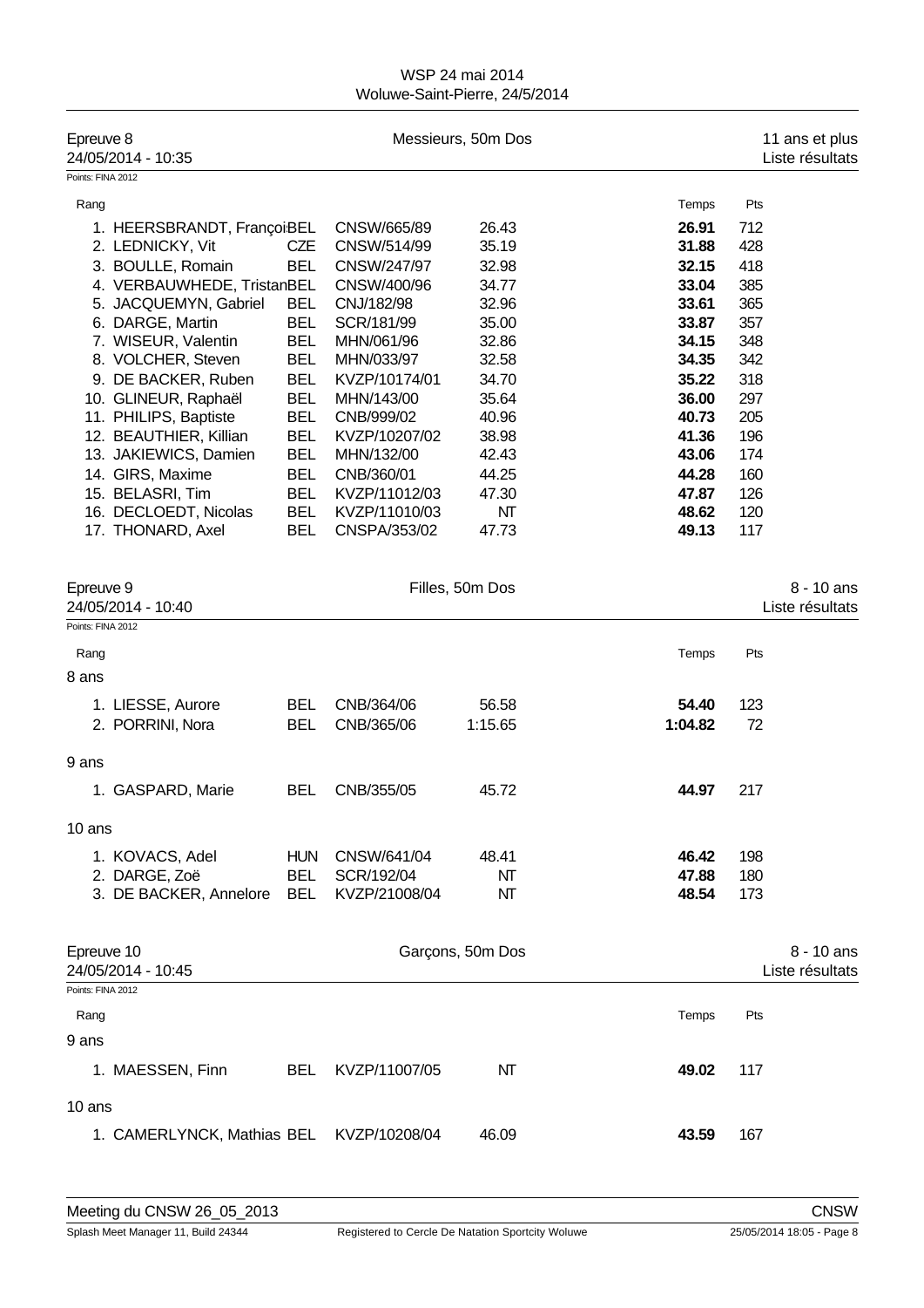## Epreuve 8 — Messieurs, 50m Dos — 11 ans et plus

24/05/2014 - 10:35 — Liste résultats

Points: FINA 2012

| Rang | Nom | Nat. | Club | Temps d'inscription | Temps | Pts |
|---|---|---|---|---|---|---|
| 1. | HEERSBRANDT, François | BEL | CNSW/665/89 | 26.43 | **26.91** | 712 |
| 2. | LEDNICKY, Vit | CZE | CNSW/514/99 | 35.19 | **31.88** | 428 |
| 3. | BOULLE, Romain | BEL | CNSW/247/97 | 32.98 | **32.15** | 418 |
| 4. | VERBAUWHEDE, Tristan | BEL | CNSW/400/96 | 34.77 | **33.04** | 385 |
| 5. | JACQUEMYN, Gabriel | BEL | CNJ/182/98 | 32.96 | **33.61** | 365 |
| 6. | DARGE, Martin | BEL | SCR/181/99 | 35.00 | **33.87** | 357 |
| 7. | WISEUR, Valentin | BEL | MHN/061/96 | 32.86 | **34.15** | 348 |
| 8. | VOLCHER, Steven | BEL | MHN/033/97 | 32.58 | **34.35** | 342 |
| 9. | DE BACKER, Ruben | BEL | KVZP/10174/01 | 34.70 | **35.22** | 318 |
| 10. | GLINEUR, Raphaël | BEL | MHN/143/00 | 35.64 | **36.00** | 297 |
| 11. | PHILIPS, Baptiste | BEL | CNB/999/02 | 40.96 | **40.73** | 205 |
| 12. | BEAUTHIER, Killian | BEL | KVZP/10207/02 | 38.98 | **41.36** | 196 |
| 13. | JAKIEWICS, Damien | BEL | MHN/132/00 | 42.43 | **43.06** | 174 |
| 14. | GIRS, Maxime | BEL | CNB/360/01 | 44.25 | **44.28** | 160 |
| 15. | BELASRI, Tim | BEL | KVZP/11012/03 | 47.30 | **47.87** | 126 |
| 16. | DECLOEDT, Nicolas | BEL | KVZP/11010/03 | NT | **48.62** | 120 |
| 17. | THONARD, Axel | BEL | CNSPA/353/02 | 47.73 | **49.13** | 117 |

## Epreuve 9 — Filles, 50m Dos — 8 - 10 ans

24/05/2014 - 10:40 — Liste résultats

Points: FINA 2012

| Rang | Nom | Nat. | Club | Temps d'inscription | Temps | Pts |
|---|---|---|---|---|---|---|
| **8 ans** | | | | | | |
| 1. | LIESSE, Aurore | BEL | CNB/364/06 | 56.58 | **54.40** | 123 |
| 2. | PORRINI, Nora | BEL | CNB/365/06 | 1:15.65 | **1:04.82** | 72 |
| **9 ans** | | | | | | |
| 1. | GASPARD, Marie | BEL | CNB/355/05 | 45.72 | **44.97** | 217 |
| **10 ans** | | | | | | |
| 1. | KOVACS, Adel | HUN | CNSW/641/04 | 48.41 | **46.42** | 198 |
| 2. | DARGE, Zoë | BEL | SCR/192/04 | NT | **47.88** | 180 |
| 3. | DE BACKER, Annelore | BEL | KVZP/21008/04 | NT | **48.54** | 173 |

## Epreuve 10 — Garçons, 50m Dos — 8 - 10 ans

24/05/2014 - 10:45 — Liste résultats

Points: FINA 2012

| Rang | Nom | Nat. | Club | Temps d'inscription | Temps | Pts |
|---|---|---|---|---|---|---|
| **9 ans** | | | | | | |
| 1. | MAESSEN, Finn | BEL | KVZP/11007/05 | NT | **49.02** | 117 |
| **10 ans** | | | | | | |
| 1. | CAMERLYNCK, Mathias | BEL | KVZP/10208/04 | 46.09 | **43.59** | 167 |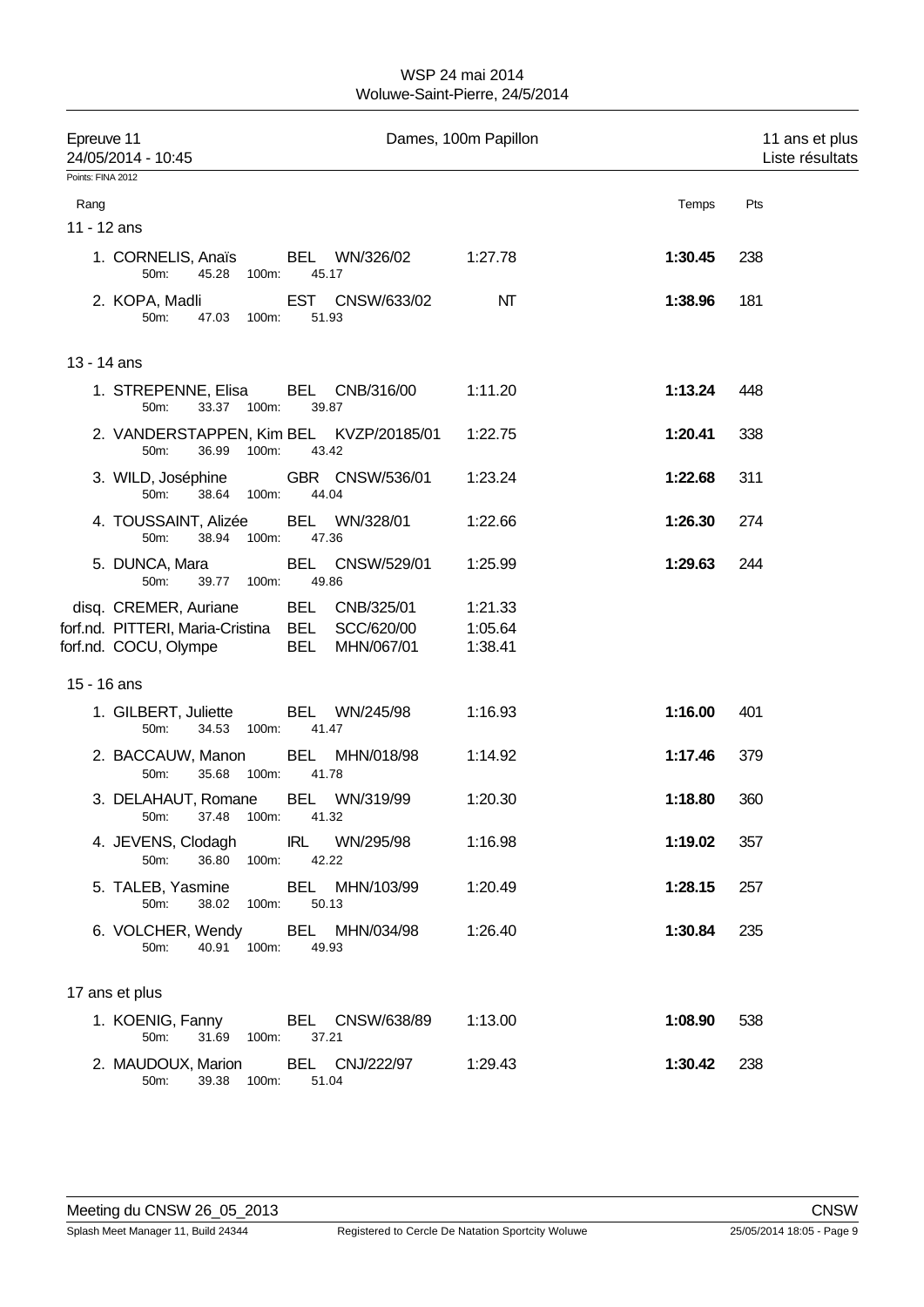WSP 24 mai 2014
Woluwe-Saint-Pierre, 24/5/2014

Epreuve 11 — Dames, 100m Papillon — 11 ans et plus
24/05/2014 - 10:45 — Liste résultats

Points: FINA 2012

| Rang | Nom | Nat | Club | Temps d'engagement | Temps | Pts |
|---|---|---|---|---|---|---|
| **11 - 12 ans** | | | | | | |
| 1. | CORNELIS, Anaïs | BEL | WN/326/02 | 1:27.78 | **1:30.45** | 238 |
| | 50m: 45.28 100m: 45.17 | | | | | |
| 2. | KOPA, Madli | EST | CNSW/633/02 | NT | **1:38.96** | 181 |
| | 50m: 47.03 100m: 51.93 | | | | | |
| **13 - 14 ans** | | | | | | |
| 1. | STREPENNE, Elisa | BEL | CNB/316/00 | 1:11.20 | **1:13.24** | 448 |
| | 50m: 33.37 100m: 39.87 | | | | | |
| 2. | VANDERSTAPPEN, Kim | BEL | KVZP/20185/01 | 1:22.75 | **1:20.41** | 338 |
| | 50m: 36.99 100m: 43.42 | | | | | |
| 3. | WILD, Joséphine | GBR | CNSW/536/01 | 1:23.24 | **1:22.68** | 311 |
| | 50m: 38.64 100m: 44.04 | | | | | |
| 4. | TOUSSAINT, Alizée | BEL | WN/328/01 | 1:22.66 | **1:26.30** | 274 |
| | 50m: 38.94 100m: 47.36 | | | | | |
| 5. | DUNCA, Mara | BEL | CNSW/529/01 | 1:25.99 | **1:29.63** | 244 |
| | 50m: 39.77 100m: 49.86 | | | | | |
| disq. | CREMER, Auriane | BEL | CNB/325/01 | 1:21.33 | | |
| forf.nd. | PITTERI, Maria-Cristina | BEL | SCC/620/00 | 1:05.64 | | |
| forf.nd. | COCU, Olympe | BEL | MHN/067/01 | 1:38.41 | | |
| **15 - 16 ans** | | | | | | |
| 1. | GILBERT, Juliette | BEL | WN/245/98 | 1:16.93 | **1:16.00** | 401 |
| | 50m: 34.53 100m: 41.47 | | | | | |
| 2. | BACCAUW, Manon | BEL | MHN/018/98 | 1:14.92 | **1:17.46** | 379 |
| | 50m: 35.68 100m: 41.78 | | | | | |
| 3. | DELAHAUT, Romane | BEL | WN/319/99 | 1:20.30 | **1:18.80** | 360 |
| | 50m: 37.48 100m: 41.32 | | | | | |
| 4. | JEVENS, Clodagh | IRL | WN/295/98 | 1:16.98 | **1:19.02** | 357 |
| | 50m: 36.80 100m: 42.22 | | | | | |
| 5. | TALEB, Yasmine | BEL | MHN/103/99 | 1:20.49 | **1:28.15** | 257 |
| | 50m: 38.02 100m: 50.13 | | | | | |
| 6. | VOLCHER, Wendy | BEL | MHN/034/98 | 1:26.40 | **1:30.84** | 235 |
| | 50m: 40.91 100m: 49.93 | | | | | |
| **17 ans et plus** | | | | | | |
| 1. | KOENIG, Fanny | BEL | CNSW/638/89 | 1:13.00 | **1:08.90** | 538 |
| | 50m: 31.69 100m: 37.21 | | | | | |
| 2. | MAUDOUX, Marion | BEL | CNJ/222/97 | 1:29.43 | **1:30.42** | 238 |
| | 50m: 39.38 100m: 51.04 | | | | | |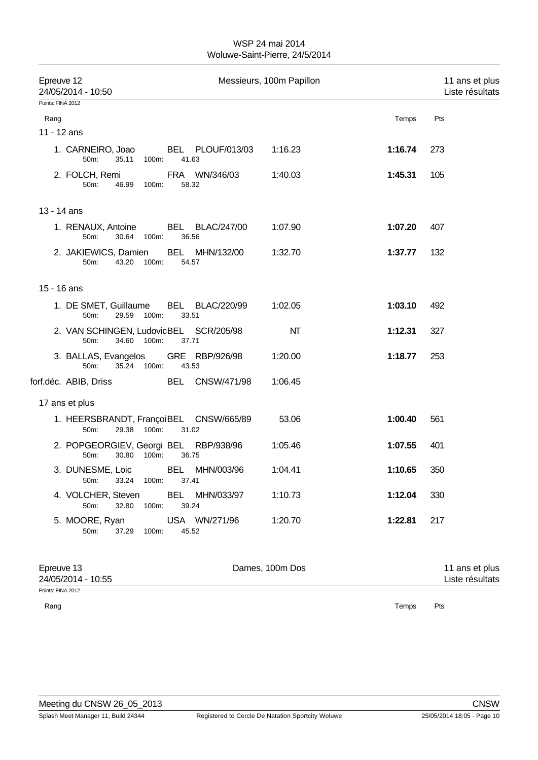WSP 24 mai 2014
Woluwe-Saint-Pierre, 24/5/2014

## Epreuve 12 — Messieurs, 100m Papillon — 11 ans et plus

24/05/2014 - 10:50 — Liste résultats

Points: FINA 2012

| Rang | Nom | Nat | Club | Temps d'engagement | Temps | Pts |
|---|---|---|---|---|---|---|
| **11 - 12 ans** | | | | | | |
| 1. | CARNEIRO, Joao | BEL | PLOUF/013/03 | 1:16.23 | **1:16.74** | 273 |
| | 50m: 35.11 100m: 41.63 | | | | | |
| 2. | FOLCH, Remi | FRA | WN/346/03 | 1:40.03 | **1:45.31** | 105 |
| | 50m: 46.99 100m: 58.32 | | | | | |
| **13 - 14 ans** | | | | | | |
| 1. | RENAUX, Antoine | BEL | BLAC/247/00 | 1:07.90 | **1:07.20** | 407 |
| | 50m: 30.64 100m: 36.56 | | | | | |
| 2. | JAKIEWICS, Damien | BEL | MHN/132/00 | 1:32.70 | **1:37.77** | 132 |
| | 50m: 43.20 100m: 54.57 | | | | | |
| **15 - 16 ans** | | | | | | |
| 1. | DE SMET, Guillaume | BEL | BLAC/220/99 | 1:02.05 | **1:03.10** | 492 |
| | 50m: 29.59 100m: 33.51 | | | | | |
| 2. | VAN SCHINGEN, Ludovic | BEL | SCR/205/98 | NT | **1:12.31** | 327 |
| | 50m: 34.60 100m: 37.71 | | | | | |
| 3. | BALLAS, Evangelos | GRE | RBP/926/98 | 1:20.00 | **1:18.77** | 253 |
| | 50m: 35.24 100m: 43.53 | | | | | |
| forf.déc. | ABIB, Driss | BEL | CNSW/471/98 | 1:06.45 | | |
| **17 ans et plus** | | | | | | |
| 1. | HEERSBRANDT, François | BEL | CNSW/665/89 | 53.06 | **1:00.40** | 561 |
| | 50m: 29.38 100m: 31.02 | | | | | |
| 2. | POPGEORGIEV, Georgi | BEL | RBP/938/96 | 1:05.46 | **1:07.55** | 401 |
| | 50m: 30.80 100m: 36.75 | | | | | |
| 3. | DUNESME, Loic | BEL | MHN/003/96 | 1:04.41 | **1:10.65** | 350 |
| | 50m: 33.24 100m: 37.41 | | | | | |
| 4. | VOLCHER, Steven | BEL | MHN/033/97 | 1:10.73 | **1:12.04** | 330 |
| | 50m: 32.80 100m: 39.24 | | | | | |
| 5. | MOORE, Ryan | USA | WN/271/96 | 1:20.70 | **1:22.81** | 217 |
| | 50m: 37.29 100m: 45.52 | | | | | |

## Epreuve 13 — Dames, 100m Dos — 11 ans et plus

24/05/2014 - 10:55 — Liste résultats

Points: FINA 2012

| Rang | Temps | Pts |
|---|---|---|

Meeting du CNSW 26_05_2013 — CNSW

Splash Meet Manager 11, Build 24344 — Registered to Cercle De Natation Sportcity Woluwe — 25/05/2014 18:05 - Page 10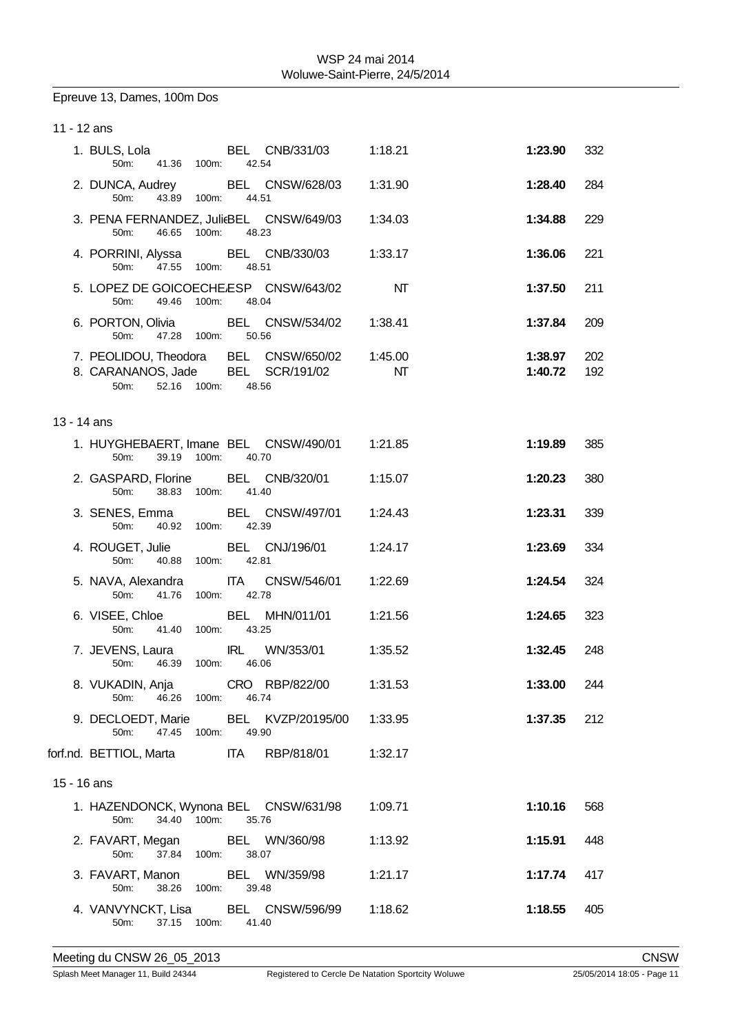## Epreuve 13, Dames, 100m Dos

### 11 - 12 ans

| Rang | Nom | Nat | Club | Temps d'engagement | Temps | Points |
|---|---|---|---|---|---|---|
| 1. | BULS, Lola | BEL | CNB/331/03 | 1:18.21 | **1:23.90** | 332 |
| | 50m: 41.36 100m: 42.54 | | | | | |
| 2. | DUNCA, Audrey | BEL | CNSW/628/03 | 1:31.90 | **1:28.40** | 284 |
| | 50m: 43.89 100m: 44.51 | | | | | |
| 3. | PENA FERNANDEZ, Julie | BEL | CNSW/649/03 | 1:34.03 | **1:34.88** | 229 |
| | 50m: 46.65 100m: 48.23 | | | | | |
| 4. | PORRINI, Alyssa | BEL | CNB/330/03 | 1:33.17 | **1:36.06** | 221 |
| | 50m: 47.55 100m: 48.51 | | | | | |
| 5. | LOPEZ DE GOICOECHEA | ESP | CNSW/643/02 | NT | **1:37.50** | 211 |
| | 50m: 49.46 100m: 48.04 | | | | | |
| 6. | PORTON, Olivia | BEL | CNSW/534/02 | 1:38.41 | **1:37.84** | 209 |
| | 50m: 47.28 100m: 50.56 | | | | | |
| 7. | PEOLIDOU, Theodora | BEL | CNSW/650/02 | 1:45.00 | **1:38.97** | 202 |
| 8. | CARANANOS, Jade | BEL | SCR/191/02 | NT | **1:40.72** | 192 |
| | 50m: 52.16 100m: 48.56 | | | | | |

### 13 - 14 ans

| Rang | Nom | Nat | Club | Temps d'engagement | Temps | Points |
|---|---|---|---|---|---|---|
| 1. | HUYGHEBAERT, Imane | BEL | CNSW/490/01 | 1:21.85 | **1:19.89** | 385 |
| | 50m: 39.19 100m: 40.70 | | | | | |
| 2. | GASPARD, Florine | BEL | CNB/320/01 | 1:15.07 | **1:20.23** | 380 |
| | 50m: 38.83 100m: 41.40 | | | | | |
| 3. | SENES, Emma | BEL | CNSW/497/01 | 1:24.43 | **1:23.31** | 339 |
| | 50m: 40.92 100m: 42.39 | | | | | |
| 4. | ROUGET, Julie | BEL | CNJ/196/01 | 1:24.17 | **1:23.69** | 334 |
| | 50m: 40.88 100m: 42.81 | | | | | |
| 5. | NAVA, Alexandra | ITA | CNSW/546/01 | 1:22.69 | **1:24.54** | 324 |
| | 50m: 41.76 100m: 42.78 | | | | | |
| 6. | VISEE, Chloe | BEL | MHN/011/01 | 1:21.56 | **1:24.65** | 323 |
| | 50m: 41.40 100m: 43.25 | | | | | |
| 7. | JEVENS, Laura | IRL | WN/353/01 | 1:35.52 | **1:32.45** | 248 |
| | 50m: 46.39 100m: 46.06 | | | | | |
| 8. | VUKADIN, Anja | CRO | RBP/822/00 | 1:31.53 | **1:33.00** | 244 |
| | 50m: 46.26 100m: 46.74 | | | | | |
| 9. | DECLOEDT, Marie | BEL | KVZP/20195/00 | 1:33.95 | **1:37.35** | 212 |
| | 50m: 47.45 100m: 49.90 | | | | | |
| forf.nd. | BETTIOL, Marta | ITA | RBP/818/01 | 1:32.17 | | |

### 15 - 16 ans

| Rang | Nom | Nat | Club | Temps d'engagement | Temps | Points |
|---|---|---|---|---|---|---|
| 1. | HAZENDONCK, Wynona | BEL | CNSW/631/98 | 1:09.71 | **1:10.16** | 568 |
| | 50m: 34.40 100m: 35.76 | | | | | |
| 2. | FAVART, Megan | BEL | WN/360/98 | 1:13.92 | **1:15.91** | 448 |
| | 50m: 37.84 100m: 38.07 | | | | | |
| 3. | FAVART, Manon | BEL | WN/359/98 | 1:21.17 | **1:17.74** | 417 |
| | 50m: 38.26 100m: 39.48 | | | | | |
| 4. | VANVYNCKT, Lisa | BEL | CNSW/596/99 | 1:18.62 | **1:18.55** | 405 |
| | 50m: 37.15 100m: 41.40 | | | | | |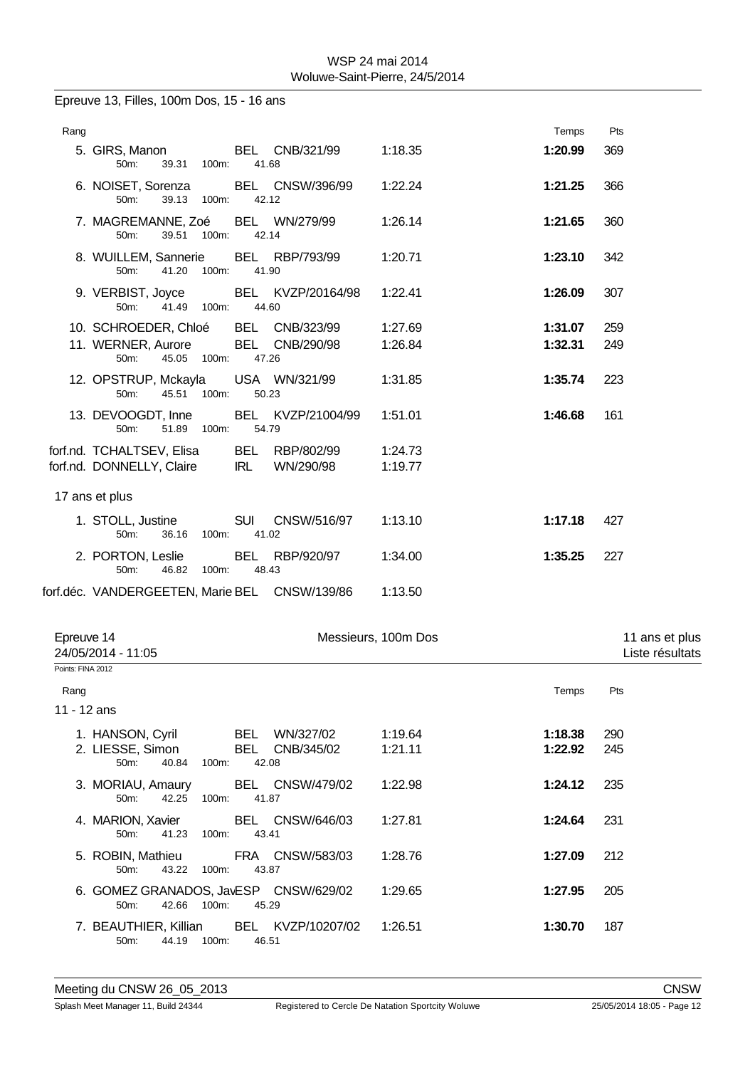Epreuve 13, Filles, 100m Dos, 15 - 16 ans

| Rang | | | | | Temps | Pts |
|---|---|---|---|---|---|---|
| 5. | GIRS, Manon | BEL | CNB/321/99 | 1:18.35 | **1:20.99** | 369 |
| | 50m: 39.31 100m: 41.68 | | | | | |
| 6. | NOISET, Sorenza | BEL | CNSW/396/99 | 1:22.24 | **1:21.25** | 366 |
| | 50m: 39.13 100m: 42.12 | | | | | |
| 7. | MAGREMANNE, Zoé | BEL | WN/279/99 | 1:26.14 | **1:21.65** | 360 |
| | 50m: 39.51 100m: 42.14 | | | | | |
| 8. | WUILLEM, Sannerie | BEL | RBP/793/99 | 1:20.71 | **1:23.10** | 342 |
| | 50m: 41.20 100m: 41.90 | | | | | |
| 9. | VERBIST, Joyce | BEL | KVZP/20164/98 | 1:22.41 | **1:26.09** | 307 |
| | 50m: 41.49 100m: 44.60 | | | | | |
| 10. | SCHROEDER, Chloé | BEL | CNB/323/99 | 1:27.69 | **1:31.07** | 259 |
| 11. | WERNER, Aurore | BEL | CNB/290/98 | 1:26.84 | **1:32.31** | 249 |
| | 50m: 45.05 100m: 47.26 | | | | | |
| 12. | OPSTRUP, Mckayla | USA | WN/321/99 | 1:31.85 | **1:35.74** | 223 |
| | 50m: 45.51 100m: 50.23 | | | | | |
| 13. | DEVOOGDT, Inne | BEL | KVZP/21004/99 | 1:51.01 | **1:46.68** | 161 |
| | 50m: 51.89 100m: 54.79 | | | | | |
| forf.nd. | TCHALTSEV, Elisa | BEL | RBP/802/99 | 1:24.73 | | |
| forf.nd. | DONNELLY, Claire | IRL | WN/290/98 | 1:19.77 | | |

17 ans et plus

| Rang | | | | | Temps | Pts |
|---|---|---|---|---|---|---|
| 1. | STOLL, Justine | SUI | CNSW/516/97 | 1:13.10 | **1:17.18** | 427 |
| | 50m: 36.16 100m: 41.02 | | | | | |
| 2. | PORTON, Leslie | BEL | RBP/920/97 | 1:34.00 | **1:35.25** | 227 |
| | 50m: 46.82 100m: 48.43 | | | | | |
| forf.déc. | VANDERGEETEN, Marie | BEL | CNSW/139/86 | 1:13.50 | | |

## Epreuve 14 — Messieurs, 100m Dos — 11 ans et plus

24/05/2014 - 11:05 — Liste résultats

Points: FINA 2012

11 - 12 ans

| Rang | | | | | Temps | Pts |
|---|---|---|---|---|---|---|
| 1. | HANSON, Cyril | BEL | WN/327/02 | 1:19.64 | **1:18.38** | 290 |
| 2. | LIESSE, Simon | BEL | CNB/345/02 | 1:21.11 | **1:22.92** | 245 |
| | 50m: 40.84 100m: 42.08 | | | | | |
| 3. | MORIAU, Amaury | BEL | CNSW/479/02 | 1:22.98 | **1:24.12** | 235 |
| | 50m: 42.25 100m: 41.87 | | | | | |
| 4. | MARION, Xavier | BEL | CNSW/646/03 | 1:27.81 | **1:24.64** | 231 |
| | 50m: 41.23 100m: 43.41 | | | | | |
| 5. | ROBIN, Mathieu | FRA | CNSW/583/03 | 1:28.76 | **1:27.09** | 212 |
| | 50m: 43.22 100m: 43.87 | | | | | |
| 6. | GOMEZ GRANADOS, Jav | ESP | CNSW/629/02 | 1:29.65 | **1:27.95** | 205 |
| | 50m: 42.66 100m: 45.29 | | | | | |
| 7. | BEAUTHIER, Killian | BEL | KVZP/10207/02 | 1:26.51 | **1:30.70** | 187 |
| | 50m: 44.19 100m: 46.51 | | | | | |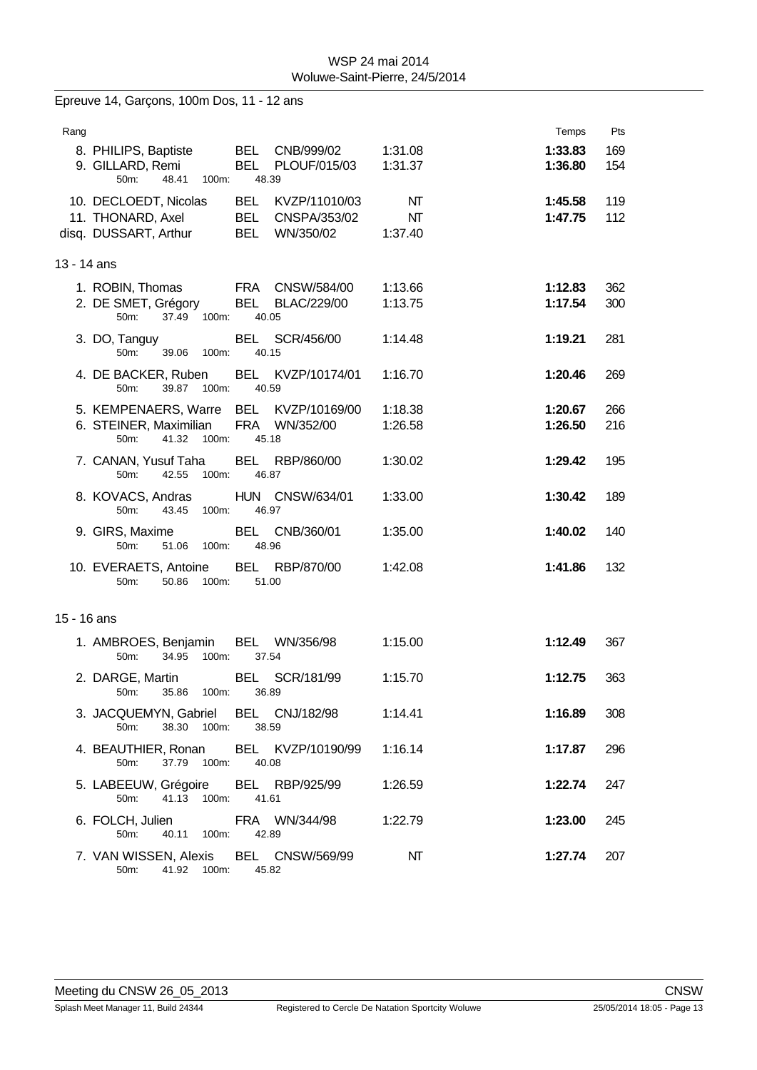## Epreuve 14, Garçons, 100m Dos, 11 - 12 ans

| Rang | Nom | Nat | Club | Temps d'engagement | Temps | Pts |
|---|---|---|---|---|---|---|
| 8. | PHILIPS, Baptiste | BEL | CNB/999/02 | 1:31.08 | **1:33.83** | 169 |
| 9. | GILLARD, Remi | BEL | PLOUF/015/03 | 1:31.37 | **1:36.80** | 154 |
| | 50m: 48.41 100m: 48.39 | | | | | |
| 10. | DECLOEDT, Nicolas | BEL | KVZP/11010/03 | NT | **1:45.58** | 119 |
| 11. | THONARD, Axel | BEL | CNSPA/353/02 | NT | **1:47.75** | 112 |
| disq. | DUSSART, Arthur | BEL | WN/350/02 | 1:37.40 | | |

### 13 - 14 ans

| Rang | Nom | Nat | Club | Temps d'engagement | Temps | Pts |
|---|---|---|---|---|---|---|
| 1. | ROBIN, Thomas | FRA | CNSW/584/00 | 1:13.66 | **1:12.83** | 362 |
| 2. | DE SMET, Grégory | BEL | BLAC/229/00 | 1:13.75 | **1:17.54** | 300 |
| | 50m: 37.49 100m: 40.05 | | | | | |
| 3. | DO, Tanguy | BEL | SCR/456/00 | 1:14.48 | **1:19.21** | 281 |
| | 50m: 39.06 100m: 40.15 | | | | | |
| 4. | DE BACKER, Ruben | BEL | KVZP/10174/01 | 1:16.70 | **1:20.46** | 269 |
| | 50m: 39.87 100m: 40.59 | | | | | |
| 5. | KEMPENAERS, Warre | BEL | KVZP/10169/00 | 1:18.38 | **1:20.67** | 266 |
| 6. | STEINER, Maximilian | FRA | WN/352/00 | 1:26.58 | **1:26.50** | 216 |
| | 50m: 41.32 100m: 45.18 | | | | | |
| 7. | CANAN, Yusuf Taha | BEL | RBP/860/00 | 1:30.02 | **1:29.42** | 195 |
| | 50m: 42.55 100m: 46.87 | | | | | |
| 8. | KOVACS, Andras | HUN | CNSW/634/01 | 1:33.00 | **1:30.42** | 189 |
| | 50m: 43.45 100m: 46.97 | | | | | |
| 9. | GIRS, Maxime | BEL | CNB/360/01 | 1:35.00 | **1:40.02** | 140 |
| | 50m: 51.06 100m: 48.96 | | | | | |
| 10. | EVERAETS, Antoine | BEL | RBP/870/00 | 1:42.08 | **1:41.86** | 132 |
| | 50m: 50.86 100m: 51.00 | | | | | |

### 15 - 16 ans

| Rang | Nom | Nat | Club | Temps d'engagement | Temps | Pts |
|---|---|---|---|---|---|---|
| 1. | AMBROES, Benjamin | BEL | WN/356/98 | 1:15.00 | **1:12.49** | 367 |
| | 50m: 34.95 100m: 37.54 | | | | | |
| 2. | DARGE, Martin | BEL | SCR/181/99 | 1:15.70 | **1:12.75** | 363 |
| | 50m: 35.86 100m: 36.89 | | | | | |
| 3. | JACQUEMYN, Gabriel | BEL | CNJ/182/98 | 1:14.41 | **1:16.89** | 308 |
| | 50m: 38.30 100m: 38.59 | | | | | |
| 4. | BEAUTHIER, Ronan | BEL | KVZP/10190/99 | 1:16.14 | **1:17.87** | 296 |
| | 50m: 37.79 100m: 40.08 | | | | | |
| 5. | LABEEUW, Grégoire | BEL | RBP/925/99 | 1:26.59 | **1:22.74** | 247 |
| | 50m: 41.13 100m: 41.61 | | | | | |
| 6. | FOLCH, Julien | FRA | WN/344/98 | 1:22.79 | **1:23.00** | 245 |
| | 50m: 40.11 100m: 42.89 | | | | | |
| 7. | VAN WISSEN, Alexis | BEL | CNSW/569/99 | NT | **1:27.74** | 207 |
| | 50m: 41.92 100m: 45.82 | | | | | |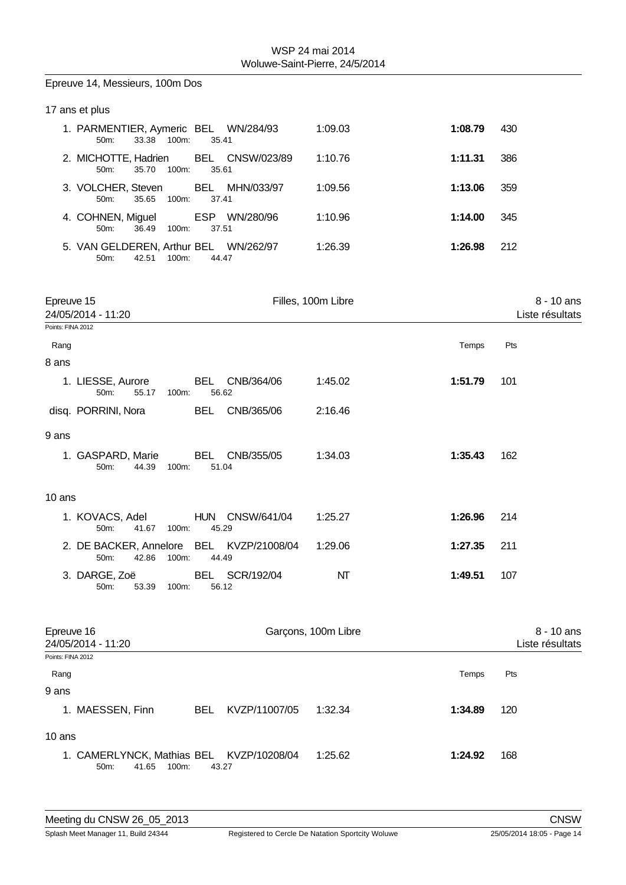Epreuve 14, Messieurs, 100m Dos

17 ans et plus

| Rang | Nom | Nat | Club | Engagement | Temps | Pts |
|---|---|---|---|---|---|---|
| 1. | PARMENTIER, Aymeric | BEL | WN/284/93 | 1:09.03 | **1:08.79** | 430 |
| | 50m: 33.38 100m: 35.41 | | | | | |
| 2. | MICHOTTE, Hadrien | BEL | CNSW/023/89 | 1:10.76 | **1:11.31** | 386 |
| | 50m: 35.70 100m: 35.61 | | | | | |
| 3. | VOLCHER, Steven | BEL | MHN/033/97 | 1:09.56 | **1:13.06** | 359 |
| | 50m: 35.65 100m: 37.41 | | | | | |
| 4. | COHNEN, Miguel | ESP | WN/280/96 | 1:10.96 | **1:14.00** | 345 |
| | 50m: 36.49 100m: 37.51 | | | | | |
| 5. | VAN GELDEREN, Arthur | BEL | WN/262/97 | 1:26.39 | **1:26.98** | 212 |
| | 50m: 42.51 100m: 44.47 | | | | | |

## Epreuve 15 — Filles, 100m Libre — 8 - 10 ans

24/05/2014 - 11:20 — Liste résultats

Points: FINA 2012

| Rang | Nom | Nat | Club | Engagement | Temps | Pts |
|---|---|---|---|---|---|---|
| **8 ans** | | | | | | |
| 1. | LIESSE, Aurore | BEL | CNB/364/06 | 1:45.02 | **1:51.79** | 101 |
| | 50m: 55.17 100m: 56.62 | | | | | |
| disq. | PORRINI, Nora | BEL | CNB/365/06 | 2:16.46 | | |
| **9 ans** | | | | | | |
| 1. | GASPARD, Marie | BEL | CNB/355/05 | 1:34.03 | **1:35.43** | 162 |
| | 50m: 44.39 100m: 51.04 | | | | | |
| **10 ans** | | | | | | |
| 1. | KOVACS, Adel | HUN | CNSW/641/04 | 1:25.27 | **1:26.96** | 214 |
| | 50m: 41.67 100m: 45.29 | | | | | |
| 2. | DE BACKER, Annelore | BEL | KVZP/21008/04 | 1:29.06 | **1:27.35** | 211 |
| | 50m: 42.86 100m: 44.49 | | | | | |
| 3. | DARGE, Zoë | BEL | SCR/192/04 | NT | **1:49.51** | 107 |
| | 50m: 53.39 100m: 56.12 | | | | | |

## Epreuve 16 — Garçons, 100m Libre — 8 - 10 ans

24/05/2014 - 11:20 — Liste résultats

Points: FINA 2012

| Rang | Nom | Nat | Club | Engagement | Temps | Pts |
|---|---|---|---|---|---|---|
| **9 ans** | | | | | | |
| 1. | MAESSEN, Finn | BEL | KVZP/11007/05 | 1:32.34 | **1:34.89** | 120 |
| **10 ans** | | | | | | |
| 1. | CAMERLYNCK, Mathias | BEL | KVZP/10208/04 | 1:25.62 | **1:24.92** | 168 |
| | 50m: 41.65 100m: 43.27 | | | | | |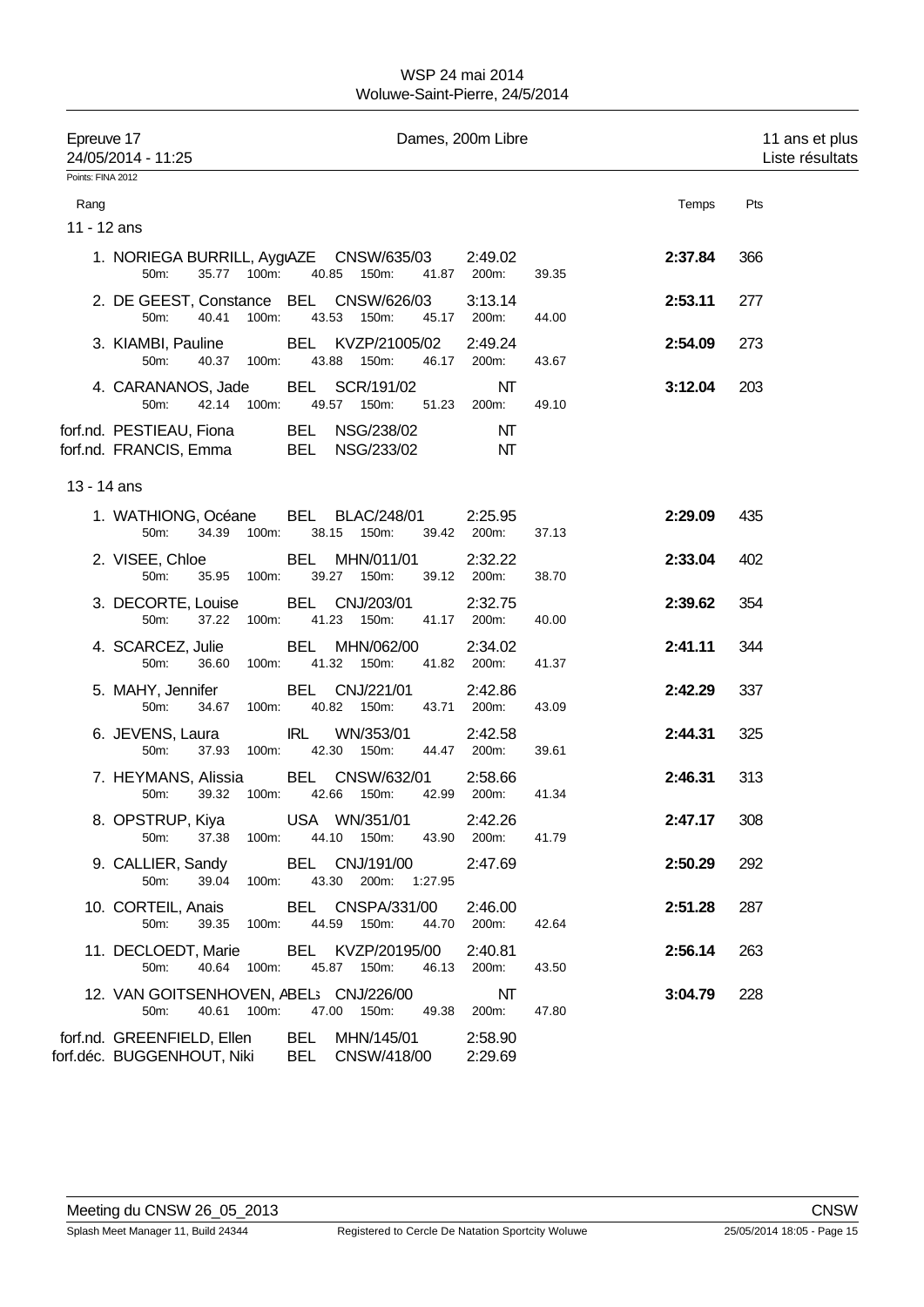WSP 24 mai 2014
Woluwe-Saint-Pierre, 24/5/2014

Epreuve 17 — Dames, 200m Libre — 11 ans et plus
24/05/2014 - 11:25 — Liste résultats

Points: FINA 2012

| Rang | Nom | Nat | Club/Année | Temps d'inscription | Temps | Pts |
|---|---|---|---|---|---|---|
| **11 - 12 ans** | | | | | | |
| 1. | NORIEGA BURRILL, AygüAZE | | CNSW/635/03 | 2:49.02 | **2:37.84** | 366 |
| | 50m: 35.77 100m: 40.85 150m: 41.87 200m: 39.35 | | | | | |
| 2. | DE GEEST, Constance | BEL | CNSW/626/03 | 3:13.14 | **2:53.11** | 277 |
| | 50m: 40.41 100m: 43.53 150m: 45.17 200m: 44.00 | | | | | |
| 3. | KIAMBI, Pauline | BEL | KVZP/21005/02 | 2:49.24 | **2:54.09** | 273 |
| | 50m: 40.37 100m: 43.88 150m: 46.17 200m: 43.67 | | | | | |
| 4. | CARANANOS, Jade | BEL | SCR/191/02 | NT | **3:12.04** | 203 |
| | 50m: 42.14 100m: 49.57 150m: 51.23 200m: 49.10 | | | | | |
| forf.nd. | PESTIEAU, Fiona | BEL | NSG/238/02 | NT | | |
| forf.nd. | FRANCIS, Emma | BEL | NSG/233/02 | NT | | |
| **13 - 14 ans** | | | | | | |
| 1. | WATHIONG, Océane | BEL | BLAC/248/01 | 2:25.95 | **2:29.09** | 435 |
| | 50m: 34.39 100m: 38.15 150m: 39.42 200m: 37.13 | | | | | |
| 2. | VISEE, Chloe | BEL | MHN/011/01 | 2:32.22 | **2:33.04** | 402 |
| | 50m: 35.95 100m: 39.27 150m: 39.12 200m: 38.70 | | | | | |
| 3. | DECORTE, Louise | BEL | CNJ/203/01 | 2:32.75 | **2:39.62** | 354 |
| | 50m: 37.22 100m: 41.23 150m: 41.17 200m: 40.00 | | | | | |
| 4. | SCARCEZ, Julie | BEL | MHN/062/00 | 2:34.02 | **2:41.11** | 344 |
| | 50m: 36.60 100m: 41.32 150m: 41.82 200m: 41.37 | | | | | |
| 5. | MAHY, Jennifer | BEL | CNJ/221/01 | 2:42.86 | **2:42.29** | 337 |
| | 50m: 34.67 100m: 40.82 150m: 43.71 200m: 43.09 | | | | | |
| 6. | JEVENS, Laura | IRL | WN/353/01 | 2:42.58 | **2:44.31** | 325 |
| | 50m: 37.93 100m: 42.30 150m: 44.47 200m: 39.61 | | | | | |
| 7. | HEYMANS, Alissia | BEL | CNSW/632/01 | 2:58.66 | **2:46.31** | 313 |
| | 50m: 39.32 100m: 42.66 150m: 42.99 200m: 41.34 | | | | | |
| 8. | OPSTRUP, Kiya | USA | WN/351/01 | 2:42.26 | **2:47.17** | 308 |
| | 50m: 37.38 100m: 44.10 150m: 43.90 200m: 41.79 | | | | | |
| 9. | CALLIER, Sandy | BEL | CNJ/191/00 | 2:47.69 | **2:50.29** | 292 |
| | 50m: 39.04 100m: 43.30 200m: 1:27.95 | | | | | |
| 10. | CORTEIL, Anais | BEL | CNSPA/331/00 | 2:46.00 | **2:51.28** | 287 |
| | 50m: 39.35 100m: 44.59 150m: 44.70 200m: 42.64 | | | | | |
| 11. | DECLOEDT, Marie | BEL | KVZP/20195/00 | 2:40.81 | **2:56.14** | 263 |
| | 50m: 40.64 100m: 45.87 150m: 46.13 200m: 43.50 | | | | | |
| 12. | VAN GOITSENHOVEN, A | BEL | CNJ/226/00 | NT | **3:04.79** | 228 |
| | 50m: 40.61 100m: 47.00 150m: 49.38 200m: 47.80 | | | | | |
| forf.nd. | GREENFIELD, Ellen | BEL | MHN/145/01 | 2:58.90 | | |
| forf.déc. | BUGGENHOUT, Niki | BEL | CNSW/418/00 | 2:29.69 | | |

Meeting du CNSW 26_05_2013 — CNSW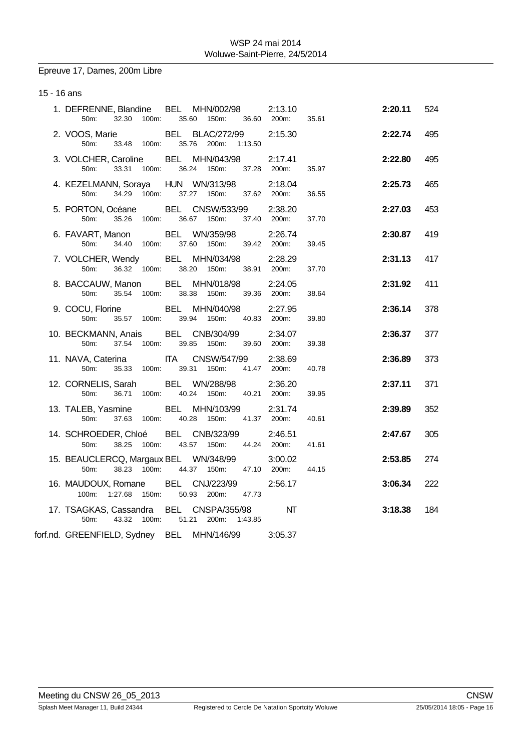WSP 24 mai 2014
Woluwe-Saint-Pierre, 24/5/2014

Epreuve 17, Dames, 200m Libre

15 - 16 ans

| Pl. | Nom | Nat | Club | Temps d'inscription | Temps | Points |
|---|---|---|---|---|---|---|
| 1. | DEFRENNE, Blandine | BEL | MHN/002/98 | 2:13.10 | **2:20.11** | 524 |
| | 50m: 32.30 100m: 35.60 150m: 36.60 200m: 35.61 | | | | | |
| 2. | VOOS, Marie | BEL | BLAC/272/99 | 2:15.30 | **2:22.74** | 495 |
| | 50m: 33.48 100m: 35.76 200m: 1:13.50 | | | | | |
| 3. | VOLCHER, Caroline | BEL | MHN/043/98 | 2:17.41 | **2:22.80** | 495 |
| | 50m: 33.31 100m: 36.24 150m: 37.28 200m: 35.97 | | | | | |
| 4. | KEZELMANN, Soraya | HUN | WN/313/98 | 2:18.04 | **2:25.73** | 465 |
| | 50m: 34.29 100m: 37.27 150m: 37.62 200m: 36.55 | | | | | |
| 5. | PORTON, Océane | BEL | CNSW/533/99 | 2:38.20 | **2:27.03** | 453 |
| | 50m: 35.26 100m: 36.67 150m: 37.40 200m: 37.70 | | | | | |
| 6. | FAVART, Manon | BEL | WN/359/98 | 2:26.74 | **2:30.87** | 419 |
| | 50m: 34.40 100m: 37.60 150m: 39.42 200m: 39.45 | | | | | |
| 7. | VOLCHER, Wendy | BEL | MHN/034/98 | 2:28.29 | **2:31.13** | 417 |
| | 50m: 36.32 100m: 38.20 150m: 38.91 200m: 37.70 | | | | | |
| 8. | BACCAUW, Manon | BEL | MHN/018/98 | 2:24.05 | **2:31.92** | 411 |
| | 50m: 35.54 100m: 38.38 150m: 39.36 200m: 38.64 | | | | | |
| 9. | COCU, Florine | BEL | MHN/040/98 | 2:27.95 | **2:36.14** | 378 |
| | 50m: 35.57 100m: 39.94 150m: 40.83 200m: 39.80 | | | | | |
| 10. | BECKMANN, Anais | BEL | CNB/304/99 | 2:34.07 | **2:36.37** | 377 |
| | 50m: 37.54 100m: 39.85 150m: 39.60 200m: 39.38 | | | | | |
| 11. | NAVA, Caterina | ITA | CNSW/547/99 | 2:38.69 | **2:36.89** | 373 |
| | 50m: 35.33 100m: 39.31 150m: 41.47 200m: 40.78 | | | | | |
| 12. | CORNELIS, Sarah | BEL | WN/288/98 | 2:36.20 | **2:37.11** | 371 |
| | 50m: 36.71 100m: 40.24 150m: 40.21 200m: 39.95 | | | | | |
| 13. | TALEB, Yasmine | BEL | MHN/103/99 | 2:31.74 | **2:39.89** | 352 |
| | 50m: 37.63 100m: 40.28 150m: 41.37 200m: 40.61 | | | | | |
| 14. | SCHROEDER, Chloé | BEL | CNB/323/99 | 2:46.51 | **2:47.67** | 305 |
| | 50m: 38.25 100m: 43.57 150m: 44.24 200m: 41.61 | | | | | |
| 15. | BEAUCLERCQ, Margaux | BEL | WN/348/99 | 3:00.02 | **2:53.85** | 274 |
| | 50m: 38.23 100m: 44.37 150m: 47.10 200m: 44.15 | | | | | |
| 16. | MAUDOUX, Romane | BEL | CNJ/223/99 | 2:56.17 | **3:06.34** | 222 |
| | 100m: 1:27.68 150m: 50.93 200m: 47.73 | | | | | |
| 17. | TSAGKAS, Cassandra | BEL | CNSPA/355/98 | NT | **3:18.38** | 184 |
| | 50m: 43.32 100m: 51.21 200m: 1:43.85 | | | | | |
| forf.nd. | GREENFIELD, Sydney | BEL | MHN/146/99 | 3:05.37 | | |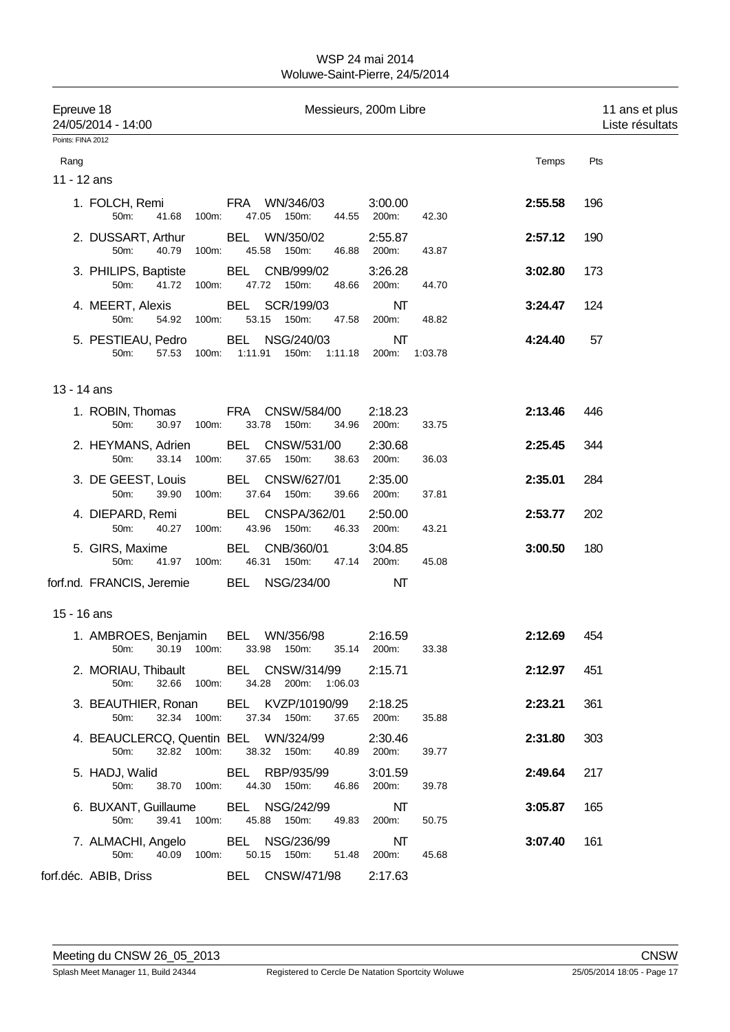Epreuve 18 — Messieurs, 200m Libre — 11 ans et plus

24/05/2014 - 14:00 — Liste résultats

Points: FINA 2012

## 11 - 12 ans

| Rang | Nom | Nat | Club/Licence | Temps d'engagement | 50m | 100m | 150m | 200m | Temps | Pts |
|---|---|---|---|---|---|---|---|---|---|---|
| 1. | FOLCH, Remi | FRA | WN/346/03 | 3:00.00 | 41.68 | 47.05 | 44.55 | 42.30 | **2:55.58** | 196 |
| 2. | DUSSART, Arthur | BEL | WN/350/02 | 2:55.87 | 40.79 | 45.58 | 46.88 | 43.87 | **2:57.12** | 190 |
| 3. | PHILIPS, Baptiste | BEL | CNB/999/02 | 3:26.28 | 41.72 | 47.72 | 48.66 | 44.70 | **3:02.80** | 173 |
| 4. | MEERT, Alexis | BEL | SCR/199/03 | NT | 54.92 | 53.15 | 47.58 | 48.82 | **3:24.47** | 124 |
| 5. | PESTIEAU, Pedro | BEL | NSG/240/03 | NT | 57.53 | 1:11.91 | 1:11.18 | 1:03.78 | **4:24.40** | 57 |

## 13 - 14 ans

| Rang | Nom | Nat | Club/Licence | Temps d'engagement | 50m | 100m | 150m | 200m | Temps | Pts |
|---|---|---|---|---|---|---|---|---|---|---|
| 1. | ROBIN, Thomas | FRA | CNSW/584/00 | 2:18.23 | 30.97 | 33.78 | 34.96 | 33.75 | **2:13.46** | 446 |
| 2. | HEYMANS, Adrien | BEL | CNSW/531/00 | 2:30.68 | 33.14 | 37.65 | 38.63 | 36.03 | **2:25.45** | 344 |
| 3. | DE GEEST, Louis | BEL | CNSW/627/01 | 2:35.00 | 39.90 | 37.64 | 39.66 | 37.81 | **2:35.01** | 284 |
| 4. | DIEPARD, Remi | BEL | CNSPA/362/01 | 2:50.00 | 40.27 | 43.96 | 46.33 | 43.21 | **2:53.77** | 202 |
| 5. | GIRS, Maxime | BEL | CNB/360/01 | 3:04.85 | 41.97 | 46.31 | 47.14 | 45.08 | **3:00.50** | 180 |
| forf.nd. | FRANCIS, Jeremie | BEL | NSG/234/00 | NT | | | | | | |

## 15 - 16 ans

| Rang | Nom | Nat | Club/Licence | Temps d'engagement | 50m | 100m | 150m | 200m | Temps | Pts |
|---|---|---|---|---|---|---|---|---|---|---|
| 1. | AMBROES, Benjamin | BEL | WN/356/98 | 2:16.59 | 30.19 | 33.98 | 35.14 | 33.38 | **2:12.69** | 454 |
| 2. | MORIAU, Thibault | BEL | CNSW/314/99 | 2:15.71 | 32.66 | 34.28 | | 1:06.03 | **2:12.97** | 451 |
| 3. | BEAUTHIER, Ronan | BEL | KVZP/10190/99 | 2:18.25 | 32.34 | 37.34 | 37.65 | 35.88 | **2:23.21** | 361 |
| 4. | BEAUCLERCQ, Quentin | BEL | WN/324/99 | 2:30.46 | 32.82 | 38.32 | 40.89 | 39.77 | **2:31.80** | 303 |
| 5. | HADJ, Walid | BEL | RBP/935/99 | 3:01.59 | 38.70 | 44.30 | 46.86 | 39.78 | **2:49.64** | 217 |
| 6. | BUXANT, Guillaume | BEL | NSG/242/99 | NT | 39.41 | 45.88 | 49.83 | 50.75 | **3:05.87** | 165 |
| 7. | ALMACHI, Angelo | BEL | NSG/236/99 | NT | 40.09 | 50.15 | 51.48 | 45.68 | **3:07.40** | 161 |
| forf.déc. | ABIB, Driss | BEL | CNSW/471/98 | 2:17.63 | | | | | | |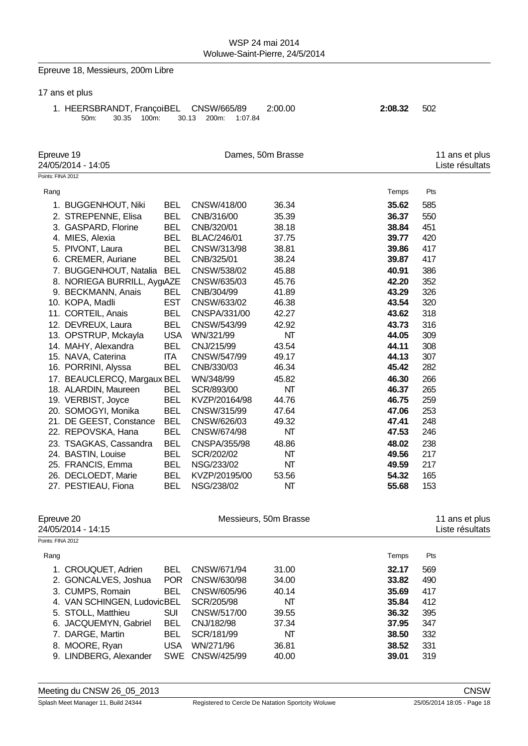Epreuve 18, Messieurs, 200m Libre

17 ans et plus

| Rang | Nom | Nat | Club | Engagement | Temps | Pts |
|---|---|---|---|---|---|---|
| 1. | HEERSBRANDT, François | BEL | CNSW/665/89 | 2:00.00 | **2:08.32** | 502 |

50m: 30.35 100m: 30.13 200m: 1:07.84

## Epreuve 19 — Dames, 50m Brasse — 11 ans et plus

24/05/2014 - 14:05 — Liste résultats

Points: FINA 2012

| Rang | Nom | Nat | Club | Engagement | Temps | Pts |
|---|---|---|---|---|---|---|
| 1. | BUGGENHOUT, Niki | BEL | CNSW/418/00 | 36.34 | **35.62** | 585 |
| 2. | STREPENNE, Elisa | BEL | CNB/316/00 | 35.39 | **36.37** | 550 |
| 3. | GASPARD, Florine | BEL | CNB/320/01 | 38.18 | **38.84** | 451 |
| 4. | MIES, Alexia | BEL | BLAC/246/01 | 37.75 | **39.77** | 420 |
| 5. | PIVONT, Laura | BEL | CNSW/313/98 | 38.81 | **39.86** | 417 |
| 6. | CREMER, Auriane | BEL | CNB/325/01 | 38.24 | **39.87** | 417 |
| 7. | BUGGENHOUT, Natalia | BEL | CNSW/538/02 | 45.88 | **40.91** | 386 |
| 8. | NORIEGA BURRILL, Aygu | AZE | CNSW/635/03 | 45.76 | **42.20** | 352 |
| 9. | BECKMANN, Anais | BEL | CNB/304/99 | 41.89 | **43.29** | 326 |
| 10. | KOPA, Madli | EST | CNSW/633/02 | 46.38 | **43.54** | 320 |
| 11. | CORTEIL, Anais | BEL | CNSPA/331/00 | 42.27 | **43.62** | 318 |
| 12. | DEVREUX, Laura | BEL | CNSW/543/99 | 42.92 | **43.73** | 316 |
| 13. | OPSTRUP, Mckayla | USA | WN/321/99 | NT | **44.05** | 309 |
| 14. | MAHY, Alexandra | BEL | CNJ/215/99 | 43.54 | **44.11** | 308 |
| 15. | NAVA, Caterina | ITA | CNSW/547/99 | 49.17 | **44.13** | 307 |
| 16. | PORRINI, Alyssa | BEL | CNB/330/03 | 46.34 | **45.42** | 282 |
| 17. | BEAUCLERCQ, Margaux | BEL | WN/348/99 | 45.82 | **46.30** | 266 |
| 18. | ALARDIN, Maureen | BEL | SCR/893/00 | NT | **46.37** | 265 |
| 19. | VERBIST, Joyce | BEL | KVZP/20164/98 | 44.76 | **46.75** | 259 |
| 20. | SOMOGYI, Monika | BEL | CNSW/315/99 | 47.64 | **47.06** | 253 |
| 21. | DE GEEST, Constance | BEL | CNSW/626/03 | 49.32 | **47.41** | 248 |
| 22. | REPOVSKA, Hana | BEL | CNSW/674/98 | NT | **47.53** | 246 |
| 23. | TSAGKAS, Cassandra | BEL | CNSPA/355/98 | 48.86 | **48.02** | 238 |
| 24. | BASTIN, Louise | BEL | SCR/202/02 | NT | **49.56** | 217 |
| 25. | FRANCIS, Emma | BEL | NSG/233/02 | NT | **49.59** | 217 |
| 26. | DECLOEDT, Marie | BEL | KVZP/20195/00 | 53.56 | **54.32** | 165 |
| 27. | PESTIEAU, Fiona | BEL | NSG/238/02 | NT | **55.68** | 153 |

## Epreuve 20 — Messieurs, 50m Brasse — 11 ans et plus

24/05/2014 - 14:15 — Liste résultats

Points: FINA 2012

| Rang | Nom | Nat | Club | Engagement | Temps | Pts |
|---|---|---|---|---|---|---|
| 1. | CROUQUET, Adrien | BEL | CNSW/671/94 | 31.00 | **32.17** | 569 |
| 2. | GONCALVES, Joshua | POR | CNSW/630/98 | 34.00 | **33.82** | 490 |
| 3. | CUMPS, Romain | BEL | CNSW/605/96 | 40.14 | **35.69** | 417 |
| 4. | VAN SCHINGEN, Ludovic | BEL | SCR/205/98 | NT | **35.84** | 412 |
| 5. | STOLL, Matthieu | SUI | CNSW/517/00 | 39.55 | **36.32** | 395 |
| 6. | JACQUEMYN, Gabriel | BEL | CNJ/182/98 | 37.34 | **37.95** | 347 |
| 7. | DARGE, Martin | BEL | SCR/181/99 | NT | **38.50** | 332 |
| 8. | MOORE, Ryan | USA | WN/271/96 | 36.81 | **38.52** | 331 |
| 9. | LINDBERG, Alexander | SWE | CNSW/425/99 | 40.00 | **39.01** | 319 |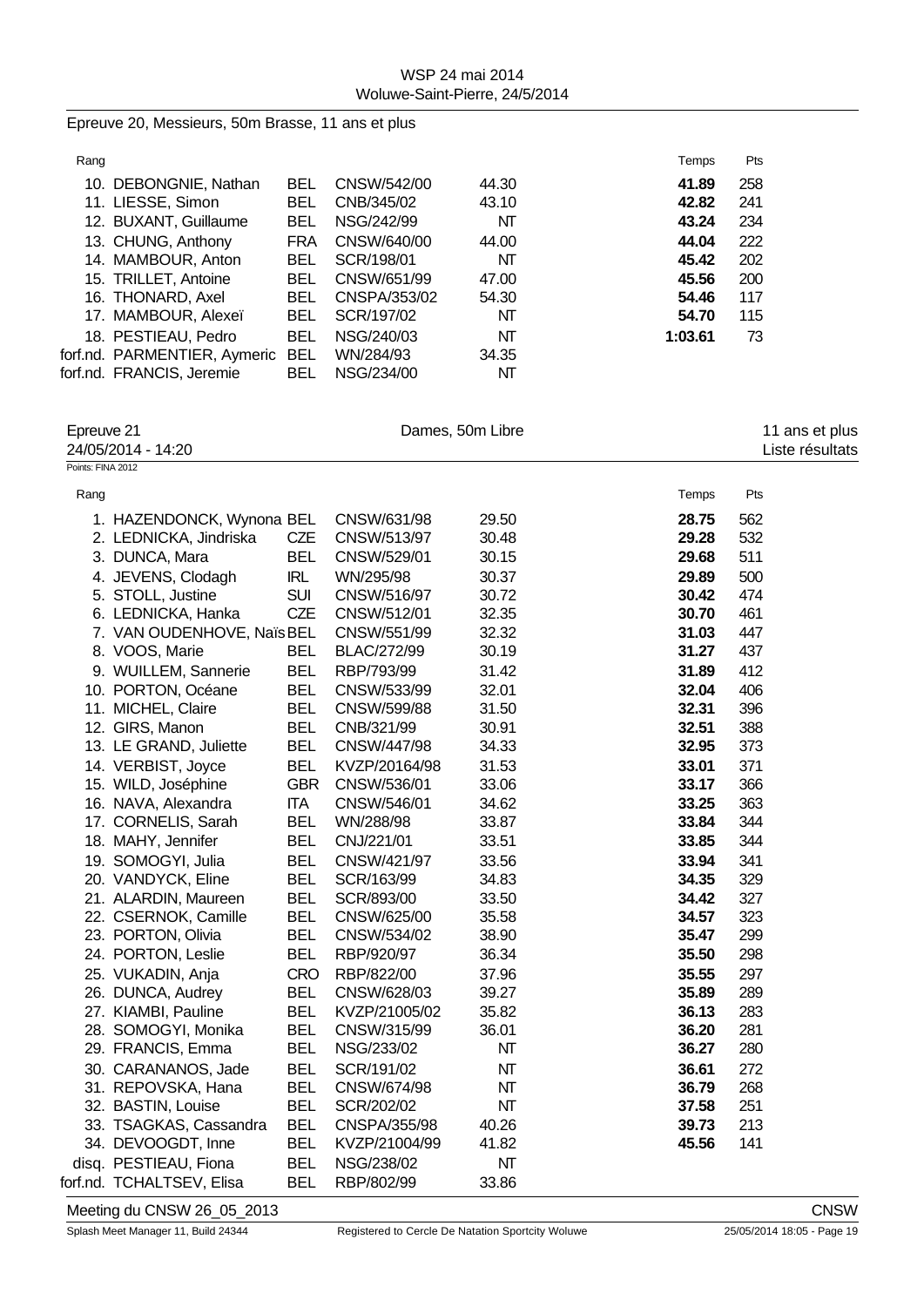Epreuve 20, Messieurs, 50m Brasse, 11 ans et plus

| Rang | Nom | Nat | Club | Temps d'engagement | Temps | Pts |
|---|---|---|---|---|---|---|
| 10. | DEBONGNIE, Nathan | BEL | CNSW/542/00 | 44.30 | **41.89** | 258 |
| 11. | LIESSE, Simon | BEL | CNB/345/02 | 43.10 | **42.82** | 241 |
| 12. | BUXANT, Guillaume | BEL | NSG/242/99 | NT | **43.24** | 234 |
| 13. | CHUNG, Anthony | FRA | CNSW/640/00 | 44.00 | **44.04** | 222 |
| 14. | MAMBOUR, Anton | BEL | SCR/198/01 | NT | **45.42** | 202 |
| 15. | TRILLET, Antoine | BEL | CNSW/651/99 | 47.00 | **45.56** | 200 |
| 16. | THONARD, Axel | BEL | CNSPA/353/02 | 54.30 | **54.46** | 117 |
| 17. | MAMBOUR, Alexeï | BEL | SCR/197/02 | NT | **54.70** | 115 |
| 18. | PESTIEAU, Pedro | BEL | NSG/240/03 | NT | **1:03.61** | 73 |
| forf.nd. | PARMENTIER, Aymeric | BEL | WN/284/93 | 34.35 | | |
| forf.nd. | FRANCIS, Jeremie | BEL | NSG/234/00 | NT | | |

## Epreuve 21 — Dames, 50m Libre — 11 ans et plus

24/05/2014 - 14:20 — Liste résultats

Points: FINA 2012

| Rang | Nom | Nat | Club | Temps d'engagement | Temps | Pts |
|---|---|---|---|---|---|---|
| 1. | HAZENDONCK, Wynona | BEL | CNSW/631/98 | 29.50 | **28.75** | 562 |
| 2. | LEDNICKA, Jindriska | CZE | CNSW/513/97 | 30.48 | **29.28** | 532 |
| 3. | DUNCA, Mara | BEL | CNSW/529/01 | 30.15 | **29.68** | 511 |
| 4. | JEVENS, Clodagh | IRL | WN/295/98 | 30.37 | **29.89** | 500 |
| 5. | STOLL, Justine | SUI | CNSW/516/97 | 30.72 | **30.42** | 474 |
| 6. | LEDNICKA, Hanka | CZE | CNSW/512/01 | 32.35 | **30.70** | 461 |
| 7. | VAN OUDENHOVE, Naïs | BEL | CNSW/551/99 | 32.32 | **31.03** | 447 |
| 8. | VOOS, Marie | BEL | BLAC/272/99 | 30.19 | **31.27** | 437 |
| 9. | WUILLEM, Sannerie | BEL | RBP/793/99 | 31.42 | **31.89** | 412 |
| 10. | PORTON, Océane | BEL | CNSW/533/99 | 32.01 | **32.04** | 406 |
| 11. | MICHEL, Claire | BEL | CNSW/599/88 | 31.50 | **32.31** | 396 |
| 12. | GIRS, Manon | BEL | CNB/321/99 | 30.91 | **32.51** | 388 |
| 13. | LE GRAND, Juliette | BEL | CNSW/447/98 | 34.33 | **32.95** | 373 |
| 14. | VERBIST, Joyce | BEL | KVZP/20164/98 | 31.53 | **33.01** | 371 |
| 15. | WILD, Joséphine | GBR | CNSW/536/01 | 33.06 | **33.17** | 366 |
| 16. | NAVA, Alexandra | ITA | CNSW/546/01 | 34.62 | **33.25** | 363 |
| 17. | CORNELIS, Sarah | BEL | WN/288/98 | 33.87 | **33.84** | 344 |
| 18. | MAHY, Jennifer | BEL | CNJ/221/01 | 33.51 | **33.85** | 344 |
| 19. | SOMOGYI, Julia | BEL | CNSW/421/97 | 33.56 | **33.94** | 341 |
| 20. | VANDYCK, Eline | BEL | SCR/163/99 | 34.83 | **34.35** | 329 |
| 21. | ALARDIN, Maureen | BEL | SCR/893/00 | 33.50 | **34.42** | 327 |
| 22. | CSERNOK, Camille | BEL | CNSW/625/00 | 35.58 | **34.57** | 323 |
| 23. | PORTON, Olivia | BEL | CNSW/534/02 | 38.90 | **35.47** | 299 |
| 24. | PORTON, Leslie | BEL | RBP/920/97 | 36.34 | **35.50** | 298 |
| 25. | VUKADIN, Anja | CRO | RBP/822/00 | 37.96 | **35.55** | 297 |
| 26. | DUNCA, Audrey | BEL | CNSW/628/03 | 39.27 | **35.89** | 289 |
| 27. | KIAMBI, Pauline | BEL | KVZP/21005/02 | 35.82 | **36.13** | 283 |
| 28. | SOMOGYI, Monika | BEL | CNSW/315/99 | 36.01 | **36.20** | 281 |
| 29. | FRANCIS, Emma | BEL | NSG/233/02 | NT | **36.27** | 280 |
| 30. | CARANANOS, Jade | BEL | SCR/191/02 | NT | **36.61** | 272 |
| 31. | REPOVSKA, Hana | BEL | CNSW/674/98 | NT | **36.79** | 268 |
| 32. | BASTIN, Louise | BEL | SCR/202/02 | NT | **37.58** | 251 |
| 33. | TSAGKAS, Cassandra | BEL | CNSPA/355/98 | 40.26 | **39.73** | 213 |
| 34. | DEVOOGDT, Inne | BEL | KVZP/21004/99 | 41.82 | **45.56** | 141 |
| disq. | PESTIEAU, Fiona | BEL | NSG/238/02 | NT | | |
| forf.nd. | TCHALTSEV, Elisa | BEL | RBP/802/99 | 33.86 | | |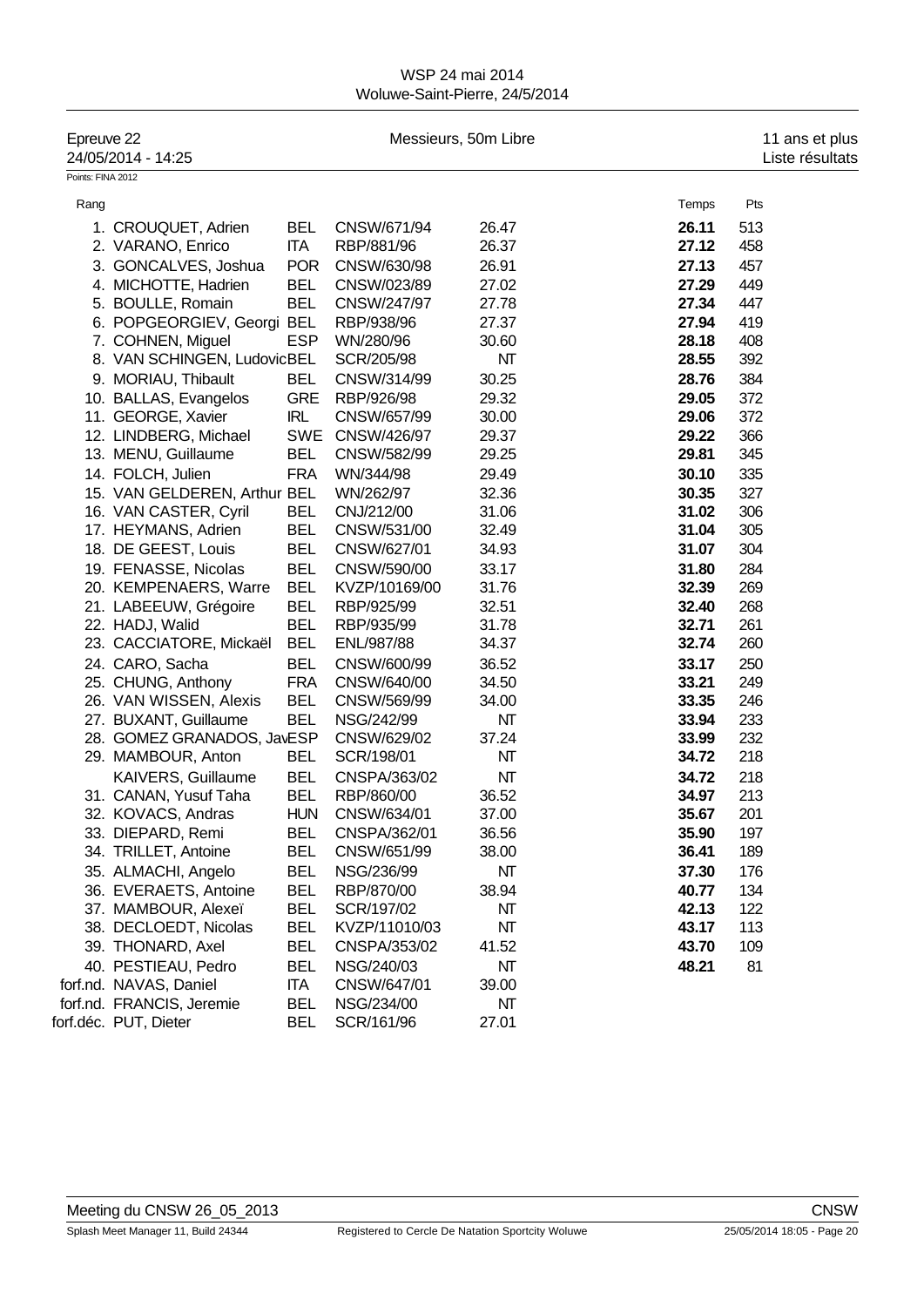WSP 24 mai 2014
Woluwe-Saint-Pierre, 24/5/2014

Epreuve 22 — Messieurs, 50m Libre — 11 ans et plus
24/05/2014 - 14:25 — Liste résultats

Points: FINA 2012

| Rang | Nom | Nat. | Club | | Temps | Pts |
|---|---|---|---|---|---|---|
| 1. | CROUQUET, Adrien | BEL | CNSW/671/94 | 26.47 | **26.11** | 513 |
| 2. | VARANO, Enrico | ITA | RBP/881/96 | 26.37 | **27.12** | 458 |
| 3. | GONCALVES, Joshua | POR | CNSW/630/98 | 26.91 | **27.13** | 457 |
| 4. | MICHOTTE, Hadrien | BEL | CNSW/023/89 | 27.02 | **27.29** | 449 |
| 5. | BOULLE, Romain | BEL | CNSW/247/97 | 27.78 | **27.34** | 447 |
| 6. | POPGEORGIEV, Georgi | BEL | RBP/938/96 | 27.37 | **27.94** | 419 |
| 7. | COHNEN, Miguel | ESP | WN/280/96 | 30.60 | **28.18** | 408 |
| 8. | VAN SCHINGEN, Ludovic | BEL | SCR/205/98 | NT | **28.55** | 392 |
| 9. | MORIAU, Thibault | BEL | CNSW/314/99 | 30.25 | **28.76** | 384 |
| 10. | BALLAS, Evangelos | GRE | RBP/926/98 | 29.32 | **29.05** | 372 |
| 11. | GEORGE, Xavier | IRL | CNSW/657/99 | 30.00 | **29.06** | 372 |
| 12. | LINDBERG, Michael | SWE | CNSW/426/97 | 29.37 | **29.22** | 366 |
| 13. | MENU, Guillaume | BEL | CNSW/582/99 | 29.25 | **29.81** | 345 |
| 14. | FOLCH, Julien | FRA | WN/344/98 | 29.49 | **30.10** | 335 |
| 15. | VAN GELDEREN, Arthur | BEL | WN/262/97 | 32.36 | **30.35** | 327 |
| 16. | VAN CASTER, Cyril | BEL | CNJ/212/00 | 31.06 | **31.02** | 306 |
| 17. | HEYMANS, Adrien | BEL | CNSW/531/00 | 32.49 | **31.04** | 305 |
| 18. | DE GEEST, Louis | BEL | CNSW/627/01 | 34.93 | **31.07** | 304 |
| 19. | FENASSE, Nicolas | BEL | CNSW/590/00 | 33.17 | **31.80** | 284 |
| 20. | KEMPENAERS, Warre | BEL | KVZP/10169/00 | 31.76 | **32.39** | 269 |
| 21. | LABEEUW, Grégoire | BEL | RBP/925/99 | 32.51 | **32.40** | 268 |
| 22. | HADJ, Walid | BEL | RBP/935/99 | 31.78 | **32.71** | 261 |
| 23. | CACCIATORE, Mickaël | BEL | ENL/987/88 | 34.37 | **32.74** | 260 |
| 24. | CARO, Sacha | BEL | CNSW/600/99 | 36.52 | **33.17** | 250 |
| 25. | CHUNG, Anthony | FRA | CNSW/640/00 | 34.50 | **33.21** | 249 |
| 26. | VAN WISSEN, Alexis | BEL | CNSW/569/99 | 34.00 | **33.35** | 246 |
| 27. | BUXANT, Guillaume | BEL | NSG/242/99 | NT | **33.94** | 233 |
| 28. | GOMEZ GRANADOS, Jav | ESP | CNSW/629/02 | 37.24 | **33.99** | 232 |
| 29. | MAMBOUR, Anton | BEL | SCR/198/01 | NT | **34.72** | 218 |
| | KAIVERS, Guillaume | BEL | CNSPA/363/02 | NT | **34.72** | 218 |
| 31. | CANAN, Yusuf Taha | BEL | RBP/860/00 | 36.52 | **34.97** | 213 |
| 32. | KOVACS, Andras | HUN | CNSW/634/01 | 37.00 | **35.67** | 201 |
| 33. | DIEPARD, Remi | BEL | CNSPA/362/01 | 36.56 | **35.90** | 197 |
| 34. | TRILLET, Antoine | BEL | CNSW/651/99 | 38.00 | **36.41** | 189 |
| 35. | ALMACHI, Angelo | BEL | NSG/236/99 | NT | **37.30** | 176 |
| 36. | EVERAETS, Antoine | BEL | RBP/870/00 | 38.94 | **40.77** | 134 |
| 37. | MAMBOUR, Alexeï | BEL | SCR/197/02 | NT | **42.13** | 122 |
| 38. | DECLOEDT, Nicolas | BEL | KVZP/11010/03 | NT | **43.17** | 113 |
| 39. | THONARD, Axel | BEL | CNSPA/353/02 | 41.52 | **43.70** | 109 |
| 40. | PESTIEAU, Pedro | BEL | NSG/240/03 | NT | **48.21** | 81 |
| forf.nd. | NAVAS, Daniel | ITA | CNSW/647/01 | 39.00 | | |
| forf.nd. | FRANCIS, Jeremie | BEL | NSG/234/00 | NT | | |
| forf.déc. | PUT, Dieter | BEL | SCR/161/96 | 27.01 | | |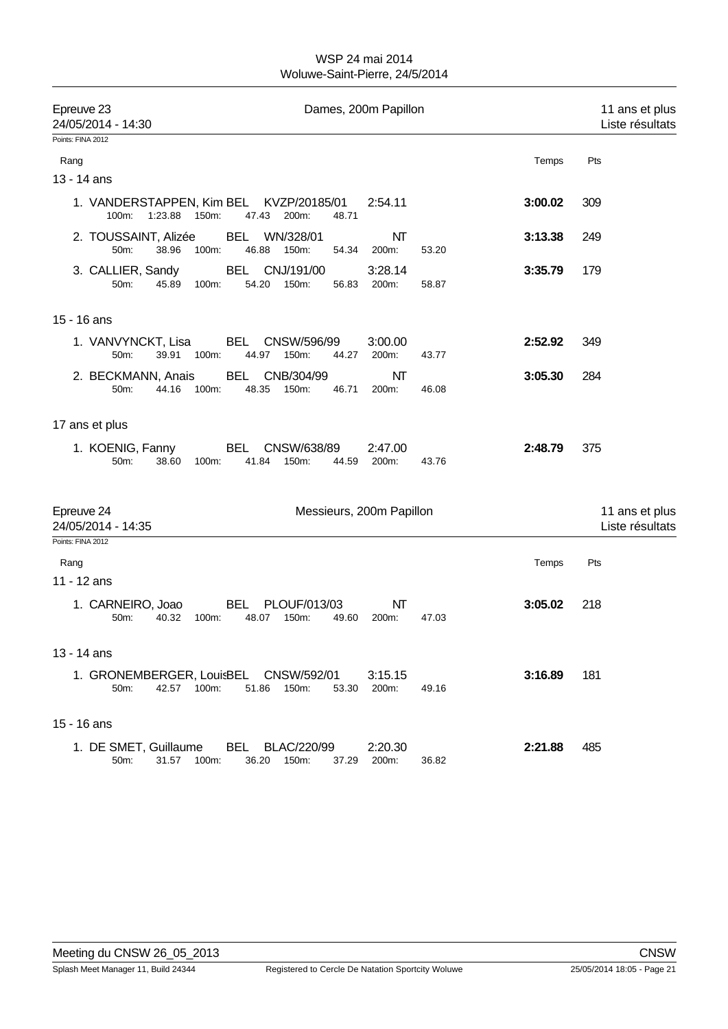## Epreuve 23 — Dames, 200m Papillon — 11 ans et plus

24/05/2014 - 14:30 — Liste résultats

Points: FINA 2012

| Rang | Nom | Nat | Club/ID | Temps d'engagement | Temps | Pts |
|---|---|---|---|---|---|---|
| **13 - 14 ans** | | | | | | |
| 1. | VANDERSTAPPEN, Kim | BEL | KVZP/20185/01 | 2:54.11 | **3:00.02** | 309 |
| | 100m: 1:23.88 150m: 47.43 200m: 48.71 | | | | | |
| 2. | TOUSSAINT, Alizée | BEL | WN/328/01 | NT | **3:13.38** | 249 |
| | 50m: 38.96 100m: 46.88 150m: 54.34 200m: 53.20 | | | | | |
| 3. | CALLIER, Sandy | BEL | CNJ/191/00 | 3:28.14 | **3:35.79** | 179 |
| | 50m: 45.89 100m: 54.20 150m: 56.83 200m: 58.87 | | | | | |
| **15 - 16 ans** | | | | | | |
| 1. | VANVYNCKT, Lisa | BEL | CNSW/596/99 | 3:00.00 | **2:52.92** | 349 |
| | 50m: 39.91 100m: 44.97 150m: 44.27 200m: 43.77 | | | | | |
| 2. | BECKMANN, Anais | BEL | CNB/304/99 | NT | **3:05.30** | 284 |
| | 50m: 44.16 100m: 48.35 150m: 46.71 200m: 46.08 | | | | | |
| **17 ans et plus** | | | | | | |
| 1. | KOENIG, Fanny | BEL | CNSW/638/89 | 2:47.00 | **2:48.79** | 375 |
| | 50m: 38.60 100m: 41.84 150m: 44.59 200m: 43.76 | | | | | |

## Epreuve 24 — Messieurs, 200m Papillon — 11 ans et plus

24/05/2014 - 14:35 — Liste résultats

Points: FINA 2012

| Rang | Nom | Nat | Club/ID | Temps d'engagement | Temps | Pts |
|---|---|---|---|---|---|---|
| **11 - 12 ans** | | | | | | |
| 1. | CARNEIRO, Joao | BEL | PLOUF/013/03 | NT | **3:05.02** | 218 |
| | 50m: 40.32 100m: 48.07 150m: 49.60 200m: 47.03 | | | | | |
| **13 - 14 ans** | | | | | | |
| 1. | GRONEMBERGER, Louis | BEL | CNSW/592/01 | 3:15.15 | **3:16.89** | 181 |
| | 50m: 42.57 100m: 51.86 150m: 53.30 200m: 49.16 | | | | | |
| **15 - 16 ans** | | | | | | |
| 1. | DE SMET, Guillaume | BEL | BLAC/220/99 | 2:20.30 | **2:21.88** | 485 |
| | 50m: 31.57 100m: 36.20 150m: 37.29 200m: 36.82 | | | | | |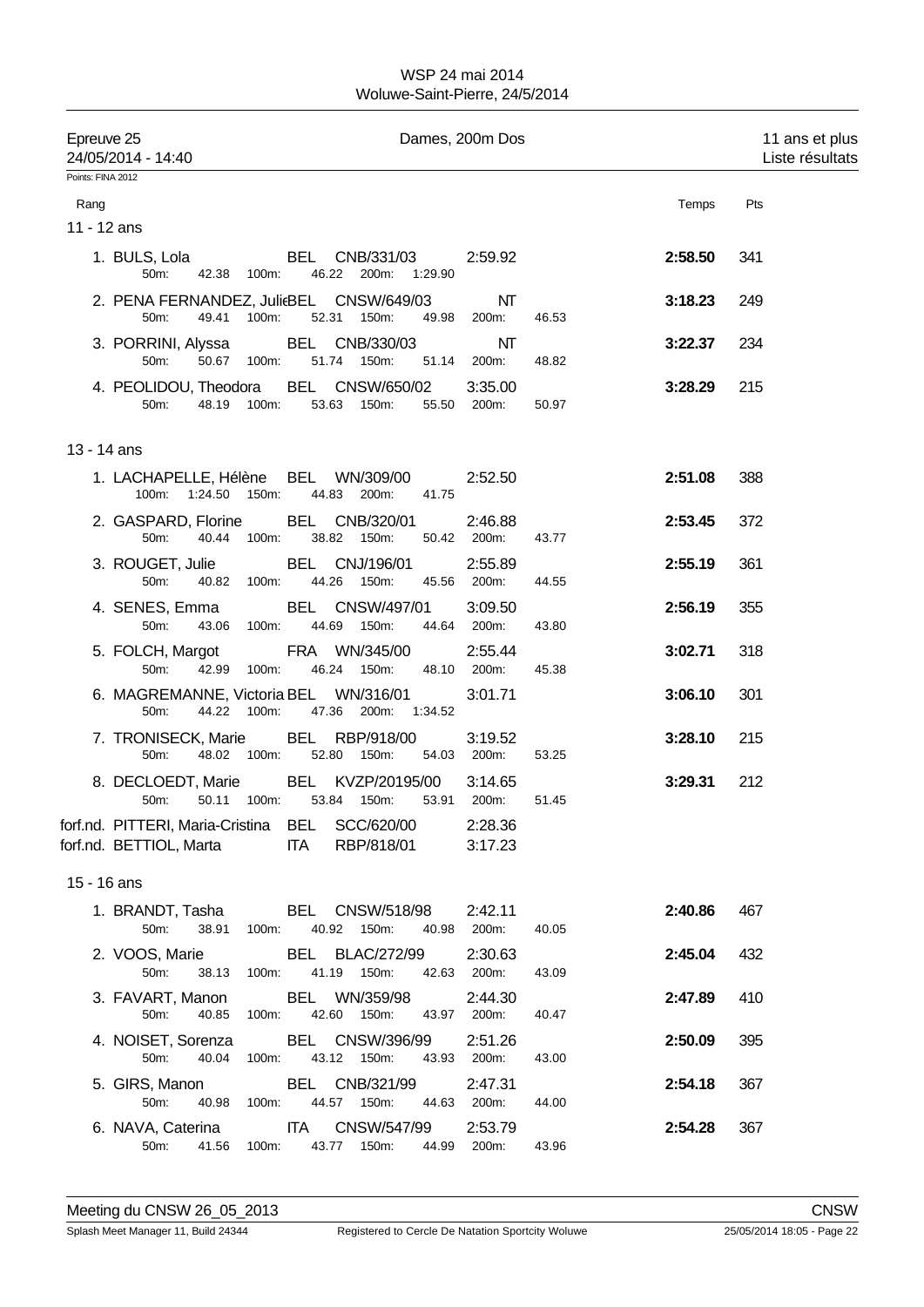WSP 24 mai 2014
Woluwe-Saint-Pierre, 24/5/2014

Epreuve 25 — Dames, 200m Dos — 11 ans et plus
24/05/2014 - 14:40 — Liste résultats

Points: FINA 2012

| Rang | | | | | Temps | Pts |
|---|---|---|---|---|---|---|
| **11 - 12 ans** | | | | | | |
| 1. BULS, Lola | BEL | CNB/331/03 | 2:59.92 | 50m: 42.38 100m: 46.22 200m: 1:29.90 | **2:58.50** | 341 |
| 2. PENA FERNANDEZ, Julie | BEL | CNSW/649/03 | NT | 50m: 49.41 100m: 52.31 150m: 49.98 200m: 46.53 | **3:18.23** | 249 |
| 3. PORRINI, Alyssa | BEL | CNB/330/03 | NT | 50m: 50.67 100m: 51.74 150m: 51.14 200m: 48.82 | **3:22.37** | 234 |
| 4. PEOLIDOU, Theodora | BEL | CNSW/650/02 | 3:35.00 | 50m: 48.19 100m: 53.63 150m: 55.50 200m: 50.97 | **3:28.29** | 215 |
| **13 - 14 ans** | | | | | | |
| 1. LACHAPELLE, Hélène | BEL | WN/309/00 | 2:52.50 | 100m: 1:24.50 150m: 44.83 200m: 41.75 | **2:51.08** | 388 |
| 2. GASPARD, Florine | BEL | CNB/320/01 | 2:46.88 | 50m: 40.44 100m: 38.82 150m: 50.42 200m: 43.77 | **2:53.45** | 372 |
| 3. ROUGET, Julie | BEL | CNJ/196/01 | 2:55.89 | 50m: 40.82 100m: 44.26 150m: 45.56 200m: 44.55 | **2:55.19** | 361 |
| 4. SENES, Emma | BEL | CNSW/497/01 | 3:09.50 | 50m: 43.06 100m: 44.69 150m: 44.64 200m: 43.80 | **2:56.19** | 355 |
| 5. FOLCH, Margot | FRA | WN/345/00 | 2:55.44 | 50m: 42.99 100m: 46.24 150m: 48.10 200m: 45.38 | **3:02.71** | 318 |
| 6. MAGREMANNE, Victoria | BEL | WN/316/01 | 3:01.71 | 50m: 44.22 100m: 47.36 200m: 1:34.52 | **3:06.10** | 301 |
| 7. TRONISECK, Marie | BEL | RBP/918/00 | 3:19.52 | 50m: 48.02 100m: 52.80 150m: 54.03 200m: 53.25 | **3:28.10** | 215 |
| 8. DECLOEDT, Marie | BEL | KVZP/20195/00 | 3:14.65 | 50m: 50.11 100m: 53.84 150m: 53.91 200m: 51.45 | **3:29.31** | 212 |
| forf.nd. PITTERI, Maria-Cristina | BEL | SCC/620/00 | 2:28.36 | | | |
| forf.nd. BETTIOL, Marta | ITA | RBP/818/01 | 3:17.23 | | | |
| **15 - 16 ans** | | | | | | |
| 1. BRANDT, Tasha | BEL | CNSW/518/98 | 2:42.11 | 50m: 38.91 100m: 40.92 150m: 40.98 200m: 40.05 | **2:40.86** | 467 |
| 2. VOOS, Marie | BEL | BLAC/272/99 | 2:30.63 | 50m: 38.13 100m: 41.19 150m: 42.63 200m: 43.09 | **2:45.04** | 432 |
| 3. FAVART, Manon | BEL | WN/359/98 | 2:44.30 | 50m: 40.85 100m: 42.60 150m: 43.97 200m: 40.47 | **2:47.89** | 410 |
| 4. NOISET, Sorenza | BEL | CNSW/396/99 | 2:51.26 | 50m: 40.04 100m: 43.12 150m: 43.93 200m: 43.00 | **2:50.09** | 395 |
| 5. GIRS, Manon | BEL | CNB/321/99 | 2:47.31 | 50m: 40.98 100m: 44.57 150m: 44.63 200m: 44.00 | **2:54.18** | 367 |
| 6. NAVA, Caterina | ITA | CNSW/547/99 | 2:53.79 | 50m: 41.56 100m: 43.77 150m: 44.99 200m: 43.96 | **2:54.28** | 367 |

Meeting du CNSW 26_05_2013 — CNSW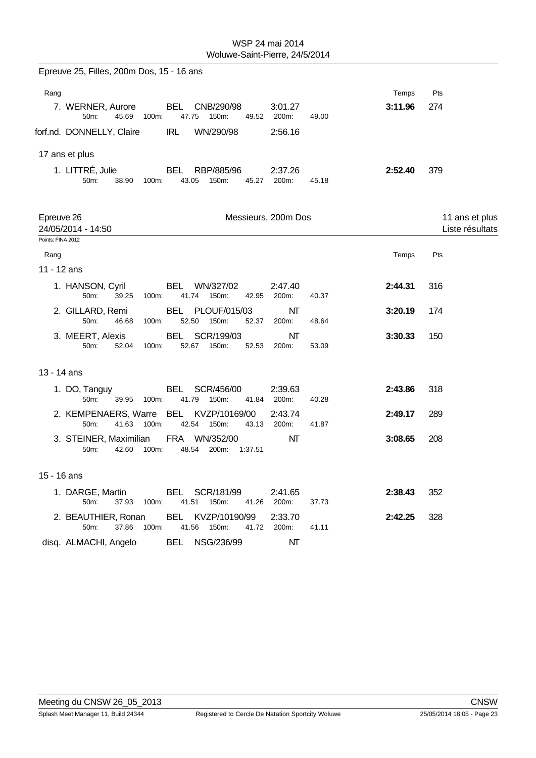Epreuve 25, Filles, 200m Dos, 15 - 16 ans

| Rang | | | | | Temps | Pts |
|---|---|---|---|---|---|---|
| 7. WERNER, Aurore | BEL | CNB/290/98 | 3:01.27 | | **3:11.96** | 274 |
| 50m: 45.69 | 100m: 47.75 | 150m: 49.52 | 200m: 49.00 | | | |
| forf.nd. DONNELLY, Claire | IRL | WN/290/98 | 2:56.16 | | | |

17 ans et plus

| Rang | | | | | Temps | Pts |
|---|---|---|---|---|---|---|
| 1. LITTRÉ, Julie | BEL | RBP/885/96 | 2:37.26 | | **2:52.40** | 379 |
| 50m: 38.90 | 100m: 43.05 | 150m: 45.27 | 200m: 45.18 | | | |

## Epreuve 26 — Messieurs, 200m Dos — 11 ans et plus

24/05/2014 - 14:50 — Liste résultats

Points: FINA 2012

11 - 12 ans

| Rang | | | | | Temps | Pts |
|---|---|---|---|---|---|---|
| 1. HANSON, Cyril | BEL | WN/327/02 | 2:47.40 | | **2:44.31** | 316 |
| 50m: 39.25 | 100m: 41.74 | 150m: 42.95 | 200m: 40.37 | | | |
| 2. GILLARD, Remi | BEL | PLOUF/015/03 | NT | | **3:20.19** | 174 |
| 50m: 46.68 | 100m: 52.50 | 150m: 52.37 | 200m: 48.64 | | | |
| 3. MEERT, Alexis | BEL | SCR/199/03 | NT | | **3:30.33** | 150 |
| 50m: 52.04 | 100m: 52.67 | 150m: 52.53 | 200m: 53.09 | | | |

13 - 14 ans

| Rang | | | | | Temps | Pts |
|---|---|---|---|---|---|---|
| 1. DO, Tanguy | BEL | SCR/456/00 | 2:39.63 | | **2:43.86** | 318 |
| 50m: 39.95 | 100m: 41.79 | 150m: 41.84 | 200m: 40.28 | | | |
| 2. KEMPENAERS, Warre | BEL | KVZP/10169/00 | 2:43.74 | | **2:49.17** | 289 |
| 50m: 41.63 | 100m: 42.54 | 150m: 43.13 | 200m: 41.87 | | | |
| 3. STEINER, Maximilian | FRA | WN/352/00 | NT | | **3:08.65** | 208 |
| 50m: 42.60 | 100m: 48.54 | 200m: 1:37.51 | | | | |

15 - 16 ans

| Rang | | | | | Temps | Pts |
|---|---|---|---|---|---|---|
| 1. DARGE, Martin | BEL | SCR/181/99 | 2:41.65 | | **2:38.43** | 352 |
| 50m: 37.93 | 100m: 41.51 | 150m: 41.26 | 200m: 37.73 | | | |
| 2. BEAUTHIER, Ronan | BEL | KVZP/10190/99 | 2:33.70 | | **2:42.25** | 328 |
| 50m: 37.86 | 100m: 41.56 | 150m: 41.72 | 200m: 41.11 | | | |
| disq. ALMACHI, Angelo | BEL | NSG/236/99 | NT | | | |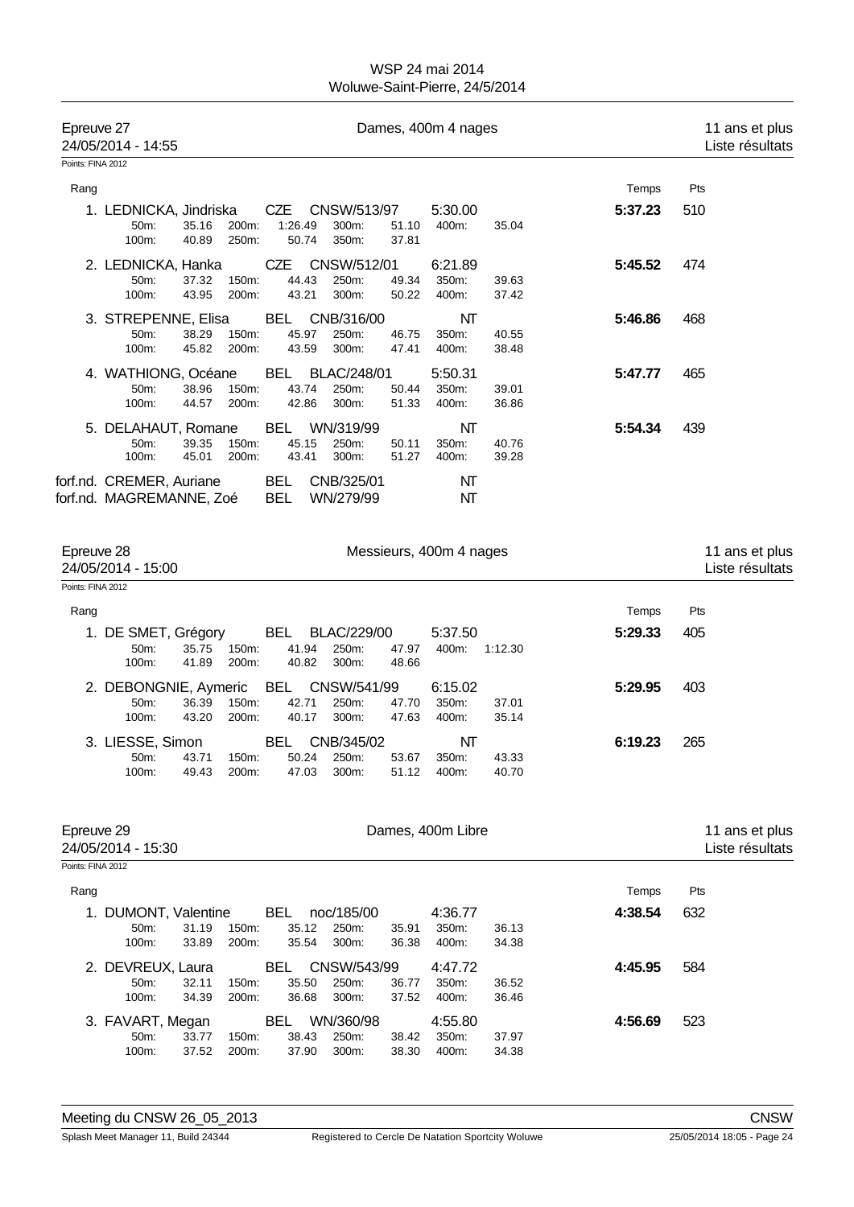## Epreuve 27 — Dames, 400m 4 nages — 11 ans et plus

24/05/2014 - 14:55 — Liste résultats

Points: FINA 2012

| Rang | Nom | Nat | Club/Année | Temps d'engagement | Temps | Pts |
|---|---|---|---|---|---|---|
| 1. | LEDNICKA, Jindriska | CZE | CNSW/513/97 | 5:30.00 | **5:37.23** | 510 |
| | 50m: 35.16 · 100m: 40.89 · 200m: 1:26.49 · 250m: 50.74 · 300m: 51.10 · 350m: 37.81 · 400m: 35.04 | | | | | |
| 2. | LEDNICKA, Hanka | CZE | CNSW/512/01 | 6:21.89 | **5:45.52** | 474 |
| | 50m: 37.32 · 100m: 43.95 · 150m: 44.43 · 200m: 43.21 · 250m: 49.34 · 300m: 50.22 · 350m: 39.63 · 400m: 37.42 | | | | | |
| 3. | STREPENNE, Elisa | BEL | CNB/316/00 | NT | **5:46.86** | 468 |
| | 50m: 38.29 · 100m: 45.82 · 150m: 45.97 · 200m: 43.59 · 250m: 46.75 · 300m: 47.41 · 350m: 40.55 · 400m: 38.48 | | | | | |
| 4. | WATHIONG, Océane | BEL | BLAC/248/01 | 5:50.31 | **5:47.77** | 465 |
| | 50m: 38.96 · 100m: 44.57 · 150m: 43.74 · 200m: 42.86 · 250m: 50.44 · 300m: 51.33 · 350m: 39.01 · 400m: 36.86 | | | | | |
| 5. | DELAHAUT, Romane | BEL | WN/319/99 | NT | **5:54.34** | 439 |
| | 50m: 39.35 · 100m: 45.01 · 150m: 45.15 · 200m: 43.41 · 250m: 50.11 · 300m: 51.27 · 350m: 40.76 · 400m: 39.28 | | | | | |
| forf.nd. | CREMER, Auriane | BEL | CNB/325/01 | NT | | |
| forf.nd. | MAGREMANNE, Zoé | BEL | WN/279/99 | NT | | |

## Epreuve 28 — Messieurs, 400m 4 nages — 11 ans et plus

24/05/2014 - 15:00 — Liste résultats

Points: FINA 2012

| Rang | Nom | Nat | Club/Année | Temps d'engagement | Temps | Pts |
|---|---|---|---|---|---|---|
| 1. | DE SMET, Grégory | BEL | BLAC/229/00 | 5:37.50 | **5:29.33** | 405 |
| | 50m: 35.75 · 100m: 41.89 · 150m: 41.94 · 200m: 40.82 · 250m: 47.97 · 300m: 48.66 · 400m: 1:12.30 | | | | | |
| 2. | DEBONGNIE, Aymeric | BEL | CNSW/541/99 | 6:15.02 | **5:29.95** | 403 |
| | 50m: 36.39 · 100m: 43.20 · 150m: 42.71 · 200m: 40.17 · 250m: 47.70 · 300m: 47.63 · 350m: 37.01 · 400m: 35.14 | | | | | |
| 3. | LIESSE, Simon | BEL | CNB/345/02 | NT | **6:19.23** | 265 |
| | 50m: 43.71 · 100m: 49.43 · 150m: 50.24 · 200m: 47.03 · 250m: 53.67 · 300m: 51.12 · 350m: 43.33 · 400m: 40.70 | | | | | |

## Epreuve 29 — Dames, 400m Libre — 11 ans et plus

24/05/2014 - 15:30 — Liste résultats

Points: FINA 2012

| Rang | Nom | Nat | Club/Année | Temps d'engagement | Temps | Pts |
|---|---|---|---|---|---|---|
| 1. | DUMONT, Valentine | BEL | noc/185/00 | 4:36.77 | **4:38.54** | 632 |
| | 50m: 31.19 · 100m: 33.89 · 150m: 35.12 · 200m: 35.54 · 250m: 35.91 · 300m: 36.38 · 350m: 36.13 · 400m: 34.38 | | | | | |
| 2. | DEVREUX, Laura | BEL | CNSW/543/99 | 4:47.72 | **4:45.95** | 584 |
| | 50m: 32.11 · 100m: 34.39 · 150m: 35.50 · 200m: 36.68 · 250m: 36.77 · 300m: 37.52 · 350m: 36.52 · 400m: 36.46 | | | | | |
| 3. | FAVART, Megan | BEL | WN/360/98 | 4:55.80 | **4:56.69** | 523 |
| | 50m: 33.77 · 100m: 37.52 · 150m: 38.43 · 200m: 37.90 · 250m: 38.42 · 300m: 38.30 · 350m: 37.97 · 400m: 34.38 | | | | | |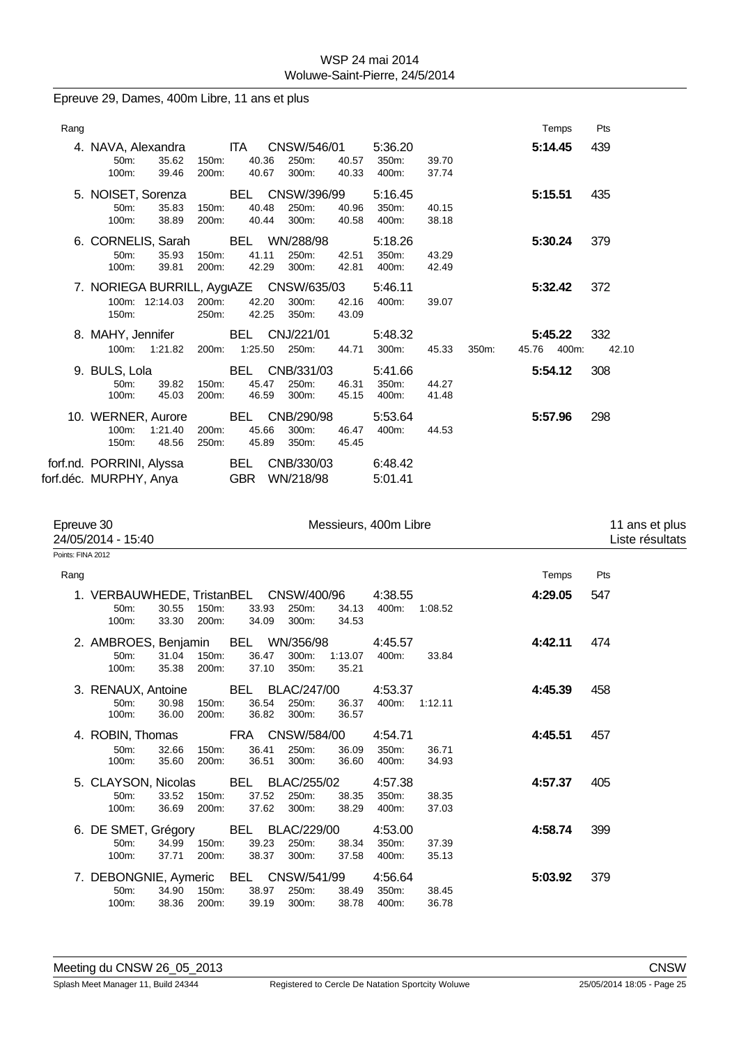## Epreuve 29, Dames, 400m Libre, 11 ans et plus

| Rang | Nom | Nat | Club | Engagement | Temps | Pts |
|---|---|---|---|---|---|---|
| 4. | NAVA, Alexandra | ITA | CNSW/546/01 | 5:36.20 | **5:14.45** | 439 |
| | 50m: 35.62 150m: 40.36 250m: 40.57 350m: 39.70 | | | | | |
| | 100m: 39.46 200m: 40.67 300m: 40.33 400m: 37.74 | | | | | |
| 5. | NOISET, Sorenza | BEL | CNSW/396/99 | 5:16.45 | **5:15.51** | 435 |
| | 50m: 35.83 150m: 40.48 250m: 40.96 350m: 40.15 | | | | | |
| | 100m: 38.89 200m: 40.44 300m: 40.58 400m: 38.18 | | | | | |
| 6. | CORNELIS, Sarah | BEL | WN/288/98 | 5:18.26 | **5:30.24** | 379 |
| | 50m: 35.93 150m: 41.11 250m: 42.51 350m: 43.29 | | | | | |
| | 100m: 39.81 200m: 42.29 300m: 42.81 400m: 42.49 | | | | | |
| 7. | NORIEGA BURRILL, Aygu | AZE | CNSW/635/03 | 5:46.11 | **5:32.42** | 372 |
| | 100m: 12:14.03 200m: 42.20 300m: 42.16 400m: 39.07 | | | | | |
| | 150m: 250m: 42.25 350m: 43.09 | | | | | |
| 8. | MAHY, Jennifer | BEL | CNJ/221/01 | 5:48.32 | **5:45.22** | 332 |
| | 100m: 1:21.82 200m: 1:25.50 250m: 44.71 300m: 45.33 350m: 45.76 400m: 42.10 | | | | | |
| 9. | BULS, Lola | BEL | CNB/331/03 | 5:41.66 | **5:54.12** | 308 |
| | 50m: 39.82 150m: 45.47 250m: 46.31 350m: 44.27 | | | | | |
| | 100m: 45.03 200m: 46.59 300m: 45.15 400m: 41.48 | | | | | |
| 10. | WERNER, Aurore | BEL | CNB/290/98 | 5:53.64 | **5:57.96** | 298 |
| | 100m: 1:21.40 200m: 45.66 300m: 46.47 400m: 44.53 | | | | | |
| | 150m: 48.56 250m: 45.89 350m: 45.45 | | | | | |
| forf.nd. | PORRINI, Alyssa | BEL | CNB/330/03 | 6:48.42 | | |
| forf.déc. | MURPHY, Anya | GBR | WN/218/98 | 5:01.41 | | |

## Epreuve 30 — Messieurs, 400m Libre — 11 ans et plus

24/05/2014 - 15:40 — Liste résultats

Points: FINA 2012

| Rang | Nom | Nat | Club | Engagement | Temps | Pts |
|---|---|---|---|---|---|---|
| 1. | VERBAUWHEDE, Tristan | BEL | CNSW/400/96 | 4:38.55 | **4:29.05** | 547 |
| | 50m: 30.55 150m: 33.93 250m: 34.13 400m: 1:08.52 | | | | | |
| | 100m: 33.30 200m: 34.09 300m: 34.53 | | | | | |
| 2. | AMBROES, Benjamin | BEL | WN/356/98 | 4:45.57 | **4:42.11** | 474 |
| | 50m: 31.04 150m: 36.47 300m: 1:13.07 400m: 33.84 | | | | | |
| | 100m: 35.38 200m: 37.10 350m: 35.21 | | | | | |
| 3. | RENAUX, Antoine | BEL | BLAC/247/00 | 4:53.37 | **4:45.39** | 458 |
| | 50m: 30.98 150m: 36.54 250m: 36.37 400m: 1:12.11 | | | | | |
| | 100m: 36.00 200m: 36.82 300m: 36.57 | | | | | |
| 4. | ROBIN, Thomas | FRA | CNSW/584/00 | 4:54.71 | **4:45.51** | 457 |
| | 50m: 32.66 150m: 36.41 250m: 36.09 350m: 36.71 | | | | | |
| | 100m: 35.60 200m: 36.51 300m: 36.60 400m: 34.93 | | | | | |
| 5. | CLAYSON, Nicolas | BEL | BLAC/255/02 | 4:57.38 | **4:57.37** | 405 |
| | 50m: 33.52 150m: 37.52 250m: 38.35 350m: 38.35 | | | | | |
| | 100m: 36.69 200m: 37.62 300m: 38.29 400m: 37.03 | | | | | |
| 6. | DE SMET, Grégory | BEL | BLAC/229/00 | 4:53.00 | **4:58.74** | 399 |
| | 50m: 34.99 150m: 39.23 250m: 38.34 350m: 37.39 | | | | | |
| | 100m: 37.71 200m: 38.37 300m: 37.58 400m: 35.13 | | | | | |
| 7. | DEBONGNIE, Aymeric | BEL | CNSW/541/99 | 4:56.64 | **5:03.92** | 379 |
| | 50m: 34.90 150m: 38.97 250m: 38.49 350m: 38.45 | | | | | |
| | 100m: 38.36 200m: 39.19 300m: 38.78 400m: 36.78 | | | | | |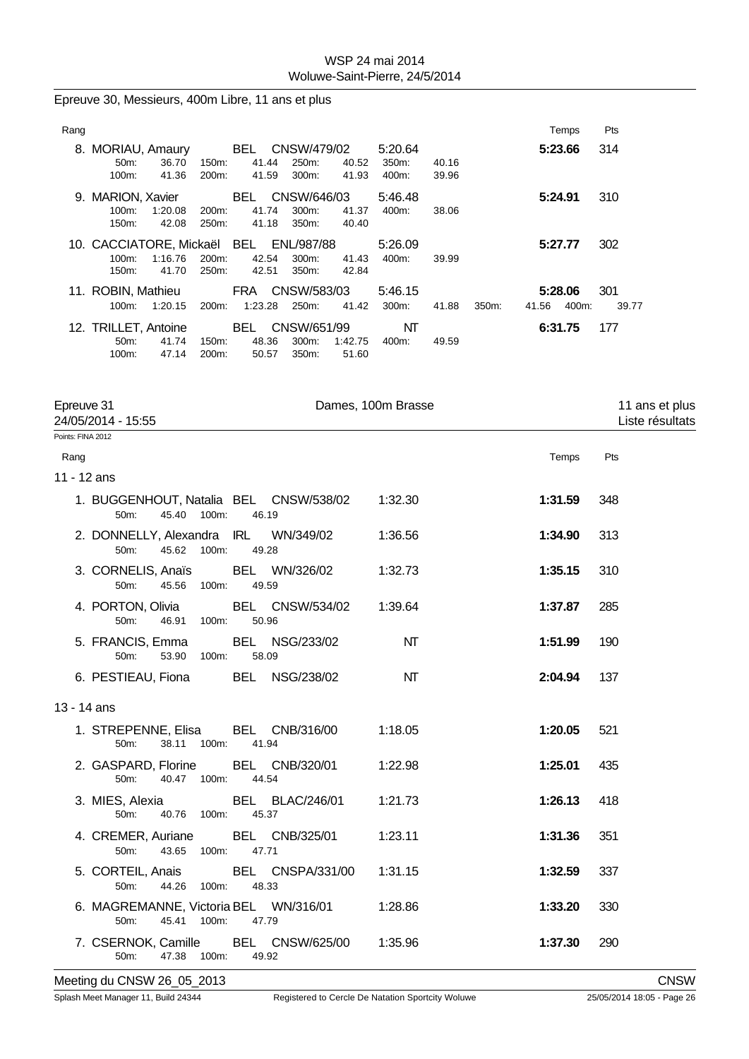Epreuve 30, Messieurs, 400m Libre, 11 ans et plus

| Rang | | | | | Temps | Pts |
|---|---|---|---|---|---|---|
| 8. | MORIAU, Amaury | BEL | CNSW/479/02 | 5:20.64 | **5:23.66** | 314 |
| | 50m: 36.70 150m: 41.44 250m: 40.52 350m: 40.16 | | | | | |
| | 100m: 41.36 200m: 41.59 300m: 41.93 400m: 39.96 | | | | | |
| 9. | MARION, Xavier | BEL | CNSW/646/03 | 5:46.48 | **5:24.91** | 310 |
| | 100m: 1:20.08 200m: 41.74 300m: 41.37 400m: 38.06 | | | | | |
| | 150m: 42.08 250m: 41.18 350m: 40.40 | | | | | |
| 10. | CACCIATORE, Mickaël | BEL | ENL/987/88 | 5:26.09 | **5:27.77** | 302 |
| | 100m: 1:16.76 200m: 42.54 300m: 41.43 400m: 39.99 | | | | | |
| | 150m: 41.70 250m: 42.51 350m: 42.84 | | | | | |
| 11. | ROBIN, Mathieu | FRA | CNSW/583/03 | 5:46.15 | **5:28.06** | 301 |
| | 100m: 1:20.15 200m: 1:23.28 250m: 41.42 300m: 41.88 350m: 41.56 400m: 39.77 | | | | | |
| 12. | TRILLET, Antoine | BEL | CNSW/651/99 | NT | **6:31.75** | 177 |
| | 50m: 41.74 150m: 48.36 300m: 1:42.75 400m: 49.59 | | | | | |
| | 100m: 47.14 200m: 50.57 350m: 51.60 | | | | | |

## Epreuve 31 — Dames, 100m Brasse — 11 ans et plus

24/05/2014 - 15:55 — Liste résultats

Points: FINA 2012

### 11 - 12 ans

| Rang | | | | | Temps | Pts |
|---|---|---|---|---|---|---|
| 1. | BUGGENHOUT, Natalia | BEL | CNSW/538/02 | 1:32.30 | **1:31.59** | 348 |
| | 50m: 45.40 100m: 46.19 | | | | | |
| 2. | DONNELLY, Alexandra | IRL | WN/349/02 | 1:36.56 | **1:34.90** | 313 |
| | 50m: 45.62 100m: 49.28 | | | | | |
| 3. | CORNELIS, Anaïs | BEL | WN/326/02 | 1:32.73 | **1:35.15** | 310 |
| | 50m: 45.56 100m: 49.59 | | | | | |
| 4. | PORTON, Olivia | BEL | CNSW/534/02 | 1:39.64 | **1:37.87** | 285 |
| | 50m: 46.91 100m: 50.96 | | | | | |
| 5. | FRANCIS, Emma | BEL | NSG/233/02 | NT | **1:51.99** | 190 |
| | 50m: 53.90 100m: 58.09 | | | | | |
| 6. | PESTIEAU, Fiona | BEL | NSG/238/02 | NT | **2:04.94** | 137 |

### 13 - 14 ans

| Rang | | | | | Temps | Pts |
|---|---|---|---|---|---|---|
| 1. | STREPENNE, Elisa | BEL | CNB/316/00 | 1:18.05 | **1:20.05** | 521 |
| | 50m: 38.11 100m: 41.94 | | | | | |
| 2. | GASPARD, Florine | BEL | CNB/320/01 | 1:22.98 | **1:25.01** | 435 |
| | 50m: 40.47 100m: 44.54 | | | | | |
| 3. | MIES, Alexia | BEL | BLAC/246/01 | 1:21.73 | **1:26.13** | 418 |
| | 50m: 40.76 100m: 45.37 | | | | | |
| 4. | CREMER, Auriane | BEL | CNB/325/01 | 1:23.11 | **1:31.36** | 351 |
| | 50m: 43.65 100m: 47.71 | | | | | |
| 5. | CORTEIL, Anais | BEL | CNSPA/331/00 | 1:31.15 | **1:32.59** | 337 |
| | 50m: 44.26 100m: 48.33 | | | | | |
| 6. | MAGREMANNE, Victoria | BEL | WN/316/01 | 1:28.86 | **1:33.20** | 330 |
| | 50m: 45.41 100m: 47.79 | | | | | |
| 7. | CSERNOK, Camille | BEL | CNSW/625/00 | 1:35.96 | **1:37.30** | 290 |
| | 50m: 47.38 100m: 49.92 | | | | | |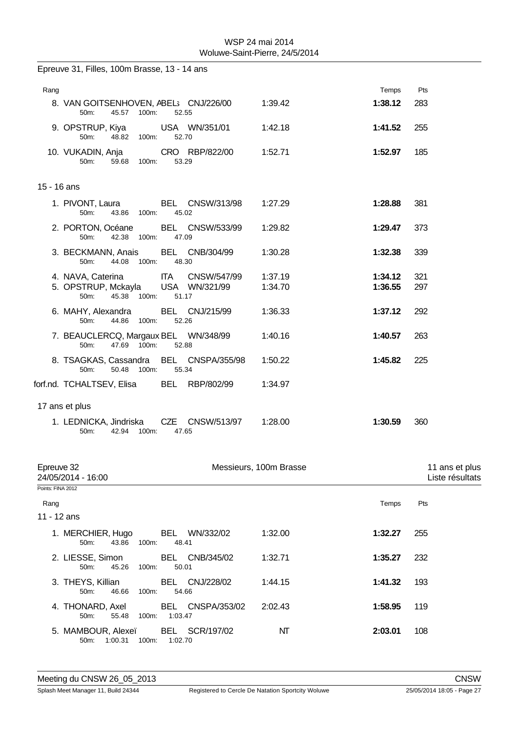Epreuve 31, Filles, 100m Brasse, 13 - 14 ans

| Rang | | | | Temps | Pts |
|---|---|---|---|---|---|
| 8. VAN GOITSENHOVEN, ABEL: | CNJ/226/00 | 1:39.42 | | **1:38.12** | 283 |
| 50m: 45.57 100m: 52.55 | | | | | |
| 9. OPSTRUP, Kiya | USA WN/351/01 | 1:42.18 | | **1:41.52** | 255 |
| 50m: 48.82 100m: 52.70 | | | | | |
| 10. VUKADIN, Anja | CRO RBP/822/00 | 1:52.71 | | **1:52.97** | 185 |
| 50m: 59.68 100m: 53.29 | | | | | |

15 - 16 ans

| Rang | | | | Temps | Pts |
|---|---|---|---|---|---|
| 1. PIVONT, Laura | BEL CNSW/313/98 | 1:27.29 | | **1:28.88** | 381 |
| 50m: 43.86 100m: 45.02 | | | | | |
| 2. PORTON, Océane | BEL CNSW/533/99 | 1:29.82 | | **1:29.47** | 373 |
| 50m: 42.38 100m: 47.09 | | | | | |
| 3. BECKMANN, Anais | BEL CNB/304/99 | 1:30.28 | | **1:32.38** | 339 |
| 50m: 44.08 100m: 48.30 | | | | | |
| 4. NAVA, Caterina | ITA CNSW/547/99 | 1:37.19 | | **1:34.12** | 321 |
| 5. OPSTRUP, Mckayla | USA WN/321/99 | 1:34.70 | | **1:36.55** | 297 |
| 50m: 45.38 100m: 51.17 | | | | | |
| 6. MAHY, Alexandra | BEL CNJ/215/99 | 1:36.33 | | **1:37.12** | 292 |
| 50m: 44.86 100m: 52.26 | | | | | |
| 7. BEAUCLERCQ, Margaux | BEL WN/348/99 | 1:40.16 | | **1:40.57** | 263 |
| 50m: 47.69 100m: 52.88 | | | | | |
| 8. TSAGKAS, Cassandra | BEL CNSPA/355/98 | 1:50.22 | | **1:45.82** | 225 |
| 50m: 50.48 100m: 55.34 | | | | | |
| forf.nd. TCHALTSEV, Elisa | BEL RBP/802/99 | 1:34.97 | | | |

17 ans et plus

| Rang | | | | Temps | Pts |
|---|---|---|---|---|---|
| 1. LEDNICKA, Jindriska | CZE CNSW/513/97 | 1:28.00 | | **1:30.59** | 360 |
| 50m: 42.94 100m: 47.65 | | | | | |

## Epreuve 32 — Messieurs, 100m Brasse — 11 ans et plus

24/05/2014 - 16:00 — Liste résultats

Points: FINA 2012

11 - 12 ans

| Rang | | | | Temps | Pts |
|---|---|---|---|---|---|
| 1. MERCHIER, Hugo | BEL WN/332/02 | 1:32.00 | | **1:32.27** | 255 |
| 50m: 43.86 100m: 48.41 | | | | | |
| 2. LIESSE, Simon | BEL CNB/345/02 | 1:32.71 | | **1:35.27** | 232 |
| 50m: 45.26 100m: 50.01 | | | | | |
| 3. THEYS, Killian | BEL CNJ/228/02 | 1:44.15 | | **1:41.32** | 193 |
| 50m: 46.66 100m: 54.66 | | | | | |
| 4. THONARD, Axel | BEL CNSPA/353/02 | 2:02.43 | | **1:58.95** | 119 |
| 50m: 55.48 100m: 1:03.47 | | | | | |
| 5. MAMBOUR, Alexeï | BEL SCR/197/02 | NT | | **2:03.01** | 108 |
| 50m: 1:00.31 100m: 1:02.70 | | | | | |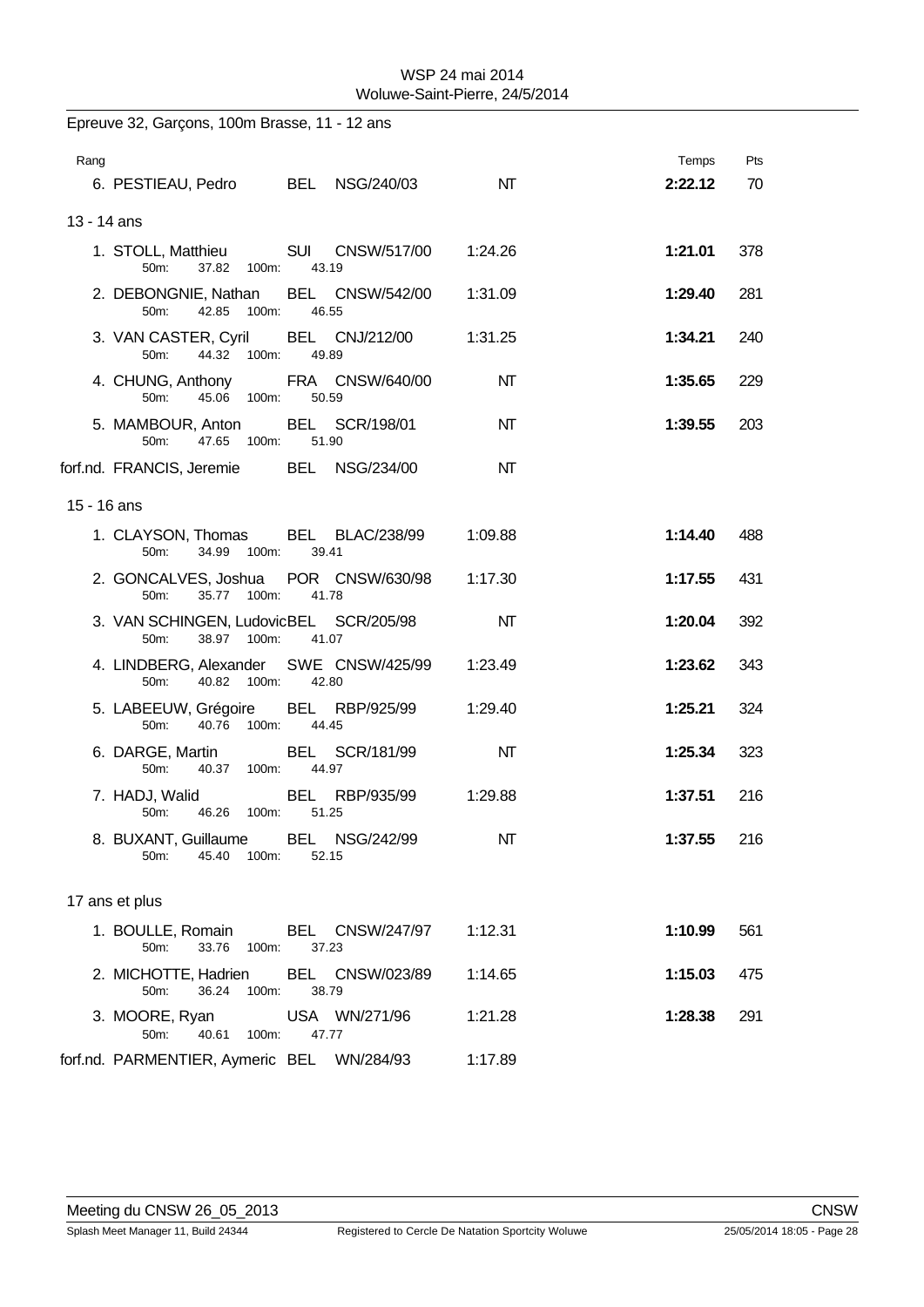Epreuve 32, Garçons, 100m Brasse, 11 - 12 ans

| Rang | Nom | Nat. | Club | Temps d'engagement | Temps | Pts |
|---|---|---|---|---|---|---|
| 6. | PESTIEAU, Pedro | BEL | NSG/240/03 | NT | **2:22.12** | 70 |

13 - 14 ans

| Rang | Nom | Nat. | Club | Temps d'engagement | Temps | Pts |
|---|---|---|---|---|---|---|
| 1. | STOLL, Matthieu<br>50m: 37.82 100m: 43.19 | SUI | CNSW/517/00 | 1:24.26 | **1:21.01** | 378 |
| 2. | DEBONGNIE, Nathan<br>50m: 42.85 100m: 46.55 | BEL | CNSW/542/00 | 1:31.09 | **1:29.40** | 281 |
| 3. | VAN CASTER, Cyril<br>50m: 44.32 100m: 49.89 | BEL | CNJ/212/00 | 1:31.25 | **1:34.21** | 240 |
| 4. | CHUNG, Anthony<br>50m: 45.06 100m: 50.59 | FRA | CNSW/640/00 | NT | **1:35.65** | 229 |
| 5. | MAMBOUR, Anton<br>50m: 47.65 100m: 51.90 | BEL | SCR/198/01 | NT | **1:39.55** | 203 |
| forf.nd. | FRANCIS, Jeremie | BEL | NSG/234/00 | NT | | |

15 - 16 ans

| Rang | Nom | Nat. | Club | Temps d'engagement | Temps | Pts |
|---|---|---|---|---|---|---|
| 1. | CLAYSON, Thomas<br>50m: 34.99 100m: 39.41 | BEL | BLAC/238/99 | 1:09.88 | **1:14.40** | 488 |
| 2. | GONCALVES, Joshua<br>50m: 35.77 100m: 41.78 | POR | CNSW/630/98 | 1:17.30 | **1:17.55** | 431 |
| 3. | VAN SCHINGEN, Ludovic<br>50m: 38.97 100m: 41.07 | BEL | SCR/205/98 | NT | **1:20.04** | 392 |
| 4. | LINDBERG, Alexander<br>50m: 40.82 100m: 42.80 | SWE | CNSW/425/99 | 1:23.49 | **1:23.62** | 343 |
| 5. | LABEEUW, Grégoire<br>50m: 40.76 100m: 44.45 | BEL | RBP/925/99 | 1:29.40 | **1:25.21** | 324 |
| 6. | DARGE, Martin<br>50m: 40.37 100m: 44.97 | BEL | SCR/181/99 | NT | **1:25.34** | 323 |
| 7. | HADJ, Walid<br>50m: 46.26 100m: 51.25 | BEL | RBP/935/99 | 1:29.88 | **1:37.51** | 216 |
| 8. | BUXANT, Guillaume<br>50m: 45.40 100m: 52.15 | BEL | NSG/242/99 | NT | **1:37.55** | 216 |

17 ans et plus

| Rang | Nom | Nat. | Club | Temps d'engagement | Temps | Pts |
|---|---|---|---|---|---|---|
| 1. | BOULLE, Romain<br>50m: 33.76 100m: 37.23 | BEL | CNSW/247/97 | 1:12.31 | **1:10.99** | 561 |
| 2. | MICHOTTE, Hadrien<br>50m: 36.24 100m: 38.79 | BEL | CNSW/023/89 | 1:14.65 | **1:15.03** | 475 |
| 3. | MOORE, Ryan<br>50m: 40.61 100m: 47.77 | USA | WN/271/96 | 1:21.28 | **1:28.38** | 291 |
| forf.nd. | PARMENTIER, Aymeric | BEL | WN/284/93 | 1:17.89 | | |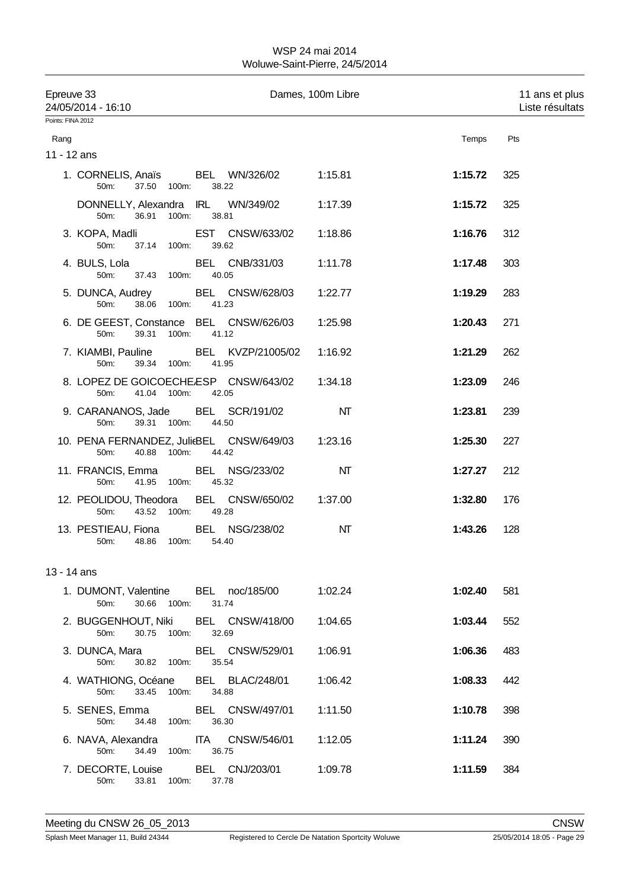WSP 24 mai 2014
Woluwe-Saint-Pierre, 24/5/2014

Epreuve 33 — Dames, 100m Libre — 11 ans et plus
24/05/2014 - 16:10 — Liste résultats

Points: FINA 2012

### 11 - 12 ans

| Rang | Nom | Nat | Club | Temps d'engagement | 50m | 100m | Temps | Pts |
|---|---|---|---|---|---|---|---|---|
| 1. | CORNELIS, Anaïs | BEL | WN/326/02 | 1:15.81 | 37.50 | 38.22 | **1:15.72** | 325 |
| | DONNELLY, Alexandra | IRL | WN/349/02 | 1:17.39 | 36.91 | 38.81 | **1:15.72** | 325 |
| 3. | KOPA, Madli | EST | CNSW/633/02 | 1:18.86 | 37.14 | 39.62 | **1:16.76** | 312 |
| 4. | BULS, Lola | BEL | CNB/331/03 | 1:11.78 | 37.43 | 40.05 | **1:17.48** | 303 |
| 5. | DUNCA, Audrey | BEL | CNSW/628/03 | 1:22.77 | 38.06 | 41.23 | **1:19.29** | 283 |
| 6. | DE GEEST, Constance | BEL | CNSW/626/03 | 1:25.98 | 39.31 | 41.12 | **1:20.43** | 271 |
| 7. | KIAMBI, Pauline | BEL | KVZP/21005/02 | 1:16.92 | 39.34 | 41.95 | **1:21.29** | 262 |
| 8. | LOPEZ DE GOICOECHE | ESP | CNSW/643/02 | 1:34.18 | 41.04 | 42.05 | **1:23.09** | 246 |
| 9. | CARANANOS, Jade | BEL | SCR/191/02 | NT | 39.31 | 44.50 | **1:23.81** | 239 |
| 10. | PENA FERNANDEZ, Julie | BEL | CNSW/649/03 | 1:23.16 | 40.88 | 44.42 | **1:25.30** | 227 |
| 11. | FRANCIS, Emma | BEL | NSG/233/02 | NT | 41.95 | 45.32 | **1:27.27** | 212 |
| 12. | PEOLIDOU, Theodora | BEL | CNSW/650/02 | 1:37.00 | 43.52 | 49.28 | **1:32.80** | 176 |
| 13. | PESTIEAU, Fiona | BEL | NSG/238/02 | NT | 48.86 | 54.40 | **1:43.26** | 128 |

### 13 - 14 ans

| Rang | Nom | Nat | Club | Temps d'engagement | 50m | 100m | Temps | Pts |
|---|---|---|---|---|---|---|---|---|
| 1. | DUMONT, Valentine | BEL | noc/185/00 | 1:02.24 | 30.66 | 31.74 | **1:02.40** | 581 |
| 2. | BUGGENHOUT, Niki | BEL | CNSW/418/00 | 1:04.65 | 30.75 | 32.69 | **1:03.44** | 552 |
| 3. | DUNCA, Mara | BEL | CNSW/529/01 | 1:06.91 | 30.82 | 35.54 | **1:06.36** | 483 |
| 4. | WATHIONG, Océane | BEL | BLAC/248/01 | 1:06.42 | 33.45 | 34.88 | **1:08.33** | 442 |
| 5. | SENES, Emma | BEL | CNSW/497/01 | 1:11.50 | 34.48 | 36.30 | **1:10.78** | 398 |
| 6. | NAVA, Alexandra | ITA | CNSW/546/01 | 1:12.05 | 34.49 | 36.75 | **1:11.24** | 390 |
| 7. | DECORTE, Louise | BEL | CNJ/203/01 | 1:09.78 | 33.81 | 37.78 | **1:11.59** | 384 |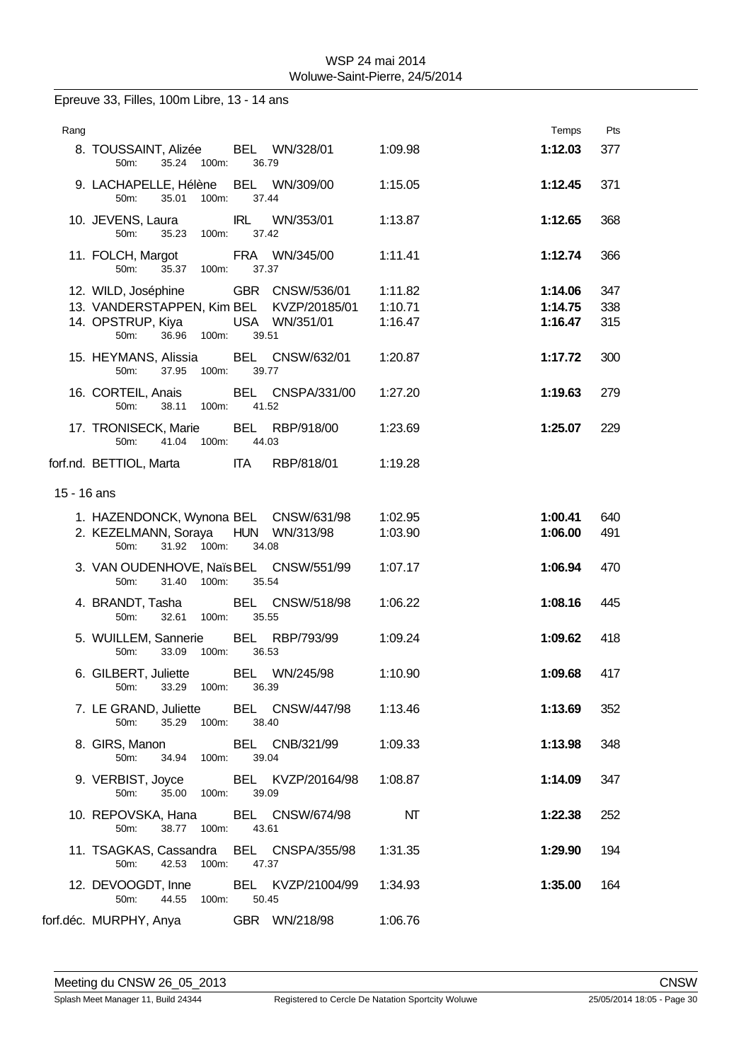Epreuve 33, Filles, 100m Libre, 13 - 14 ans

| Rang | Nom | Nat | Club | Temps d'engagement | Temps | Pts |
|---|---|---|---|---|---|---|
| 8. | TOUSSAINT, Alizée | BEL | WN/328/01 | 1:09.98 | **1:12.03** | 377 |
| | 50m: 35.24 100m: 36.79 | | | | | |
| 9. | LACHAPELLE, Hélène | BEL | WN/309/00 | 1:15.05 | **1:12.45** | 371 |
| | 50m: 35.01 100m: 37.44 | | | | | |
| 10. | JEVENS, Laura | IRL | WN/353/01 | 1:13.87 | **1:12.65** | 368 |
| | 50m: 35.23 100m: 37.42 | | | | | |
| 11. | FOLCH, Margot | FRA | WN/345/00 | 1:11.41 | **1:12.74** | 366 |
| | 50m: 35.37 100m: 37.37 | | | | | |
| 12. | WILD, Joséphine | GBR | CNSW/536/01 | 1:11.82 | **1:14.06** | 347 |
| 13. | VANDERSTAPPEN, Kim | BEL | KVZP/20185/01 | 1:10.71 | **1:14.75** | 338 |
| 14. | OPSTRUP, Kiya | USA | WN/351/01 | 1:16.47 | **1:16.47** | 315 |
| | 50m: 36.96 100m: 39.51 | | | | | |
| 15. | HEYMANS, Alissia | BEL | CNSW/632/01 | 1:20.87 | **1:17.72** | 300 |
| | 50m: 37.95 100m: 39.77 | | | | | |
| 16. | CORTEIL, Anais | BEL | CNSPA/331/00 | 1:27.20 | **1:19.63** | 279 |
| | 50m: 38.11 100m: 41.52 | | | | | |
| 17. | TRONISECK, Marie | BEL | RBP/918/00 | 1:23.69 | **1:25.07** | 229 |
| | 50m: 41.04 100m: 44.03 | | | | | |
| forf.nd. | BETTIOL, Marta | ITA | RBP/818/01 | 1:19.28 | | |

15 - 16 ans

| Rang | Nom | Nat | Club | Temps d'engagement | Temps | Pts |
|---|---|---|---|---|---|---|
| 1. | HAZENDONCK, Wynona | BEL | CNSW/631/98 | 1:02.95 | **1:00.41** | 640 |
| 2. | KEZELMANN, Soraya | HUN | WN/313/98 | 1:03.90 | **1:06.00** | 491 |
| | 50m: 31.92 100m: 34.08 | | | | | |
| 3. | VAN OUDENHOVE, Naïs | BEL | CNSW/551/99 | 1:07.17 | **1:06.94** | 470 |
| | 50m: 31.40 100m: 35.54 | | | | | |
| 4. | BRANDT, Tasha | BEL | CNSW/518/98 | 1:06.22 | **1:08.16** | 445 |
| | 50m: 32.61 100m: 35.55 | | | | | |
| 5. | WUILLEM, Sannerie | BEL | RBP/793/99 | 1:09.24 | **1:09.62** | 418 |
| | 50m: 33.09 100m: 36.53 | | | | | |
| 6. | GILBERT, Juliette | BEL | WN/245/98 | 1:10.90 | **1:09.68** | 417 |
| | 50m: 33.29 100m: 36.39 | | | | | |
| 7. | LE GRAND, Juliette | BEL | CNSW/447/98 | 1:13.46 | **1:13.69** | 352 |
| | 50m: 35.29 100m: 38.40 | | | | | |
| 8. | GIRS, Manon | BEL | CNB/321/99 | 1:09.33 | **1:13.98** | 348 |
| | 50m: 34.94 100m: 39.04 | | | | | |
| 9. | VERBIST, Joyce | BEL | KVZP/20164/98 | 1:08.87 | **1:14.09** | 347 |
| | 50m: 35.00 100m: 39.09 | | | | | |
| 10. | REPOVSKA, Hana | BEL | CNSW/674/98 | NT | **1:22.38** | 252 |
| | 50m: 38.77 100m: 43.61 | | | | | |
| 11. | TSAGKAS, Cassandra | BEL | CNSPA/355/98 | 1:31.35 | **1:29.90** | 194 |
| | 50m: 42.53 100m: 47.37 | | | | | |
| 12. | DEVOOGDT, Inne | BEL | KVZP/21004/99 | 1:34.93 | **1:35.00** | 164 |
| | 50m: 44.55 100m: 50.45 | | | | | |
| forf.déc. | MURPHY, Anya | GBR | WN/218/98 | 1:06.76 | | |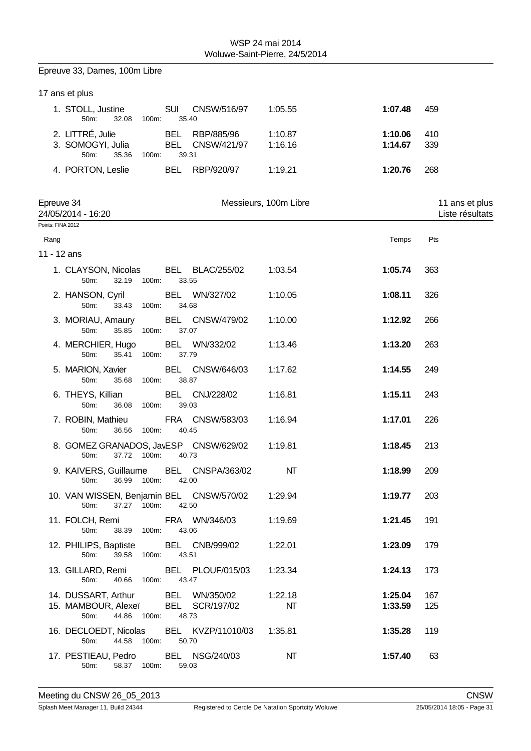Epreuve 33, Dames, 100m Libre

17 ans et plus

| Rang | Nom | Nat | Club | Temps d'inscription | Temps | Pts |
|---|---|---|---|---|---|---|
| 1. | STOLL, Justine | SUI | CNSW/516/97 | 1:05.55 | **1:07.48** | 459 |
| | 50m: 32.08 100m: 35.40 | | | | | |
| 2. | LITTRÉ, Julie | BEL | RBP/885/96 | 1:10.87 | **1:10.06** | 410 |
| 3. | SOMOGYI, Julia | BEL | CNSW/421/97 | 1:16.16 | **1:14.67** | 339 |
| | 50m: 35.36 100m: 39.31 | | | | | |
| 4. | PORTON, Leslie | BEL | RBP/920/97 | 1:19.21 | **1:20.76** | 268 |

## Epreuve 34 — Messieurs, 100m Libre — 11 ans et plus

24/05/2014 - 16:20

Liste résultats

Points: FINA 2012

11 - 12 ans

| Rang | Nom | Nat | Club | Temps d'inscription | Temps | Pts |
|---|---|---|---|---|---|---|
| 1. | CLAYSON, Nicolas | BEL | BLAC/255/02 | 1:03.54 | **1:05.74** | 363 |
| | 50m: 32.19 100m: 33.55 | | | | | |
| 2. | HANSON, Cyril | BEL | WN/327/02 | 1:10.05 | **1:08.11** | 326 |
| | 50m: 33.43 100m: 34.68 | | | | | |
| 3. | MORIAU, Amaury | BEL | CNSW/479/02 | 1:10.00 | **1:12.92** | 266 |
| | 50m: 35.85 100m: 37.07 | | | | | |
| 4. | MERCHIER, Hugo | BEL | WN/332/02 | 1:13.46 | **1:13.20** | 263 |
| | 50m: 35.41 100m: 37.79 | | | | | |
| 5. | MARION, Xavier | BEL | CNSW/646/03 | 1:17.62 | **1:14.55** | 249 |
| | 50m: 35.68 100m: 38.87 | | | | | |
| 6. | THEYS, Killian | BEL | CNJ/228/02 | 1:16.81 | **1:15.11** | 243 |
| | 50m: 36.08 100m: 39.03 | | | | | |
| 7. | ROBIN, Mathieu | FRA | CNSW/583/03 | 1:16.94 | **1:17.01** | 226 |
| | 50m: 36.56 100m: 40.45 | | | | | |
| 8. | GOMEZ GRANADOS, Jav | ESP | CNSW/629/02 | 1:19.81 | **1:18.45** | 213 |
| | 50m: 37.72 100m: 40.73 | | | | | |
| 9. | KAIVERS, Guillaume | BEL | CNSPA/363/02 | NT | **1:18.99** | 209 |
| | 50m: 36.99 100m: 42.00 | | | | | |
| 10. | VAN WISSEN, Benjamin | BEL | CNSW/570/02 | 1:29.94 | **1:19.77** | 203 |
| | 50m: 37.27 100m: 42.50 | | | | | |
| 11. | FOLCH, Remi | FRA | WN/346/03 | 1:19.69 | **1:21.45** | 191 |
| | 50m: 38.39 100m: 43.06 | | | | | |
| 12. | PHILIPS, Baptiste | BEL | CNB/999/02 | 1:22.01 | **1:23.09** | 179 |
| | 50m: 39.58 100m: 43.51 | | | | | |
| 13. | GILLARD, Remi | BEL | PLOUF/015/03 | 1:23.34 | **1:24.13** | 173 |
| | 50m: 40.66 100m: 43.47 | | | | | |
| 14. | DUSSART, Arthur | BEL | WN/350/02 | 1:22.18 | **1:25.04** | 167 |
| 15. | MAMBOUR, Alexeï | BEL | SCR/197/02 | NT | **1:33.59** | 125 |
| | 50m: 44.86 100m: 48.73 | | | | | |
| 16. | DECLOEDT, Nicolas | BEL | KVZP/11010/03 | 1:35.81 | **1:35.28** | 119 |
| | 50m: 44.58 100m: 50.70 | | | | | |
| 17. | PESTIEAU, Pedro | BEL | NSG/240/03 | NT | **1:57.40** | 63 |
| | 50m: 58.37 100m: 59.03 | | | | | |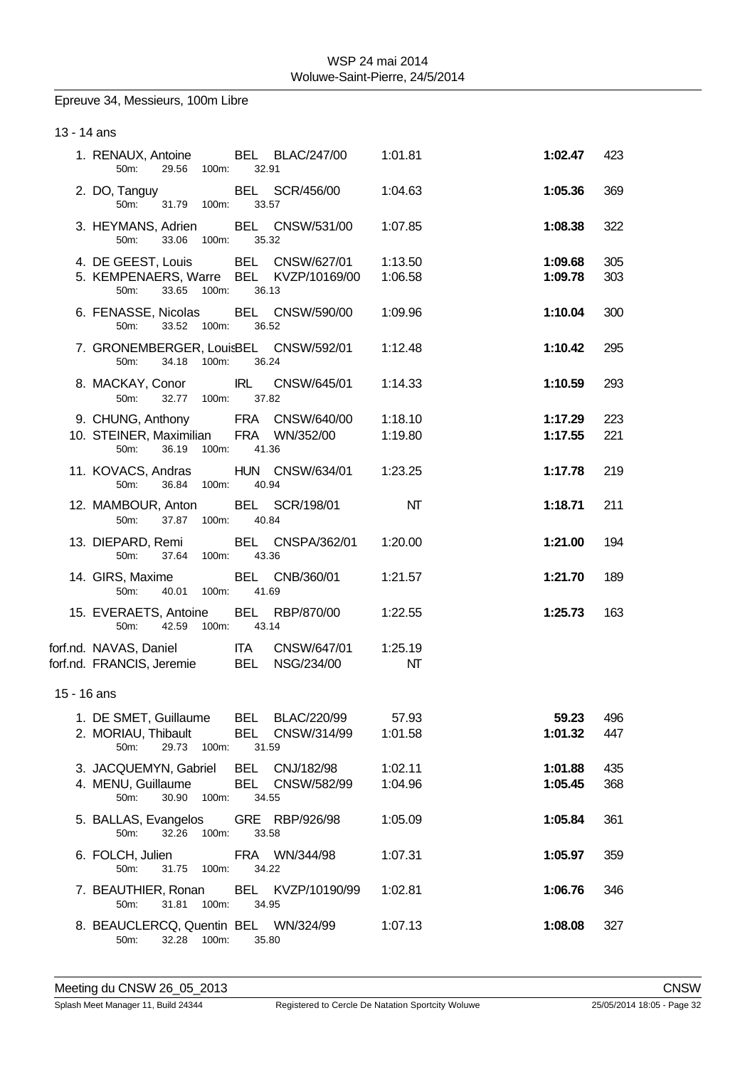Epreuve 34, Messieurs, 100m Libre

13 - 14 ans

| Place | Nom | Nat | Club | Temps d'engagement | Temps | Points |
|---|---|---|---|---|---|---|
| 1. | RENAUX, Antoine | BEL | BLAC/247/00 | 1:01.81 | **1:02.47** | 423 |
| | 50m: 29.56 100m: 32.91 | | | | | |
| 2. | DO, Tanguy | BEL | SCR/456/00 | 1:04.63 | **1:05.36** | 369 |
| | 50m: 31.79 100m: 33.57 | | | | | |
| 3. | HEYMANS, Adrien | BEL | CNSW/531/00 | 1:07.85 | **1:08.38** | 322 |
| | 50m: 33.06 100m: 35.32 | | | | | |
| 4. | DE GEEST, Louis | BEL | CNSW/627/01 | 1:13.50 | **1:09.68** | 305 |
| 5. | KEMPENAERS, Warre | BEL | KVZP/10169/00 | 1:06.58 | **1:09.78** | 303 |
| | 50m: 33.65 100m: 36.13 | | | | | |
| 6. | FENASSE, Nicolas | BEL | CNSW/590/00 | 1:09.96 | **1:10.04** | 300 |
| | 50m: 33.52 100m: 36.52 | | | | | |
| 7. | GRONEMBERGER, Louis | BEL | CNSW/592/01 | 1:12.48 | **1:10.42** | 295 |
| | 50m: 34.18 100m: 36.24 | | | | | |
| 8. | MACKAY, Conor | IRL | CNSW/645/01 | 1:14.33 | **1:10.59** | 293 |
| | 50m: 32.77 100m: 37.82 | | | | | |
| 9. | CHUNG, Anthony | FRA | CNSW/640/00 | 1:18.10 | **1:17.29** | 223 |
| 10. | STEINER, Maximilian | FRA | WN/352/00 | 1:19.80 | **1:17.55** | 221 |
| | 50m: 36.19 100m: 41.36 | | | | | |
| 11. | KOVACS, Andras | HUN | CNSW/634/01 | 1:23.25 | **1:17.78** | 219 |
| | 50m: 36.84 100m: 40.94 | | | | | |
| 12. | MAMBOUR, Anton | BEL | SCR/198/01 | NT | **1:18.71** | 211 |
| | 50m: 37.87 100m: 40.84 | | | | | |
| 13. | DIEPARD, Remi | BEL | CNSPA/362/01 | 1:20.00 | **1:21.00** | 194 |
| | 50m: 37.64 100m: 43.36 | | | | | |
| 14. | GIRS, Maxime | BEL | CNB/360/01 | 1:21.57 | **1:21.70** | 189 |
| | 50m: 40.01 100m: 41.69 | | | | | |
| 15. | EVERAETS, Antoine | BEL | RBP/870/00 | 1:22.55 | **1:25.73** | 163 |
| | 50m: 42.59 100m: 43.14 | | | | | |
| forf.nd. | NAVAS, Daniel | ITA | CNSW/647/01 | 1:25.19 | | |
| forf.nd. | FRANCIS, Jeremie | BEL | NSG/234/00 | NT | | |

15 - 16 ans

| Place | Nom | Nat | Club | Temps d'engagement | Temps | Points |
|---|---|---|---|---|---|---|
| 1. | DE SMET, Guillaume | BEL | BLAC/220/99 | 57.93 | **59.23** | 496 |
| 2. | MORIAU, Thibault | BEL | CNSW/314/99 | 1:01.58 | **1:01.32** | 447 |
| | 50m: 29.73 100m: 31.59 | | | | | |
| 3. | JACQUEMYN, Gabriel | BEL | CNJ/182/98 | 1:02.11 | **1:01.88** | 435 |
| 4. | MENU, Guillaume | BEL | CNSW/582/99 | 1:04.96 | **1:05.45** | 368 |
| | 50m: 30.90 100m: 34.55 | | | | | |
| 5. | BALLAS, Evangelos | GRE | RBP/926/98 | 1:05.09 | **1:05.84** | 361 |
| | 50m: 32.26 100m: 33.58 | | | | | |
| 6. | FOLCH, Julien | FRA | WN/344/98 | 1:07.31 | **1:05.97** | 359 |
| | 50m: 31.75 100m: 34.22 | | | | | |
| 7. | BEAUTHIER, Ronan | BEL | KVZP/10190/99 | 1:02.81 | **1:06.76** | 346 |
| | 50m: 31.81 100m: 34.95 | | | | | |
| 8. | BEAUCLERCQ, Quentin | BEL | WN/324/99 | 1:07.13 | **1:08.08** | 327 |
| | 50m: 32.28 100m: 35.80 | | | | | |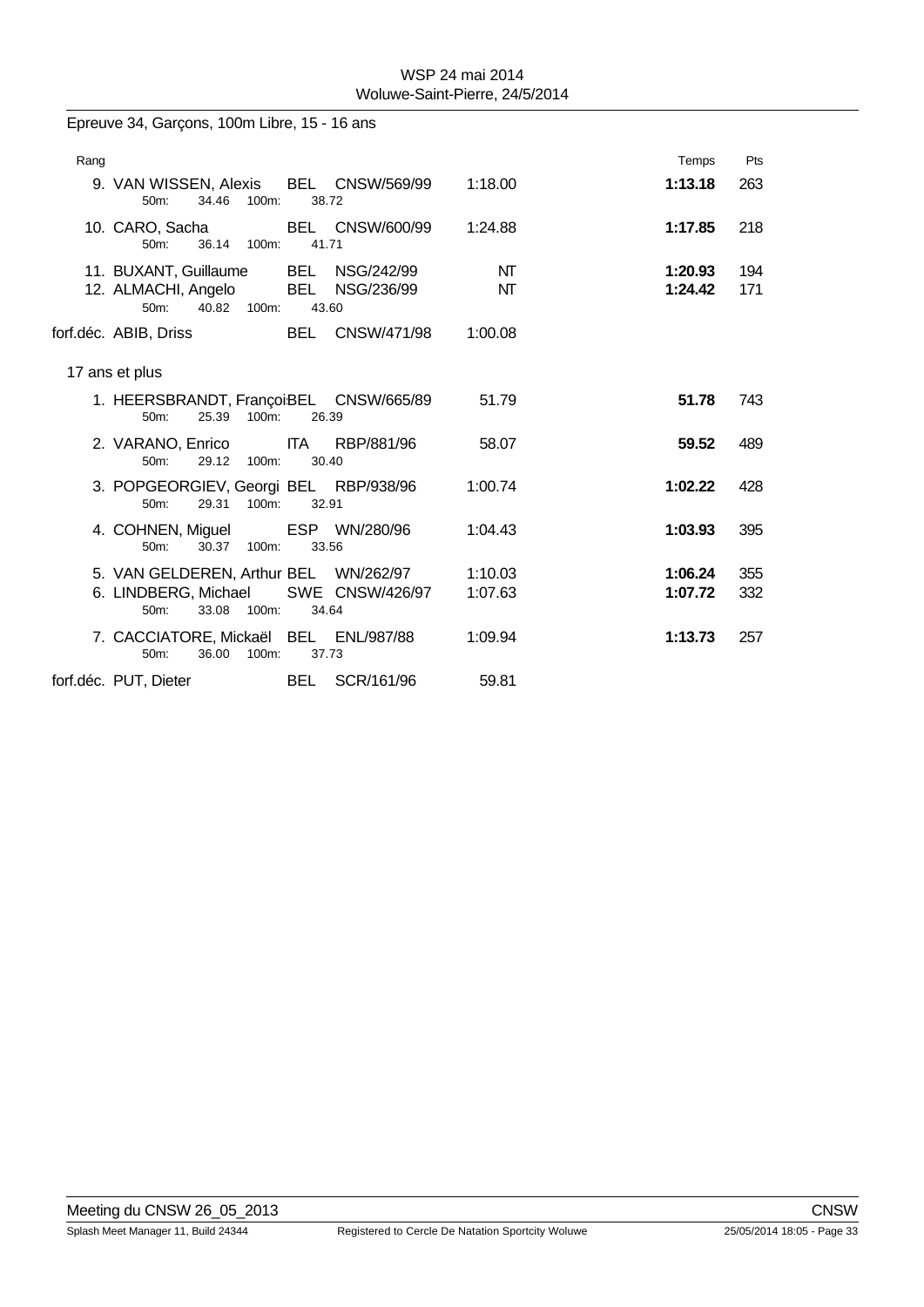Epreuve 34, Garçons, 100m Libre, 15 - 16 ans

| Rang | Nom | Nat | Club | Temps d'engagement | Temps | Pts |
|---|---|---|---|---|---|---|
| 9. | VAN WISSEN, Alexis | BEL | CNSW/569/99 | 1:18.00 | **1:13.18** | 263 |
| | 50m: 34.46 100m: 38.72 | | | | | |
| 10. | CARO, Sacha | BEL | CNSW/600/99 | 1:24.88 | **1:17.85** | 218 |
| | 50m: 36.14 100m: 41.71 | | | | | |
| 11. | BUXANT, Guillaume | BEL | NSG/242/99 | NT | **1:20.93** | 194 |
| 12. | ALMACHI, Angelo | BEL | NSG/236/99 | NT | **1:24.42** | 171 |
| | 50m: 40.82 100m: 43.60 | | | | | |
| forf.déc. | ABIB, Driss | BEL | CNSW/471/98 | 1:00.08 | | |

17 ans et plus

| Rang | Nom | Nat | Club | Temps d'engagement | Temps | Pts |
|---|---|---|---|---|---|---|
| 1. | HEERSBRANDT, François | BEL | CNSW/665/89 | 51.79 | **51.78** | 743 |
| | 50m: 25.39 100m: 26.39 | | | | | |
| 2. | VARANO, Enrico | ITA | RBP/881/96 | 58.07 | **59.52** | 489 |
| | 50m: 29.12 100m: 30.40 | | | | | |
| 3. | POPGEORGIEV, Georgi | BEL | RBP/938/96 | 1:00.74 | **1:02.22** | 428 |
| | 50m: 29.31 100m: 32.91 | | | | | |
| 4. | COHNEN, Miguel | ESP | WN/280/96 | 1:04.43 | **1:03.93** | 395 |
| | 50m: 30.37 100m: 33.56 | | | | | |
| 5. | VAN GELDEREN, Arthur | BEL | WN/262/97 | 1:10.03 | **1:06.24** | 355 |
| 6. | LINDBERG, Michael | SWE | CNSW/426/97 | 1:07.63 | **1:07.72** | 332 |
| | 50m: 33.08 100m: 34.64 | | | | | |
| 7. | CACCIATORE, Mickaël | BEL | ENL/987/88 | 1:09.94 | **1:13.73** | 257 |
| | 50m: 36.00 100m: 37.73 | | | | | |
| forf.déc. | PUT, Dieter | BEL | SCR/161/96 | 59.81 | | |